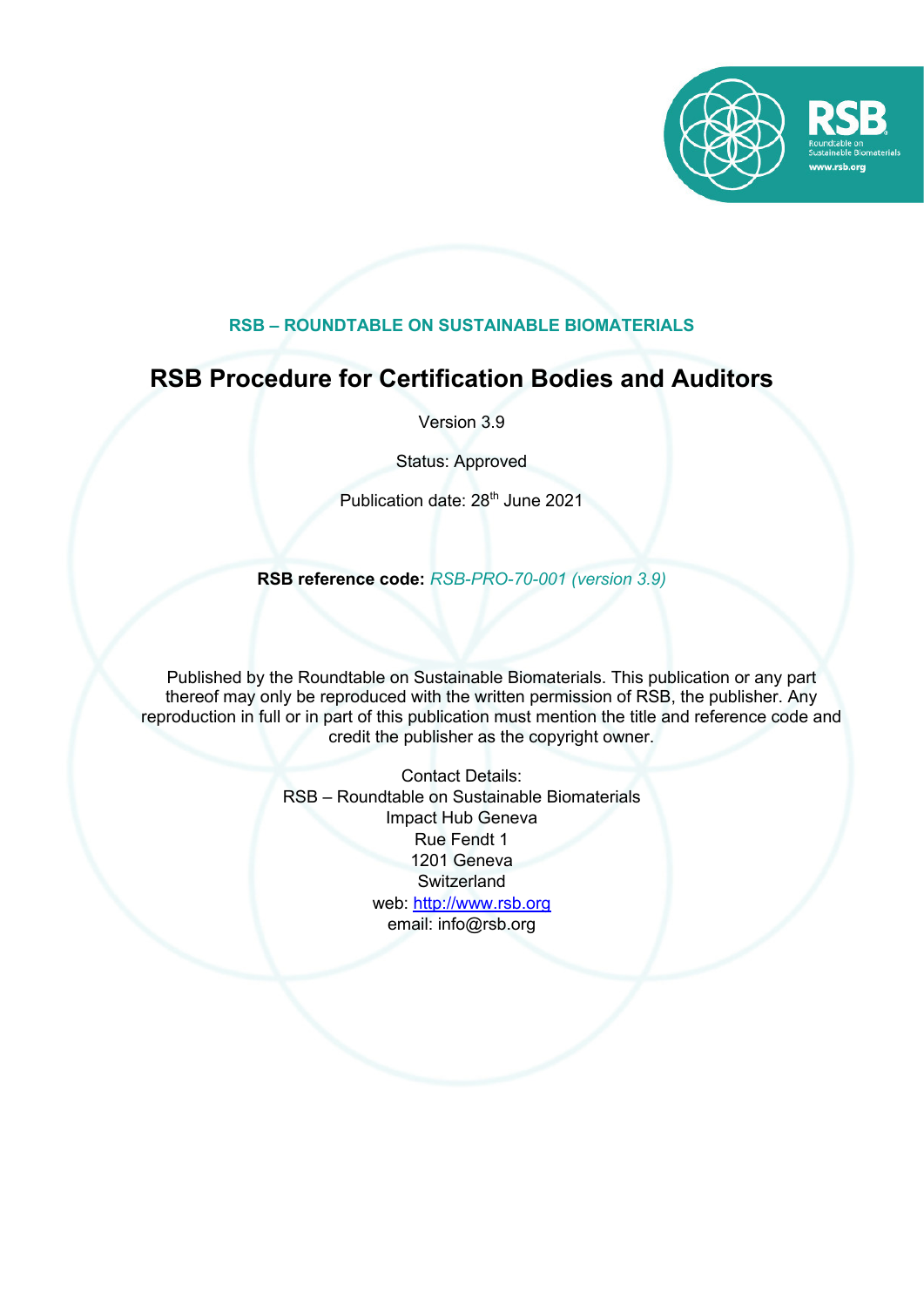RSB – ROUNDTABLE ON SUSTAINABLE BIOMATERIALS

# RSB Procedure for Certification Bodies and Auditors

Version 3.9

Status: Approved

Publication date: 28th June 2021

**RSB reference code:** *RSB-PRO-70-001 (version 3.9)*

Published by the Roundtable on Sustainable Biomaterials. This publication or any part thereof may only be reproduced with the written permission of RSB, the publisher. Any reproduction in full or in part of this publication must mention the title and reference code and credit the publisher as the copyright owner.

Contact Details:
RSB – Roundtable on Sustainable Biomaterials
Impact Hub Geneva
Rue Fendt 1
1201 Geneva
Switzerland
web: http://www.rsb.org
email: info@rsb.org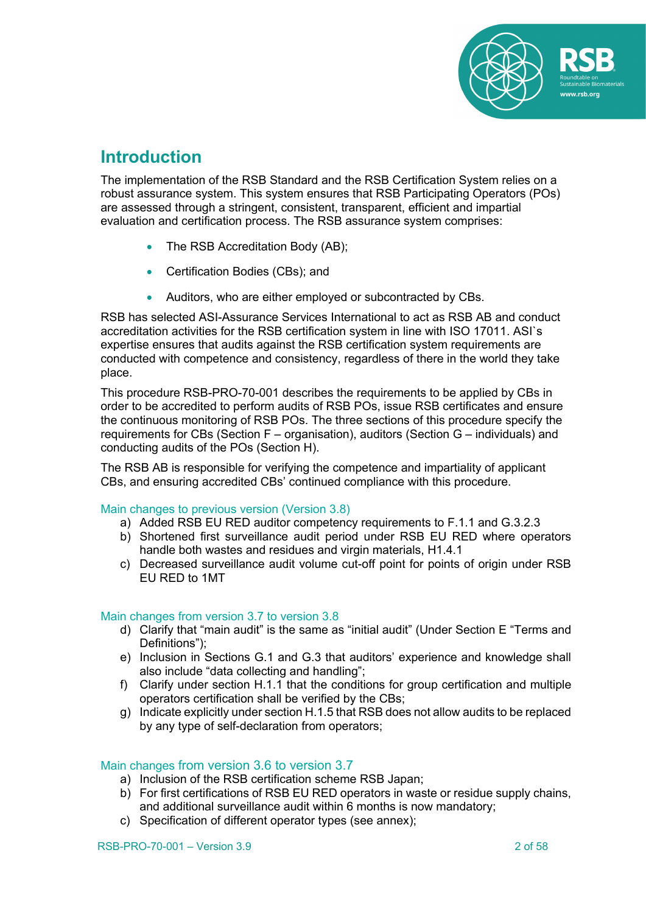## Introduction

The implementation of the RSB Standard and the RSB Certification System relies on a robust assurance system. This system ensures that RSB Participating Operators (POs) are assessed through a stringent, consistent, transparent, efficient and impartial evaluation and certification process. The RSB assurance system comprises:

- The RSB Accreditation Body (AB);
- Certification Bodies (CBs); and
- Auditors, who are either employed or subcontracted by CBs.

RSB has selected ASI-Assurance Services International to act as RSB AB and conduct accreditation activities for the RSB certification system in line with ISO 17011. ASI`s expertise ensures that audits against the RSB certification system requirements are conducted with competence and consistency, regardless of there in the world they take place.

This procedure RSB-PRO-70-001 describes the requirements to be applied by CBs in order to be accredited to perform audits of RSB POs, issue RSB certificates and ensure the continuous monitoring of RSB POs. The three sections of this procedure specify the requirements for CBs (Section F – organisation), auditors (Section G – individuals) and conducting audits of the POs (Section H).

The RSB AB is responsible for verifying the competence and impartiality of applicant CBs, and ensuring accredited CBs' continued compliance with this procedure.

### Main changes to previous version (Version 3.8)

a) Added RSB EU RED auditor competency requirements to F.1.1 and G.3.2.3
b) Shortened first surveillance audit period under RSB EU RED where operators handle both wastes and residues and virgin materials, H1.4.1
c) Decreased surveillance audit volume cut-off point for points of origin under RSB EU RED to 1MT

### Main changes from version 3.7 to version 3.8

d) Clarify that "main audit" is the same as "initial audit" (Under Section E "Terms and Definitions");
e) Inclusion in Sections G.1 and G.3 that auditors' experience and knowledge shall also include "data collecting and handling";
f) Clarify under section H.1.1 that the conditions for group certification and multiple operators certification shall be verified by the CBs;
g) Indicate explicitly under section H.1.5 that RSB does not allow audits to be replaced by any type of self-declaration from operators;

### Main changes from version 3.6 to version 3.7

a) Inclusion of the RSB certification scheme RSB Japan;
b) For first certifications of RSB EU RED operators in waste or residue supply chains, and additional surveillance audit within 6 months is now mandatory;
c) Specification of different operator types (see annex);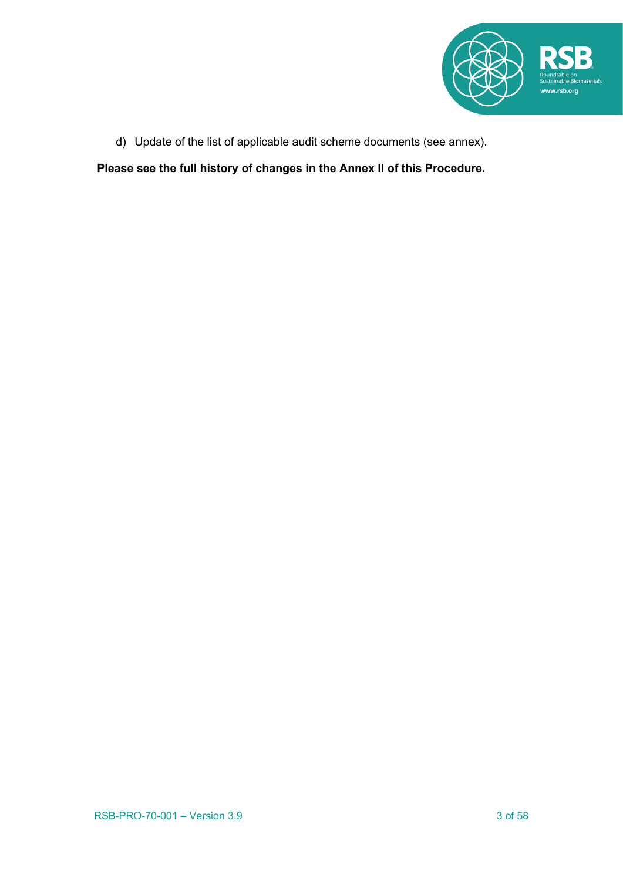d) Update of the list of applicable audit scheme documents (see annex).

**Please see the full history of changes in the Annex II of this Procedure.**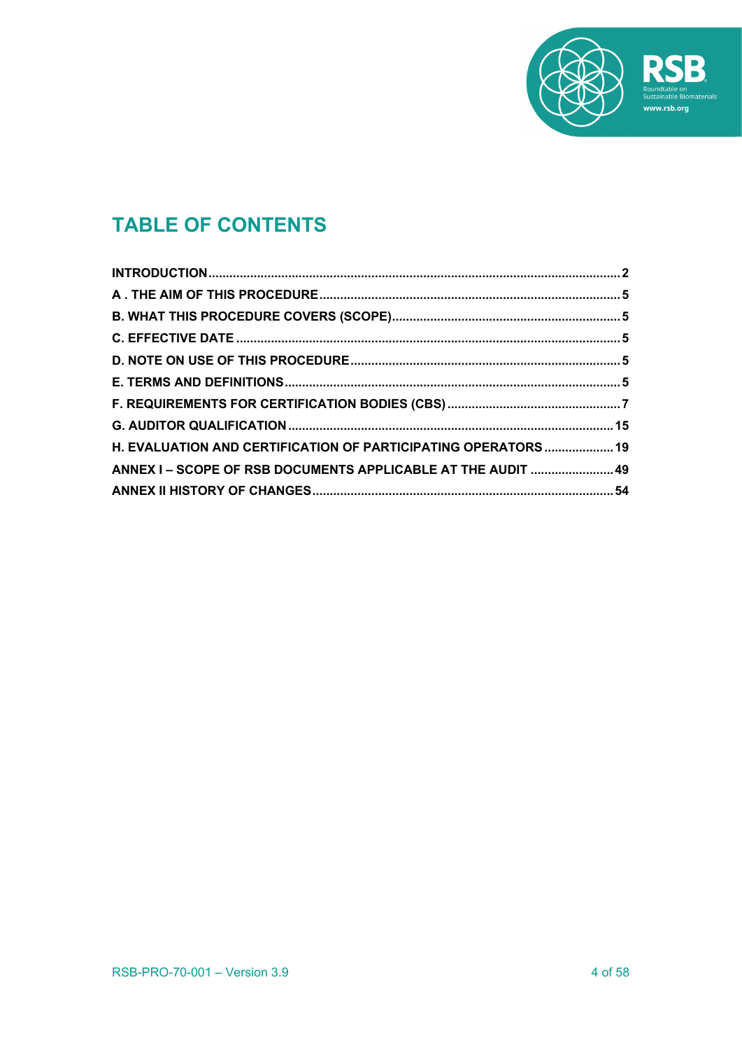# TABLE OF CONTENTS

**INTRODUCTION** ..... 2

**A . THE AIM OF THIS PROCEDURE** ..... 5

**B. WHAT THIS PROCEDURE COVERS (SCOPE)** ..... 5

**C. EFFECTIVE DATE** ..... 5

**D. NOTE ON USE OF THIS PROCEDURE** ..... 5

**E. TERMS AND DEFINITIONS** ..... 5

**F. REQUIREMENTS FOR CERTIFICATION BODIES (CBS)** ..... 7

**G. AUDITOR QUALIFICATION** ..... 15

**H. EVALUATION AND CERTIFICATION OF PARTICIPATING OPERATORS** ..... 19

**ANNEX I – SCOPE OF RSB DOCUMENTS APPLICABLE AT THE AUDIT** ..... 49

**ANNEX II HISTORY OF CHANGES** ..... 54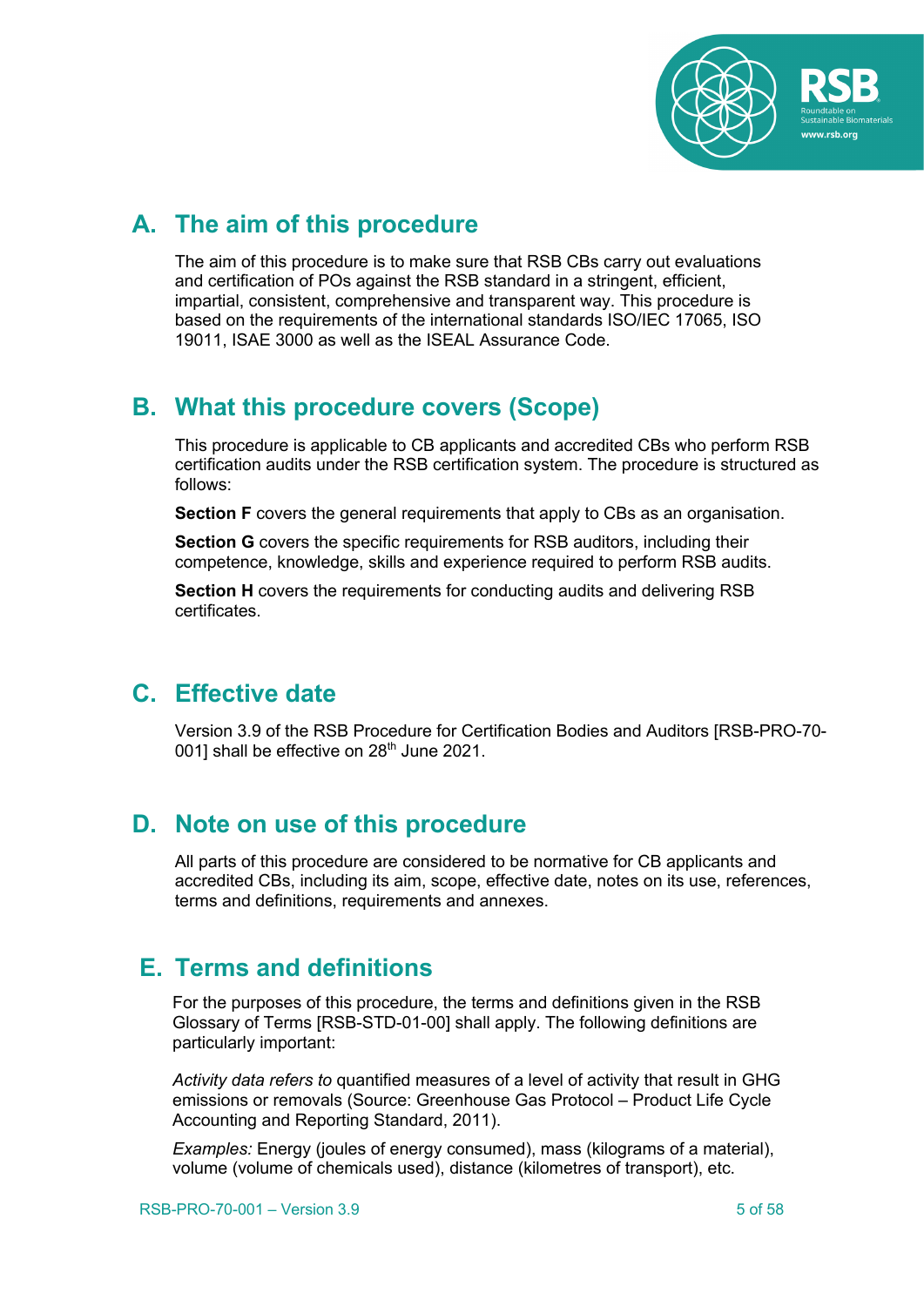## A. The aim of this procedure

The aim of this procedure is to make sure that RSB CBs carry out evaluations and certification of POs against the RSB standard in a stringent, efficient, impartial, consistent, comprehensive and transparent way. This procedure is based on the requirements of the international standards ISO/IEC 17065, ISO 19011, ISAE 3000 as well as the ISEAL Assurance Code.

## B. What this procedure covers (Scope)

This procedure is applicable to CB applicants and accredited CBs who perform RSB certification audits under the RSB certification system. The procedure is structured as follows:

**Section F** covers the general requirements that apply to CBs as an organisation.

**Section G** covers the specific requirements for RSB auditors, including their competence, knowledge, skills and experience required to perform RSB audits.

**Section H** covers the requirements for conducting audits and delivering RSB certificates.

## C. Effective date

Version 3.9 of the RSB Procedure for Certification Bodies and Auditors [RSB-PRO-70-001] shall be effective on 28th June 2021.

## D. Note on use of this procedure

All parts of this procedure are considered to be normative for CB applicants and accredited CBs, including its aim, scope, effective date, notes on its use, references, terms and definitions, requirements and annexes.

## E. Terms and definitions

For the purposes of this procedure, the terms and definitions given in the RSB Glossary of Terms [RSB-STD-01-00] shall apply. The following definitions are particularly important:

*Activity data refers to* quantified measures of a level of activity that result in GHG emissions or removals (Source: Greenhouse Gas Protocol – Product Life Cycle Accounting and Reporting Standard, 2011).

*Examples:* Energy (joules of energy consumed), mass (kilograms of a material), volume (volume of chemicals used), distance (kilometres of transport), etc.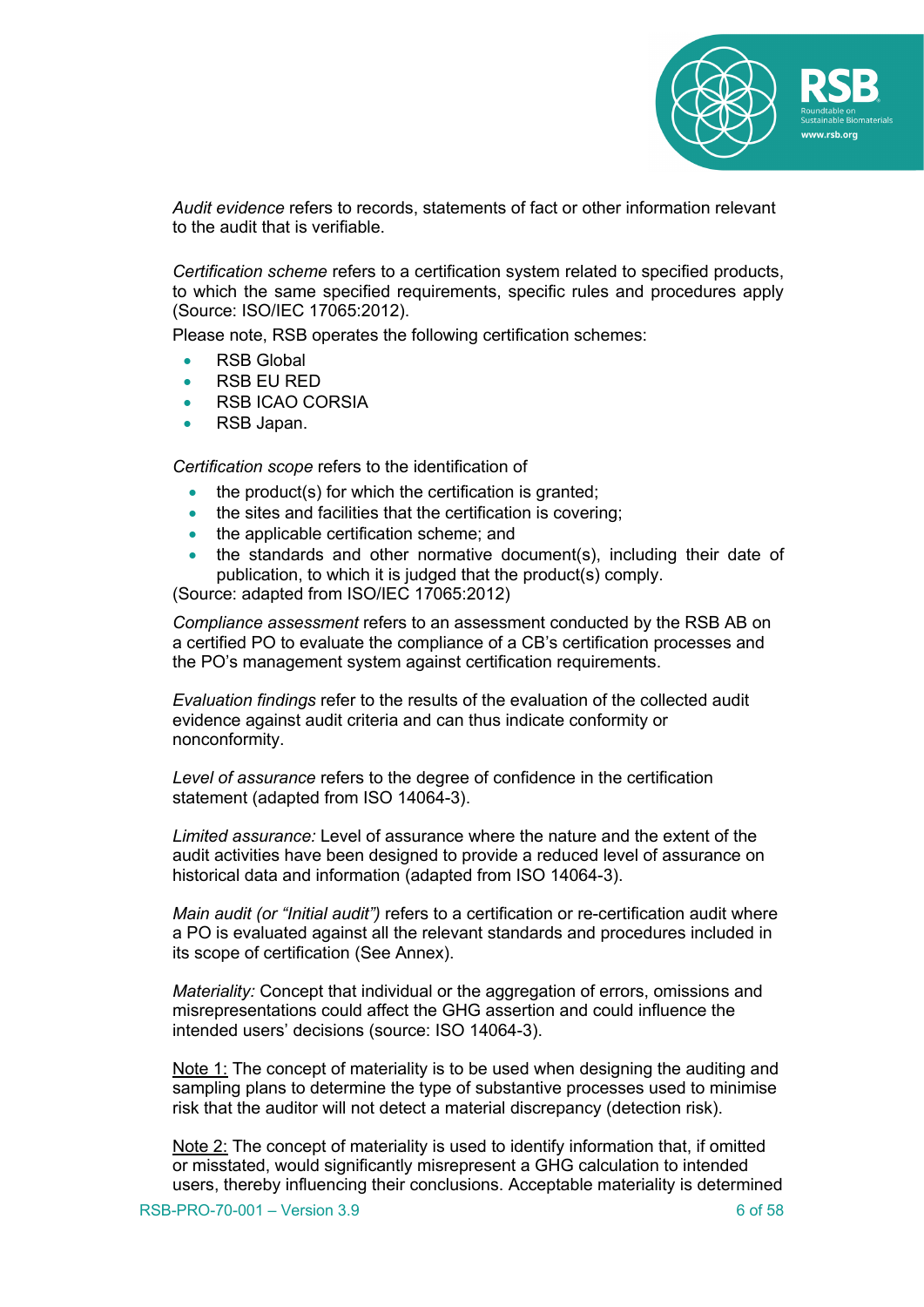*Audit evidence* refers to records, statements of fact or other information relevant to the audit that is verifiable.

*Certification scheme* refers to a certification system related to specified products, to which the same specified requirements, specific rules and procedures apply (Source: ISO/IEC 17065:2012).

Please note, RSB operates the following certification schemes:

- RSB Global
- RSB EU RED
- RSB ICAO CORSIA
- RSB Japan.

*Certification scope* refers to the identification of

- the product(s) for which the certification is granted;
- the sites and facilities that the certification is covering;
- the applicable certification scheme; and
- the standards and other normative document(s), including their date of publication, to which it is judged that the product(s) comply.

(Source: adapted from ISO/IEC 17065:2012)

*Compliance assessment* refers to an assessment conducted by the RSB AB on a certified PO to evaluate the compliance of a CB's certification processes and the PO's management system against certification requirements.

*Evaluation findings* refer to the results of the evaluation of the collected audit evidence against audit criteria and can thus indicate conformity or nonconformity.

*Level of assurance* refers to the degree of confidence in the certification statement (adapted from ISO 14064-3).

*Limited assurance:* Level of assurance where the nature and the extent of the audit activities have been designed to provide a reduced level of assurance on historical data and information (adapted from ISO 14064-3).

*Main audit (or "Initial audit")* refers to a certification or re-certification audit where a PO is evaluated against all the relevant standards and procedures included in its scope of certification (See Annex).

*Materiality:* Concept that individual or the aggregation of errors, omissions and misrepresentations could affect the GHG assertion and could influence the intended users' decisions (source: ISO 14064-3).

Note 1: The concept of materiality is to be used when designing the auditing and sampling plans to determine the type of substantive processes used to minimise risk that the auditor will not detect a material discrepancy (detection risk).

Note 2: The concept of materiality is used to identify information that, if omitted or misstated, would significantly misrepresent a GHG calculation to intended users, thereby influencing their conclusions. Acceptable materiality is determined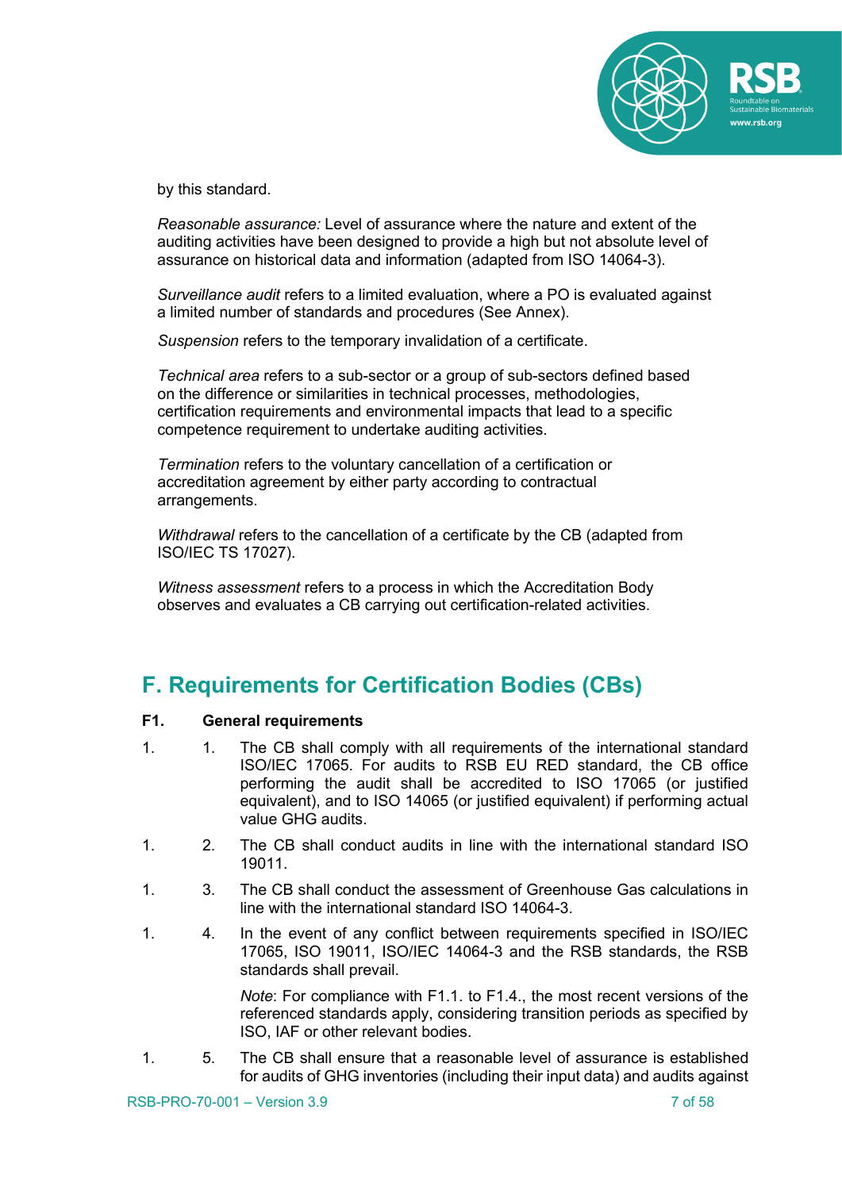by this standard.

*Reasonable assurance:* Level of assurance where the nature and extent of the auditing activities have been designed to provide a high but not absolute level of assurance on historical data and information (adapted from ISO 14064-3).

*Surveillance audit* refers to a limited evaluation, where a PO is evaluated against a limited number of standards and procedures (See Annex).

*Suspension* refers to the temporary invalidation of a certificate.

*Technical area* refers to a sub-sector or a group of sub-sectors defined based on the difference or similarities in technical processes, methodologies, certification requirements and environmental impacts that lead to a specific competence requirement to undertake auditing activities.

*Termination* refers to the voluntary cancellation of a certification or accreditation agreement by either party according to contractual arrangements.

*Withdrawal* refers to the cancellation of a certificate by the CB (adapted from ISO/IEC TS 17027).

*Witness assessment* refers to a process in which the Accreditation Body observes and evaluates a CB carrying out certification-related activities.

## F. Requirements for Certification Bodies (CBs)

**F1. General requirements**

1. 1. The CB shall comply with all requirements of the international standard ISO/IEC 17065. For audits to RSB EU RED standard, the CB office performing the audit shall be accredited to ISO 17065 (or justified equivalent), and to ISO 14065 (or justified equivalent) if performing actual value GHG audits.

1. 2. The CB shall conduct audits in line with the international standard ISO 19011.

1. 3. The CB shall conduct the assessment of Greenhouse Gas calculations in line with the international standard ISO 14064-3.

1. 4. In the event of any conflict between requirements specified in ISO/IEC 17065, ISO 19011, ISO/IEC 14064-3 and the RSB standards, the RSB standards shall prevail.

   *Note*: For compliance with F1.1. to F1.4., the most recent versions of the referenced standards apply, considering transition periods as specified by ISO, IAF or other relevant bodies.

1. 5. The CB shall ensure that a reasonable level of assurance is established for audits of GHG inventories (including their input data) and audits against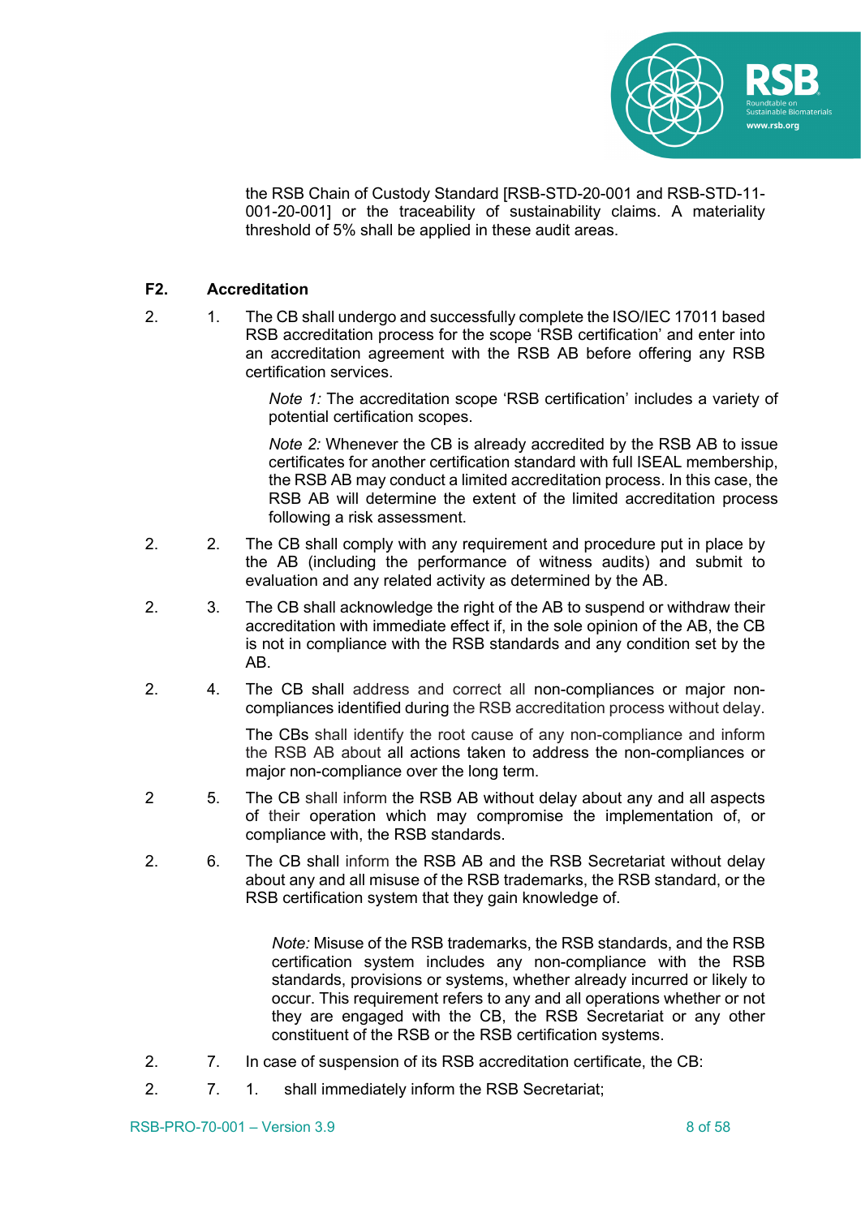the RSB Chain of Custody Standard [RSB-STD-20-001 and RSB-STD-11-001-20-001] or the traceability of sustainability claims. A materiality threshold of 5% shall be applied in these audit areas.

## F2. Accreditation

2. 1. The CB shall undergo and successfully complete the ISO/IEC 17011 based RSB accreditation process for the scope 'RSB certification' and enter into an accreditation agreement with the RSB AB before offering any RSB certification services.

   *Note 1:* The accreditation scope 'RSB certification' includes a variety of potential certification scopes.

   *Note 2:* Whenever the CB is already accredited by the RSB AB to issue certificates for another certification standard with full ISEAL membership, the RSB AB may conduct a limited accreditation process. In this case, the RSB AB will determine the extent of the limited accreditation process following a risk assessment.

2. 2. The CB shall comply with any requirement and procedure put in place by the AB (including the performance of witness audits) and submit to evaluation and any related activity as determined by the AB.

2. 3. The CB shall acknowledge the right of the AB to suspend or withdraw their accreditation with immediate effect if, in the sole opinion of the AB, the CB is not in compliance with the RSB standards and any condition set by the AB.

2. 4. The CB shall address and correct all non-compliances or major non-compliances identified during the RSB accreditation process without delay.

   The CBs shall identify the root cause of any non-compliance and inform the RSB AB about all actions taken to address the non-compliances or major non-compliance over the long term.

2 5. The CB shall inform the RSB AB without delay about any and all aspects of their operation which may compromise the implementation of, or compliance with, the RSB standards.

2. 6. The CB shall inform the RSB AB and the RSB Secretariat without delay about any and all misuse of the RSB trademarks, the RSB standard, or the RSB certification system that they gain knowledge of.

   *Note:* Misuse of the RSB trademarks, the RSB standards, and the RSB certification system includes any non-compliance with the RSB standards, provisions or systems, whether already incurred or likely to occur. This requirement refers to any and all operations whether or not they are engaged with the CB, the RSB Secretariat or any other constituent of the RSB or the RSB certification systems.

2. 7. In case of suspension of its RSB accreditation certificate, the CB:

2. 7. 1. shall immediately inform the RSB Secretariat;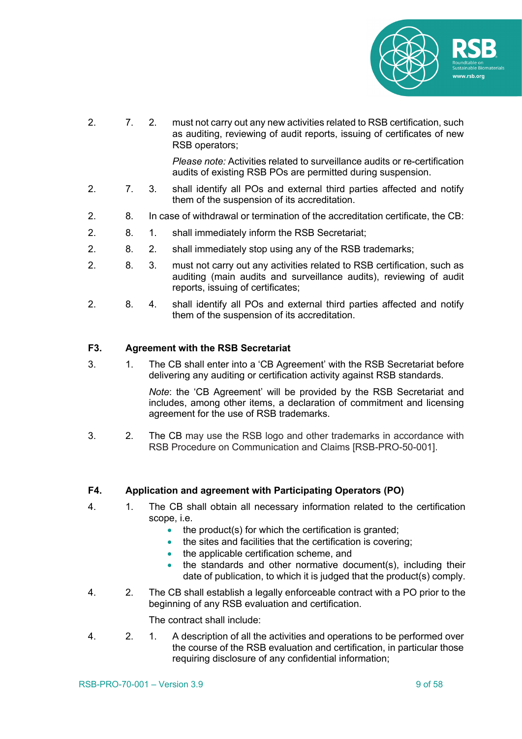2.7.2. must not carry out any new activities related to RSB certification, such as auditing, reviewing of audit reports, issuing of certificates of new RSB operators;

*Please note:* Activities related to surveillance audits or re-certification audits of existing RSB POs are permitted during suspension.

2.7.3. shall identify all POs and external third parties affected and notify them of the suspension of its accreditation.

2.8. In case of withdrawal or termination of the accreditation certificate, the CB:

2.8.1. shall immediately inform the RSB Secretariat;

2.8.2. shall immediately stop using any of the RSB trademarks;

2.8.3. must not carry out any activities related to RSB certification, such as auditing (main audits and surveillance audits), reviewing of audit reports, issuing of certificates;

2.8.4. shall identify all POs and external third parties affected and notify them of the suspension of its accreditation.

### F3. Agreement with the RSB Secretariat

3.1. The CB shall enter into a 'CB Agreement' with the RSB Secretariat before delivering any auditing or certification activity against RSB standards.

*Note*: the 'CB Agreement' will be provided by the RSB Secretariat and includes, among other items, a declaration of commitment and licensing agreement for the use of RSB trademarks.

3.2. The CB may use the RSB logo and other trademarks in accordance with RSB Procedure on Communication and Claims [RSB-PRO-50-001].

### F4. Application and agreement with Participating Operators (PO)

4.1. The CB shall obtain all necessary information related to the certification scope, i.e.

- the product(s) for which the certification is granted;
- the sites and facilities that the certification is covering;
- the applicable certification scheme, and
- the standards and other normative document(s), including their date of publication, to which it is judged that the product(s) comply.

4.2. The CB shall establish a legally enforceable contract with a PO prior to the beginning of any RSB evaluation and certification.

The contract shall include:

4.2.1. A description of all the activities and operations to be performed over the course of the RSB evaluation and certification, in particular those requiring disclosure of any confidential information;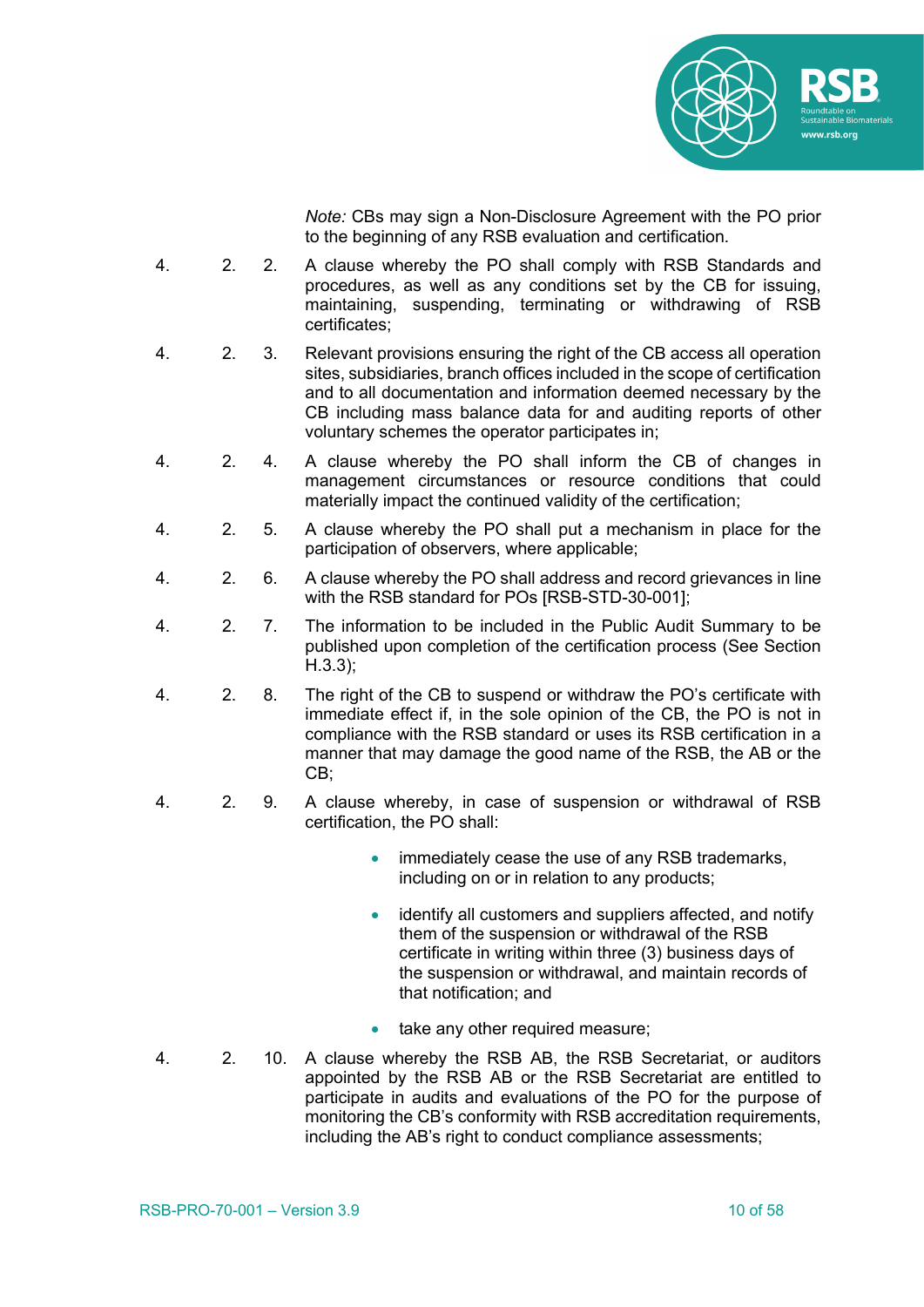*Note:* CBs may sign a Non-Disclosure Agreement with the PO prior to the beginning of any RSB evaluation and certification.

4.2.2. A clause whereby the PO shall comply with RSB Standards and procedures, as well as any conditions set by the CB for issuing, maintaining, suspending, terminating or withdrawing of RSB certificates;

4.2.3. Relevant provisions ensuring the right of the CB access all operation sites, subsidiaries, branch offices included in the scope of certification and to all documentation and information deemed necessary by the CB including mass balance data for and auditing reports of other voluntary schemes the operator participates in;

4.2.4. A clause whereby the PO shall inform the CB of changes in management circumstances or resource conditions that could materially impact the continued validity of the certification;

4.2.5. A clause whereby the PO shall put a mechanism in place for the participation of observers, where applicable;

4.2.6. A clause whereby the PO shall address and record grievances in line with the RSB standard for POs [RSB-STD-30-001];

4.2.7. The information to be included in the Public Audit Summary to be published upon completion of the certification process (See Section H.3.3);

4.2.8. The right of the CB to suspend or withdraw the PO's certificate with immediate effect if, in the sole opinion of the CB, the PO is not in compliance with the RSB standard or uses its RSB certification in a manner that may damage the good name of the RSB, the AB or the CB;

4.2.9. A clause whereby, in case of suspension or withdrawal of RSB certification, the PO shall:

- immediately cease the use of any RSB trademarks, including on or in relation to any products;
- identify all customers and suppliers affected, and notify them of the suspension or withdrawal of the RSB certificate in writing within three (3) business days of the suspension or withdrawal, and maintain records of that notification; and
- take any other required measure;

4.2.10. A clause whereby the RSB AB, the RSB Secretariat, or auditors appointed by the RSB AB or the RSB Secretariat are entitled to participate in audits and evaluations of the PO for the purpose of monitoring the CB's conformity with RSB accreditation requirements, including the AB's right to conduct compliance assessments;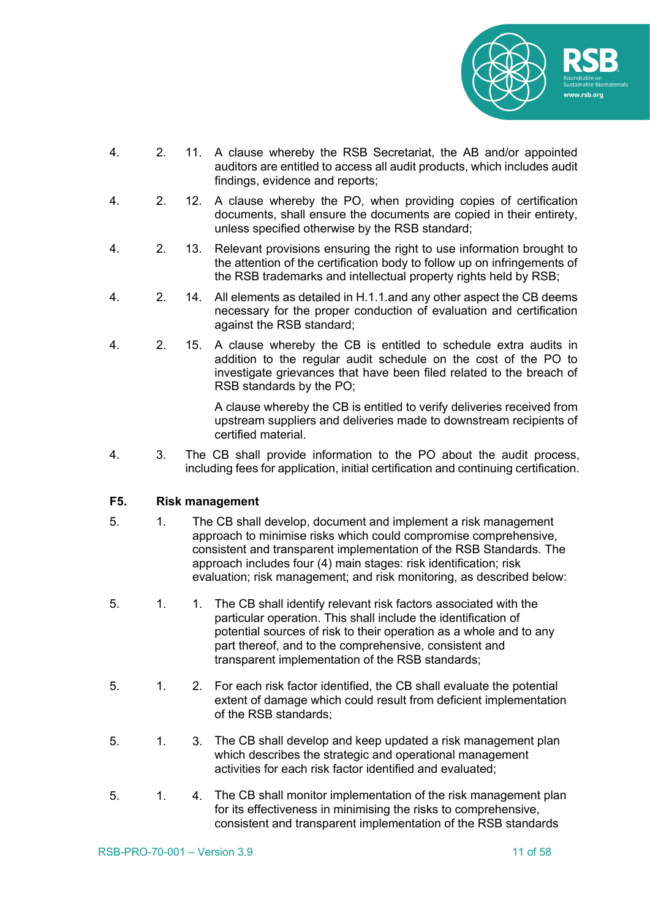4. 2. 11. A clause whereby the RSB Secretariat, the AB and/or appointed auditors are entitled to access all audit products, which includes audit findings, evidence and reports;

4. 2. 12. A clause whereby the PO, when providing copies of certification documents, shall ensure the documents are copied in their entirety, unless specified otherwise by the RSB standard;

4. 2. 13. Relevant provisions ensuring the right to use information brought to the attention of the certification body to follow up on infringements of the RSB trademarks and intellectual property rights held by RSB;

4. 2. 14. All elements as detailed in H.1.1.and any other aspect the CB deems necessary for the proper conduction of evaluation and certification against the RSB standard;

4. 2. 15. A clause whereby the CB is entitled to schedule extra audits in addition to the regular audit schedule on the cost of the PO to investigate grievances that have been filed related to the breach of RSB standards by the PO;

A clause whereby the CB is entitled to verify deliveries received from upstream suppliers and deliveries made to downstream recipients of certified material.

4. 3. The CB shall provide information to the PO about the audit process, including fees for application, initial certification and continuing certification.

**F5. Risk management**

5. 1. The CB shall develop, document and implement a risk management approach to minimise risks which could compromise comprehensive, consistent and transparent implementation of the RSB Standards. The approach includes four (4) main stages: risk identification; risk evaluation; risk management; and risk monitoring, as described below:

5. 1. 1. The CB shall identify relevant risk factors associated with the particular operation. This shall include the identification of potential sources of risk to their operation as a whole and to any part thereof, and to the comprehensive, consistent and transparent implementation of the RSB standards;

5. 1. 2. For each risk factor identified, the CB shall evaluate the potential extent of damage which could result from deficient implementation of the RSB standards;

5. 1. 3. The CB shall develop and keep updated a risk management plan which describes the strategic and operational management activities for each risk factor identified and evaluated;

5. 1. 4. The CB shall monitor implementation of the risk management plan for its effectiveness in minimising the risks to comprehensive, consistent and transparent implementation of the RSB standards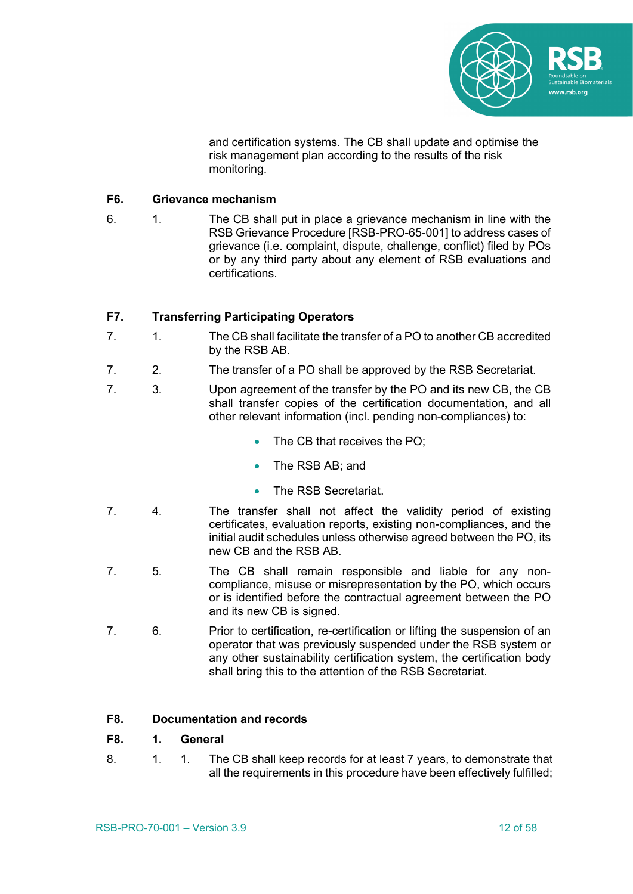and certification systems. The CB shall update and optimise the risk management plan according to the results of the risk monitoring.

### F6. Grievance mechanism

6. 1. The CB shall put in place a grievance mechanism in line with the RSB Grievance Procedure [RSB-PRO-65-001] to address cases of grievance (i.e. complaint, dispute, challenge, conflict) filed by POs or by any third party about any element of RSB evaluations and certifications.

### F7. Transferring Participating Operators

7. 1. The CB shall facilitate the transfer of a PO to another CB accredited by the RSB AB.

7. 2. The transfer of a PO shall be approved by the RSB Secretariat.

7. 3. Upon agreement of the transfer by the PO and its new CB, the CB shall transfer copies of the certification documentation, and all other relevant information (incl. pending non-compliances) to:

- The CB that receives the PO;
- The RSB AB; and
- The RSB Secretariat.

7. 4. The transfer shall not affect the validity period of existing certificates, evaluation reports, existing non-compliances, and the initial audit schedules unless otherwise agreed between the PO, its new CB and the RSB AB.

7. 5. The CB shall remain responsible and liable for any non-compliance, misuse or misrepresentation by the PO, which occurs or is identified before the contractual agreement between the PO and its new CB is signed.

7. 6. Prior to certification, re-certification or lifting the suspension of an operator that was previously suspended under the RSB system or any other sustainability certification system, the certification body shall bring this to the attention of the RSB Secretariat.

### F8. Documentation and records

#### F8. 1. General

8. 1. 1. The CB shall keep records for at least 7 years, to demonstrate that all the requirements in this procedure have been effectively fulfilled;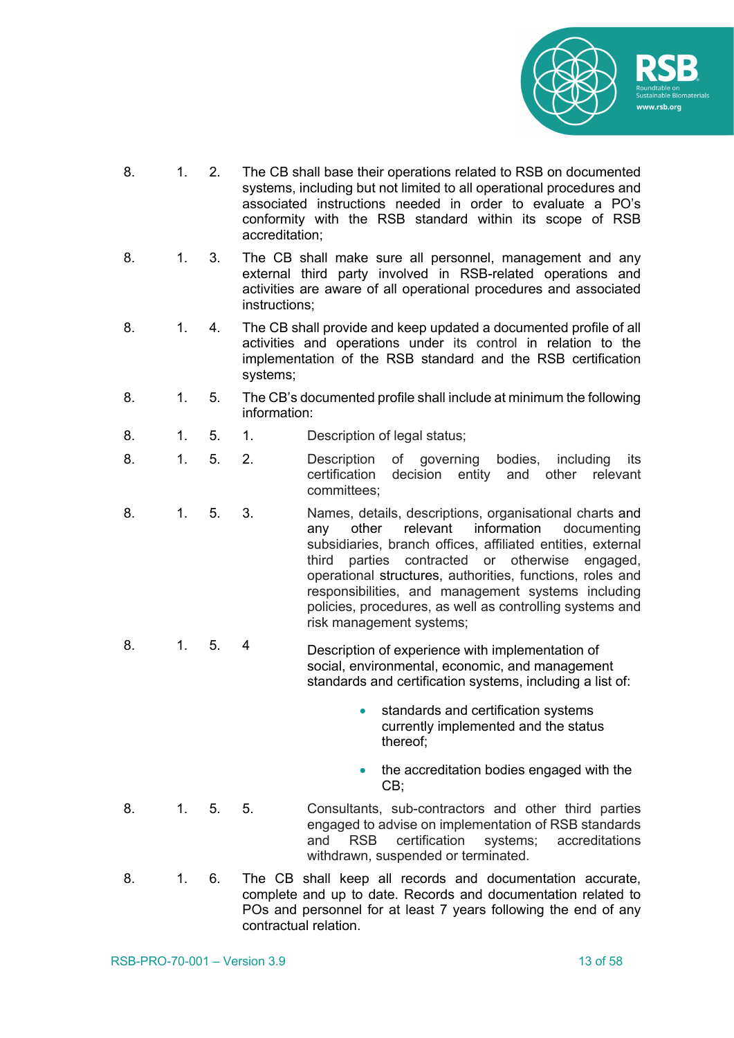8.1.2. The CB shall base their operations related to RSB on documented systems, including but not limited to all operational procedures and associated instructions needed in order to evaluate a PO's conformity with the RSB standard within its scope of RSB accreditation;

8.1.3. The CB shall make sure all personnel, management and any external third party involved in RSB-related operations and activities are aware of all operational procedures and associated instructions;

8.1.4. The CB shall provide and keep updated a documented profile of all activities and operations under its control in relation to the implementation of the RSB standard and the RSB certification systems;

8.1.5. The CB's documented profile shall include at minimum the following information:

8.1.5.1. Description of legal status;

8.1.5.2. Description of governing bodies, including its certification decision entity and other relevant committees;

8.1.5.3. Names, details, descriptions, organisational charts and any other relevant information documenting subsidiaries, branch offices, affiliated entities, external third parties contracted or otherwise engaged, operational structures, authorities, functions, roles and responsibilities, and management systems including policies, procedures, as well as controlling systems and risk management systems;

8.1.5.4 Description of experience with implementation of social, environmental, economic, and management standards and certification systems, including a list of:

- standards and certification systems currently implemented and the status thereof;
- the accreditation bodies engaged with the CB;

8.1.5.5. Consultants, sub-contractors and other third parties engaged to advise on implementation of RSB standards and RSB certification systems; accreditations withdrawn, suspended or terminated.

8.1.6. The CB shall keep all records and documentation accurate, complete and up to date. Records and documentation related to POs and personnel for at least 7 years following the end of any contractual relation.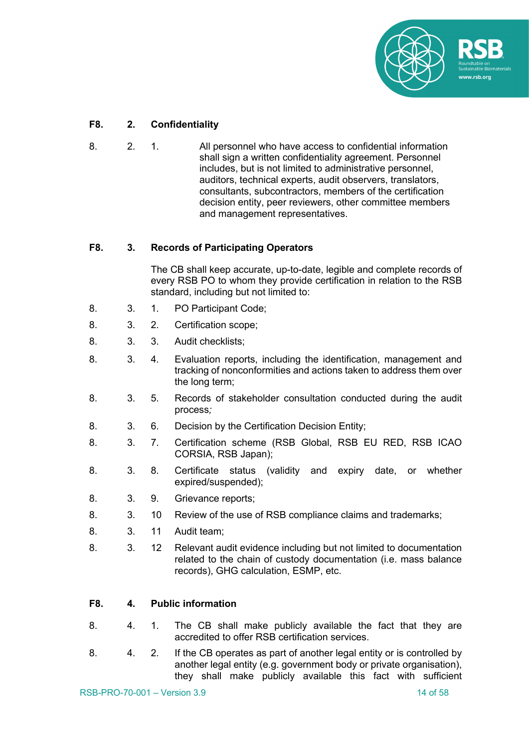### F8. 2. Confidentiality

8. 2. 1. All personnel who have access to confidential information shall sign a written confidentiality agreement. Personnel includes, but is not limited to administrative personnel, auditors, technical experts, audit observers, translators, consultants, subcontractors, members of the certification decision entity, peer reviewers, other committee members and management representatives.

### F8. 3. Records of Participating Operators

The CB shall keep accurate, up-to-date, legible and complete records of every RSB PO to whom they provide certification in relation to the RSB standard, including but not limited to:

8. 3. 1. PO Participant Code;

8. 3. 2. Certification scope;

8. 3. 3. Audit checklists;

8. 3. 4. Evaluation reports, including the identification, management and tracking of nonconformities and actions taken to address them over the long term;

8. 3. 5. Records of stakeholder consultation conducted during the audit process*;*

8. 3. 6. Decision by the Certification Decision Entity;

8. 3. 7. Certification scheme (RSB Global, RSB EU RED, RSB ICAO CORSIA, RSB Japan);

8. 3. 8. Certificate status (validity and expiry date, or whether expired/suspended);

8. 3. 9. Grievance reports;

8. 3. 10 Review of the use of RSB compliance claims and trademarks;

8. 3. 11 Audit team;

8. 3. 12 Relevant audit evidence including but not limited to documentation related to the chain of custody documentation (i.e. mass balance records), GHG calculation, ESMP, etc.

### F8. 4. Public information

8. 4. 1. The CB shall make publicly available the fact that they are accredited to offer RSB certification services.

8. 4. 2. If the CB operates as part of another legal entity or is controlled by another legal entity (e.g. government body or private organisation), they shall make publicly available this fact with sufficient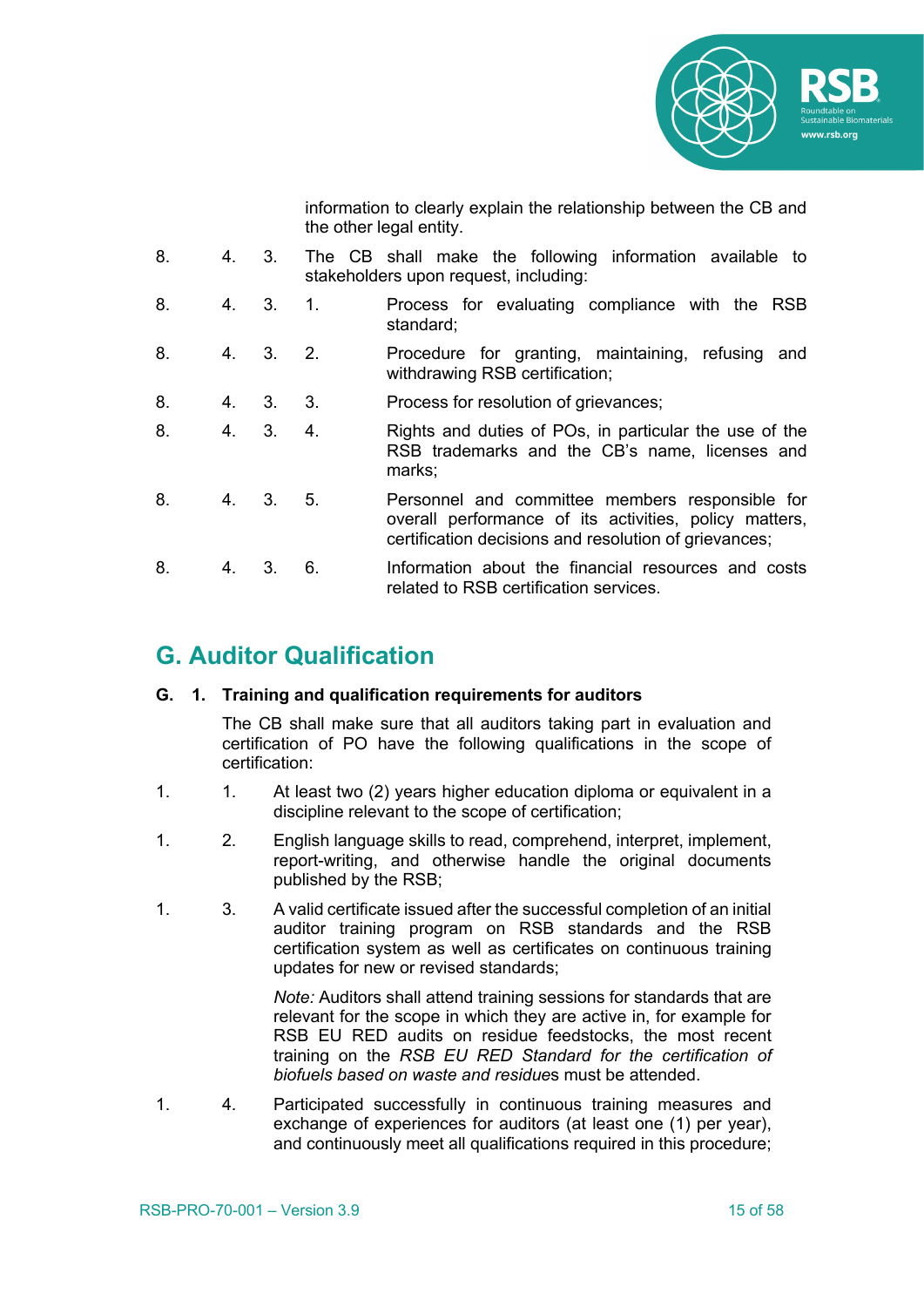information to clearly explain the relationship between the CB and the other legal entity.

8.4.3. The CB shall make the following information available to stakeholders upon request, including:

8.4.3.1. Process for evaluating compliance with the RSB standard;

8.4.3.2. Procedure for granting, maintaining, refusing and withdrawing RSB certification;

8.4.3.3. Process for resolution of grievances;

8.4.3.4. Rights and duties of POs, in particular the use of the RSB trademarks and the CB's name, licenses and marks;

8.4.3.5. Personnel and committee members responsible for overall performance of its activities, policy matters, certification decisions and resolution of grievances;

8.4.3.6. Information about the financial resources and costs related to RSB certification services.

## G. Auditor Qualification

### G. 1. Training and qualification requirements for auditors

The CB shall make sure that all auditors taking part in evaluation and certification of PO have the following qualifications in the scope of certification:

1.1. At least two (2) years higher education diploma or equivalent in a discipline relevant to the scope of certification;

1.2. English language skills to read, comprehend, interpret, implement, report-writing, and otherwise handle the original documents published by the RSB;

1.3. A valid certificate issued after the successful completion of an initial auditor training program on RSB standards and the RSB certification system as well as certificates on continuous training updates for new or revised standards;

*Note:* Auditors shall attend training sessions for standards that are relevant for the scope in which they are active in, for example for RSB EU RED audits on residue feedstocks, the most recent training on the *RSB EU RED Standard for the certification of biofuels based on waste and residue*s must be attended.

1.4. Participated successfully in continuous training measures and exchange of experiences for auditors (at least one (1) per year), and continuously meet all qualifications required in this procedure;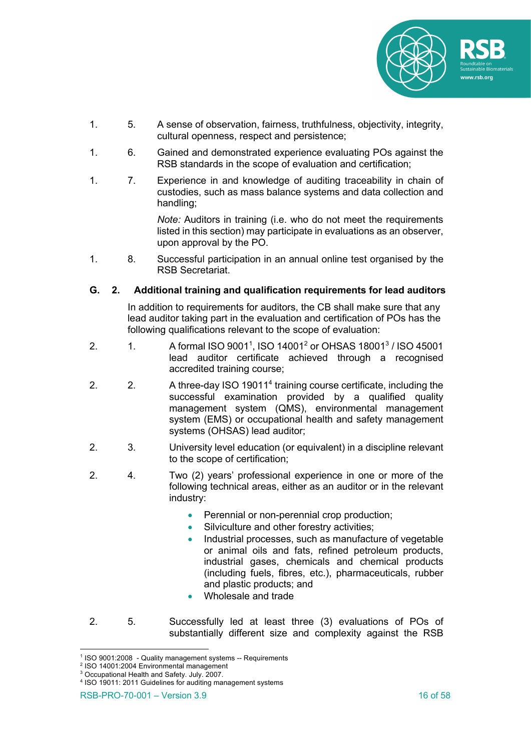1. 5. A sense of observation, fairness, truthfulness, objectivity, integrity, cultural openness, respect and persistence;

1. 6. Gained and demonstrated experience evaluating POs against the RSB standards in the scope of evaluation and certification;

1. 7. Experience in and knowledge of auditing traceability in chain of custodies, such as mass balance systems and data collection and handling;

   *Note:* Auditors in training (i.e. who do not meet the requirements listed in this section) may participate in evaluations as an observer, upon approval by the PO.

1. 8. Successful participation in an annual online test organised by the RSB Secretariat.

### G. 2. Additional training and qualification requirements for lead auditors

In addition to requirements for auditors, the CB shall make sure that any lead auditor taking part in the evaluation and certification of POs has the following qualifications relevant to the scope of evaluation:

2. 1. A formal ISO 9001[1], ISO 14001[2] or OHSAS 18001[3] / ISO 45001 lead auditor certificate achieved through a recognised accredited training course;

2. 2. A three-day ISO 19011[4] training course certificate, including the successful examination provided by a qualified quality management system (QMS), environmental management system (EMS) or occupational health and safety management systems (OHSAS) lead auditor;

2. 3. University level education (or equivalent) in a discipline relevant to the scope of certification;

2. 4. Two (2) years' professional experience in one or more of the following technical areas, either as an auditor or in the relevant industry:

   - Perennial or non-perennial crop production;
   - Silviculture and other forestry activities;
   - Industrial processes, such as manufacture of vegetable or animal oils and fats, refined petroleum products, industrial gases, chemicals and chemical products (including fuels, fibres, etc.), pharmaceuticals, rubber and plastic products; and
   - Wholesale and trade

2. 5. Successfully led at least three (3) evaluations of POs of substantially different size and complexity against the RSB

---

[1] ISO 9001:2008 - Quality management systems -- Requirements

[2] ISO 14001:2004 Environmental management

[3] Occupational Health and Safety. July. 2007.

[4] ISO 19011: 2011 Guidelines for auditing management systems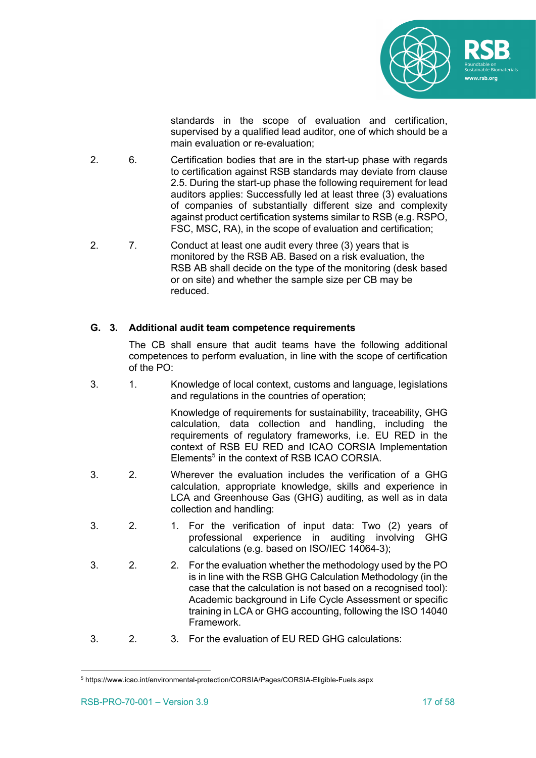standards in the scope of evaluation and certification, supervised by a qualified lead auditor, one of which should be a main evaluation or re-evaluation;

2. 6. Certification bodies that are in the start-up phase with regards to certification against RSB standards may deviate from clause 2.5. During the start-up phase the following requirement for lead auditors applies: Successfully led at least three (3) evaluations of companies of substantially different size and complexity against product certification systems similar to RSB (e.g. RSPO, FSC, MSC, RA), in the scope of evaluation and certification;

2. 7. Conduct at least one audit every three (3) years that is monitored by the RSB AB. Based on a risk evaluation, the RSB AB shall decide on the type of the monitoring (desk based or on site) and whether the sample size per CB may be reduced.

**G. 3. Additional audit team competence requirements**

The CB shall ensure that audit teams have the following additional competences to perform evaluation, in line with the scope of certification of the PO:

3. 1. Knowledge of local context, customs and language, legislations and regulations in the countries of operation;

Knowledge of requirements for sustainability, traceability, GHG calculation, data collection and handling, including the requirements of regulatory frameworks, i.e. EU RED in the context of RSB EU RED and ICAO CORSIA Implementation Elements[5] in the context of RSB ICAO CORSIA.

3. 2. Wherever the evaluation includes the verification of a GHG calculation, appropriate knowledge, skills and experience in LCA and Greenhouse Gas (GHG) auditing, as well as in data collection and handling:

3. 2. 1. For the verification of input data: Two (2) years of professional experience in auditing involving GHG calculations (e.g. based on ISO/IEC 14064-3);

3. 2. 2. For the evaluation whether the methodology used by the PO is in line with the RSB GHG Calculation Methodology (in the case that the calculation is not based on a recognised tool): Academic background in Life Cycle Assessment or specific training in LCA or GHG accounting, following the ISO 14040 Framework.

3. 2. 3. For the evaluation of EU RED GHG calculations:

[5] https://www.icao.int/environmental-protection/CORSIA/Pages/CORSIA-Eligible-Fuels.aspx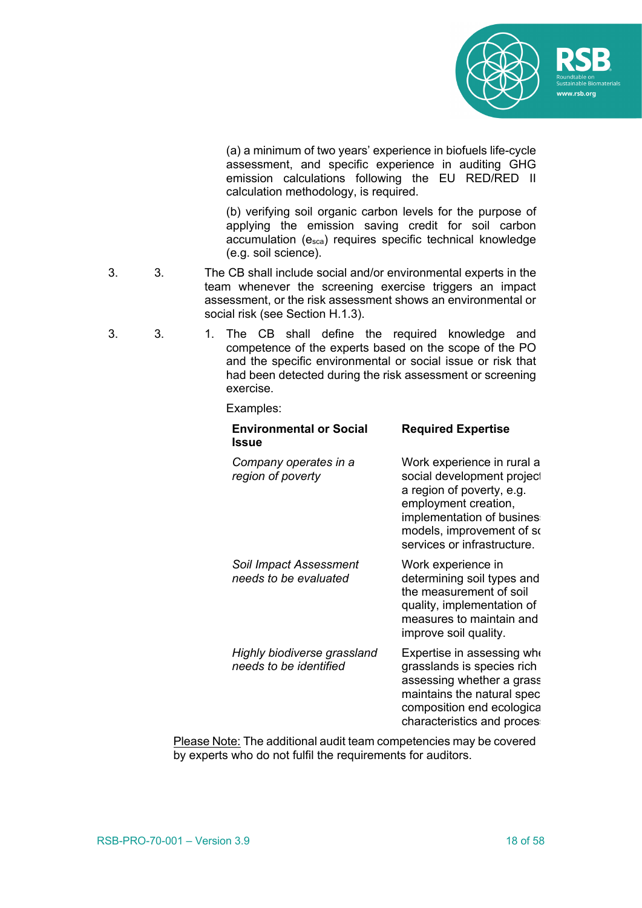(a) a minimum of two years' experience in biofuels life-cycle assessment, and specific experience in auditing GHG emission calculations following the EU RED/RED II calculation methodology, is required.

(b) verifying soil organic carbon levels for the purpose of applying the emission saving credit for soil carbon accumulation ($e_{sca}$) requires specific technical knowledge (e.g. soil science).

3. 3. The CB shall include social and/or environmental experts in the team whenever the screening exercise triggers an impact assessment, or the risk assessment shows an environmental or social risk (see Section H.1.3).

3. 3. 1. The CB shall define the required knowledge and competence of the experts based on the scope of the PO and the specific environmental or social issue or risk that had been detected during the risk assessment or screening exercise.

Examples:

| Environmental or Social Issue | Required Expertise |
| --- | --- |
| *Company operates in a region of poverty* | Work experience in rural a social development project a region of poverty, e.g. employment creation, implementation of business models, improvement of sc services or infrastructure. |
| *Soil Impact Assessment needs to be evaluated* | Work experience in determining soil types and the measurement of soil quality, implementation of measures to maintain and improve soil quality. |
| *Highly biodiverse grassland needs to be identified* | Expertise in assessing whe grasslands is species rich assessing whether a grass maintains the natural spec composition end ecologica characteristics and proces |

Please Note: The additional audit team competencies may be covered by experts who do not fulfil the requirements for auditors.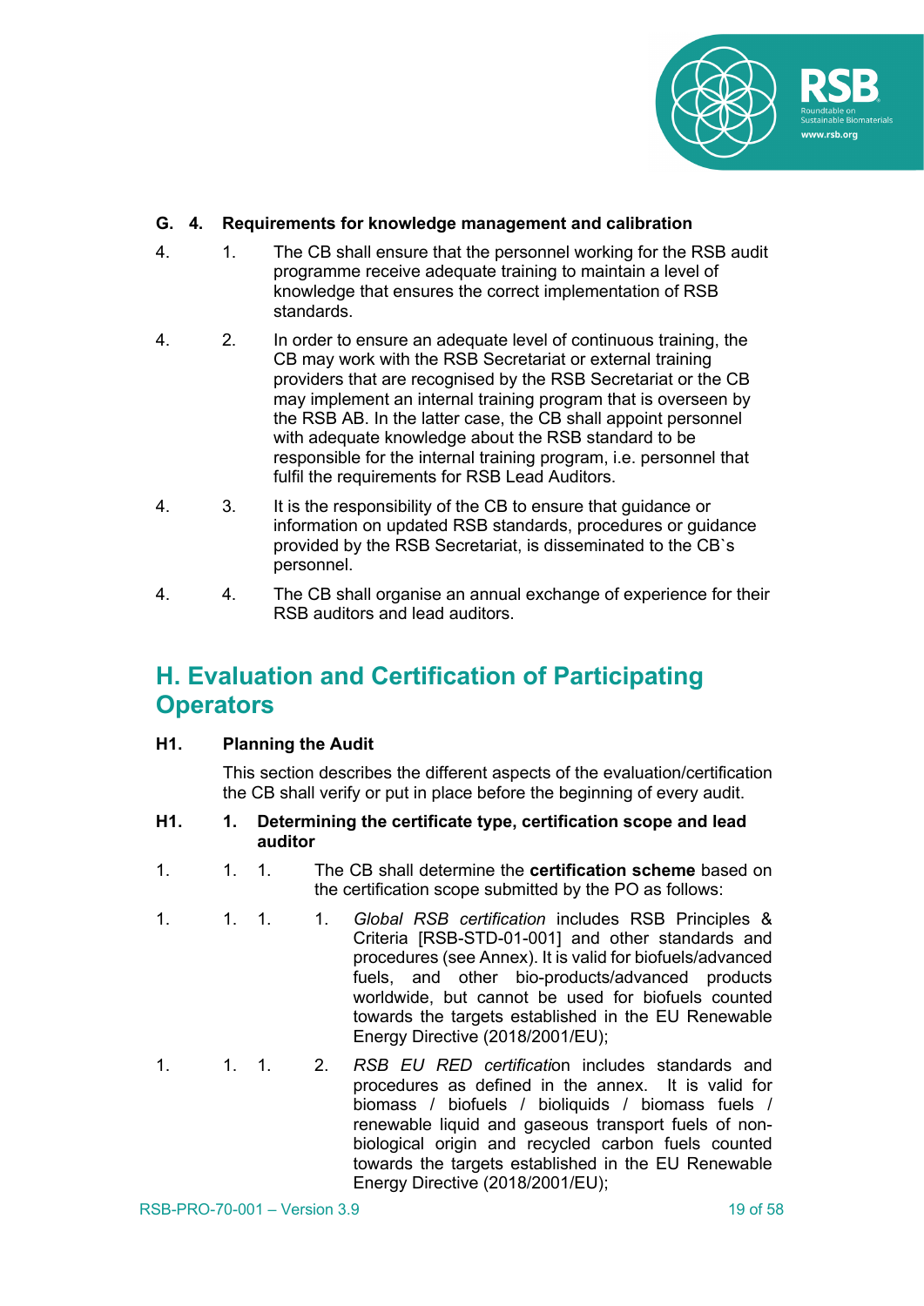**G. 4. Requirements for knowledge management and calibration**

4. 1. The CB shall ensure that the personnel working for the RSB audit programme receive adequate training to maintain a level of knowledge that ensures the correct implementation of RSB standards.

4. 2. In order to ensure an adequate level of continuous training, the CB may work with the RSB Secretariat or external training providers that are recognised by the RSB Secretariat or the CB may implement an internal training program that is overseen by the RSB AB. In the latter case, the CB shall appoint personnel with adequate knowledge about the RSB standard to be responsible for the internal training program, i.e. personnel that fulfil the requirements for RSB Lead Auditors.

4. 3. It is the responsibility of the CB to ensure that guidance or information on updated RSB standards, procedures or guidance provided by the RSB Secretariat, is disseminated to the CB`s personnel.

4. 4. The CB shall organise an annual exchange of experience for their RSB auditors and lead auditors.

## H. Evaluation and Certification of Participating Operators

**H1. Planning the Audit**

This section describes the different aspects of the evaluation/certification the CB shall verify or put in place before the beginning of every audit.

**H1. 1. Determining the certificate type, certification scope and lead auditor**

1. 1. 1. The CB shall determine the **certification scheme** based on the certification scope submitted by the PO as follows:

1. 1. 1. 1. *Global RSB certification* includes RSB Principles & Criteria [RSB-STD-01-001] and other standards and procedures (see Annex). It is valid for biofuels/advanced fuels, and other bio-products/advanced products worldwide, but cannot be used for biofuels counted towards the targets established in the EU Renewable Energy Directive (2018/2001/EU);

1. 1. 1. 2. *RSB EU RED certification* includes standards and procedures as defined in the annex. It is valid for biomass / biofuels / bioliquids / biomass fuels / renewable liquid and gaseous transport fuels of non-biological origin and recycled carbon fuels counted towards the targets established in the EU Renewable Energy Directive (2018/2001/EU);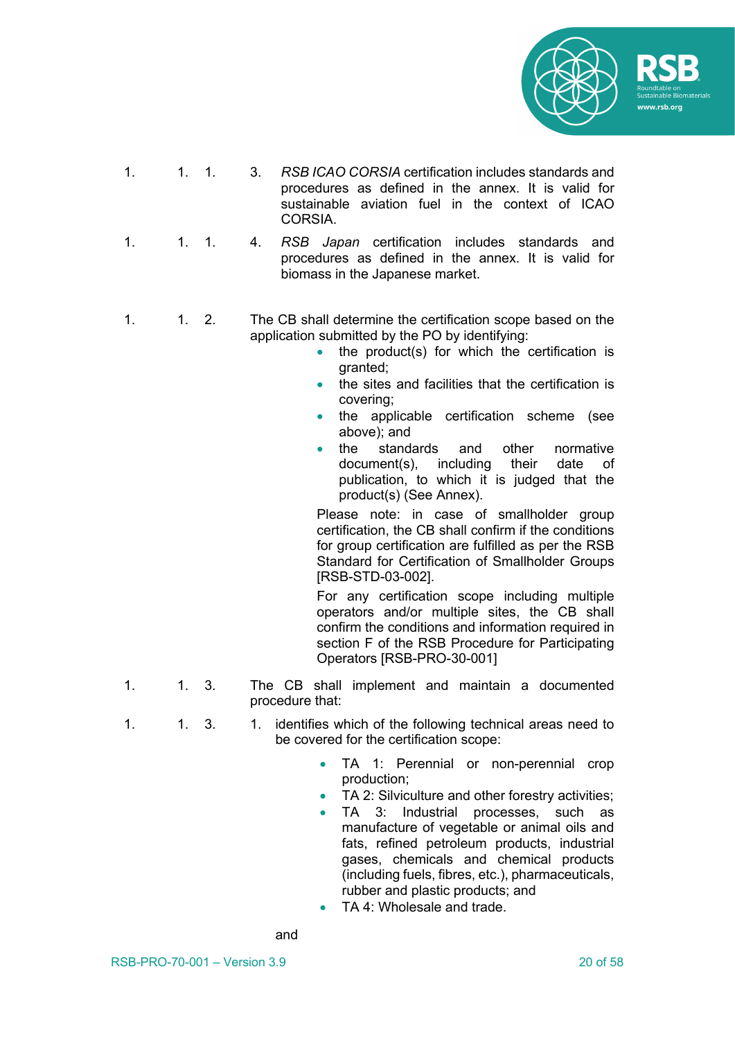1.1.1.3. *RSB ICAO CORSIA* certification includes standards and procedures as defined in the annex. It is valid for sustainable aviation fuel in the context of ICAO CORSIA.

1.1.1.4. *RSB Japan* certification includes standards and procedures as defined in the annex. It is valid for biomass in the Japanese market.

1.1.2. The CB shall determine the certification scope based on the application submitted by the PO by identifying:

- the product(s) for which the certification is granted;
- the sites and facilities that the certification is covering;
- the applicable certification scheme (see above); and
- the standards and other normative document(s), including their date of publication, to which it is judged that the product(s) (See Annex).

Please note: in case of smallholder group certification, the CB shall confirm if the conditions for group certification are fulfilled as per the RSB Standard for Certification of Smallholder Groups [RSB-STD-03-002].

For any certification scope including multiple operators and/or multiple sites, the CB shall confirm the conditions and information required in section F of the RSB Procedure for Participating Operators [RSB-PRO-30-001]

1.1.3. The CB shall implement and maintain a documented procedure that:

1.1.3.1. identifies which of the following technical areas need to be covered for the certification scope:

- TA 1: Perennial or non-perennial crop production;
- TA 2: Silviculture and other forestry activities;
- TA 3: Industrial processes, such as manufacture of vegetable or animal oils and fats, refined petroleum products, industrial gases, chemicals and chemical products (including fuels, fibres, etc.), pharmaceuticals, rubber and plastic products; and
- TA 4: Wholesale and trade.

and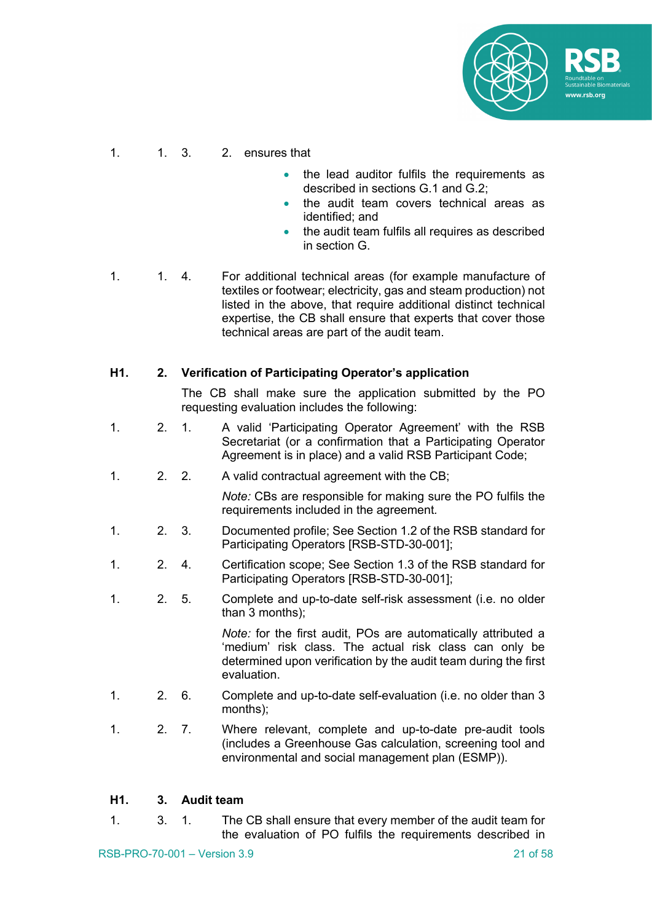1.1.3.2. ensures that

- the lead auditor fulfils the requirements as described in sections G.1 and G.2;
- the audit team covers technical areas as identified; and
- the audit team fulfils all requires as described in section G.

1.1.4. For additional technical areas (for example manufacture of textiles or footwear; electricity, gas and steam production) not listed in the above, that require additional distinct technical expertise, the CB shall ensure that experts that cover those technical areas are part of the audit team.

## H1.2. Verification of Participating Operator's application

The CB shall make sure the application submitted by the PO requesting evaluation includes the following:

1.2.1. A valid 'Participating Operator Agreement' with the RSB Secretariat (or a confirmation that a Participating Operator Agreement is in place) and a valid RSB Participant Code;

1.2.2. A valid contractual agreement with the CB;

*Note:* CBs are responsible for making sure the PO fulfils the requirements included in the agreement.

1.2.3. Documented profile; See Section 1.2 of the RSB standard for Participating Operators [RSB-STD-30-001];

1.2.4. Certification scope; See Section 1.3 of the RSB standard for Participating Operators [RSB-STD-30-001];

1.2.5. Complete and up-to-date self-risk assessment (i.e. no older than 3 months);

*Note:* for the first audit, POs are automatically attributed a 'medium' risk class. The actual risk class can only be determined upon verification by the audit team during the first evaluation.

1.2.6. Complete and up-to-date self-evaluation (i.e. no older than 3 months);

1.2.7. Where relevant, complete and up-to-date pre-audit tools (includes a Greenhouse Gas calculation, screening tool and environmental and social management plan (ESMP)).

## H1.3. Audit team

1.3.1. The CB shall ensure that every member of the audit team for the evaluation of PO fulfils the requirements described in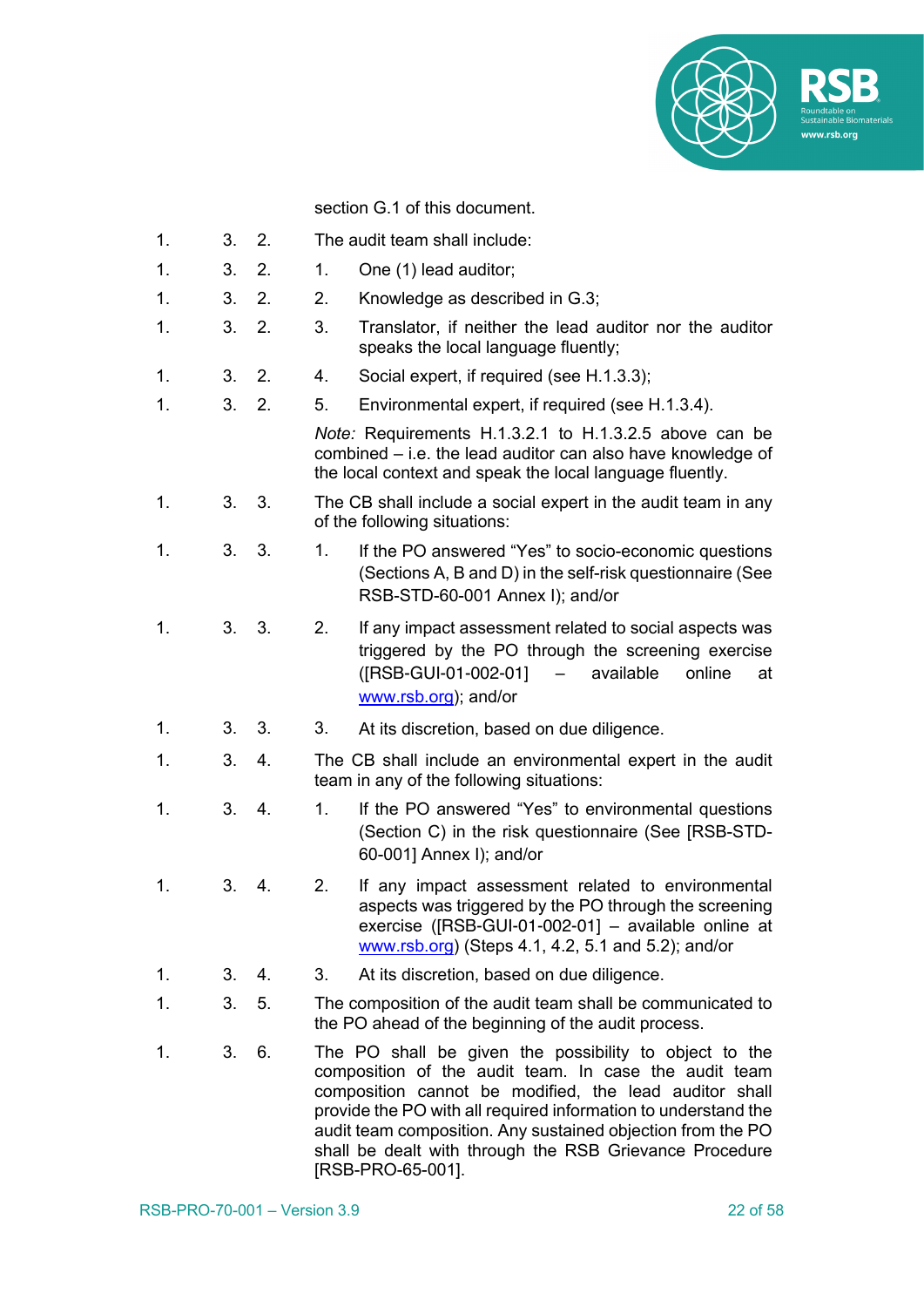section G.1 of this document.

1. 3. 2. The audit team shall include:

1. 3. 2. 1. One (1) lead auditor;

1. 3. 2. 2. Knowledge as described in G.3;

1. 3. 2. 3. Translator, if neither the lead auditor nor the auditor speaks the local language fluently;

1. 3. 2. 4. Social expert, if required (see H.1.3.3);

1. 3. 2. 5. Environmental expert, if required (see H.1.3.4).

*Note:* Requirements H.1.3.2.1 to H.1.3.2.5 above can be combined – i.e. the lead auditor can also have knowledge of the local context and speak the local language fluently.

1. 3. 3. The CB shall include a social expert in the audit team in any of the following situations:

1. 3. 3. 1. If the PO answered "Yes" to socio-economic questions (Sections A, B and D) in the self-risk questionnaire (See RSB-STD-60-001 Annex I); and/or

1. 3. 3. 2. If any impact assessment related to social aspects was triggered by the PO through the screening exercise ([RSB-GUI-01-002-01] – available online at www.rsb.org); and/or

1. 3. 3. 3. At its discretion, based on due diligence.

1. 3. 4. The CB shall include an environmental expert in the audit team in any of the following situations:

1. 3. 4. 1. If the PO answered "Yes" to environmental questions (Section C) in the risk questionnaire (See [RSB-STD-60-001] Annex I); and/or

1. 3. 4. 2. If any impact assessment related to environmental aspects was triggered by the PO through the screening exercise ([RSB-GUI-01-002-01] – available online at www.rsb.org) (Steps 4.1, 4.2, 5.1 and 5.2); and/or

1. 3. 4. 3. At its discretion, based on due diligence.

1. 3. 5. The composition of the audit team shall be communicated to the PO ahead of the beginning of the audit process.

1. 3. 6. The PO shall be given the possibility to object to the composition of the audit team. In case the audit team composition cannot be modified, the lead auditor shall provide the PO with all required information to understand the audit team composition. Any sustained objection from the PO shall be dealt with through the RSB Grievance Procedure [RSB-PRO-65-001].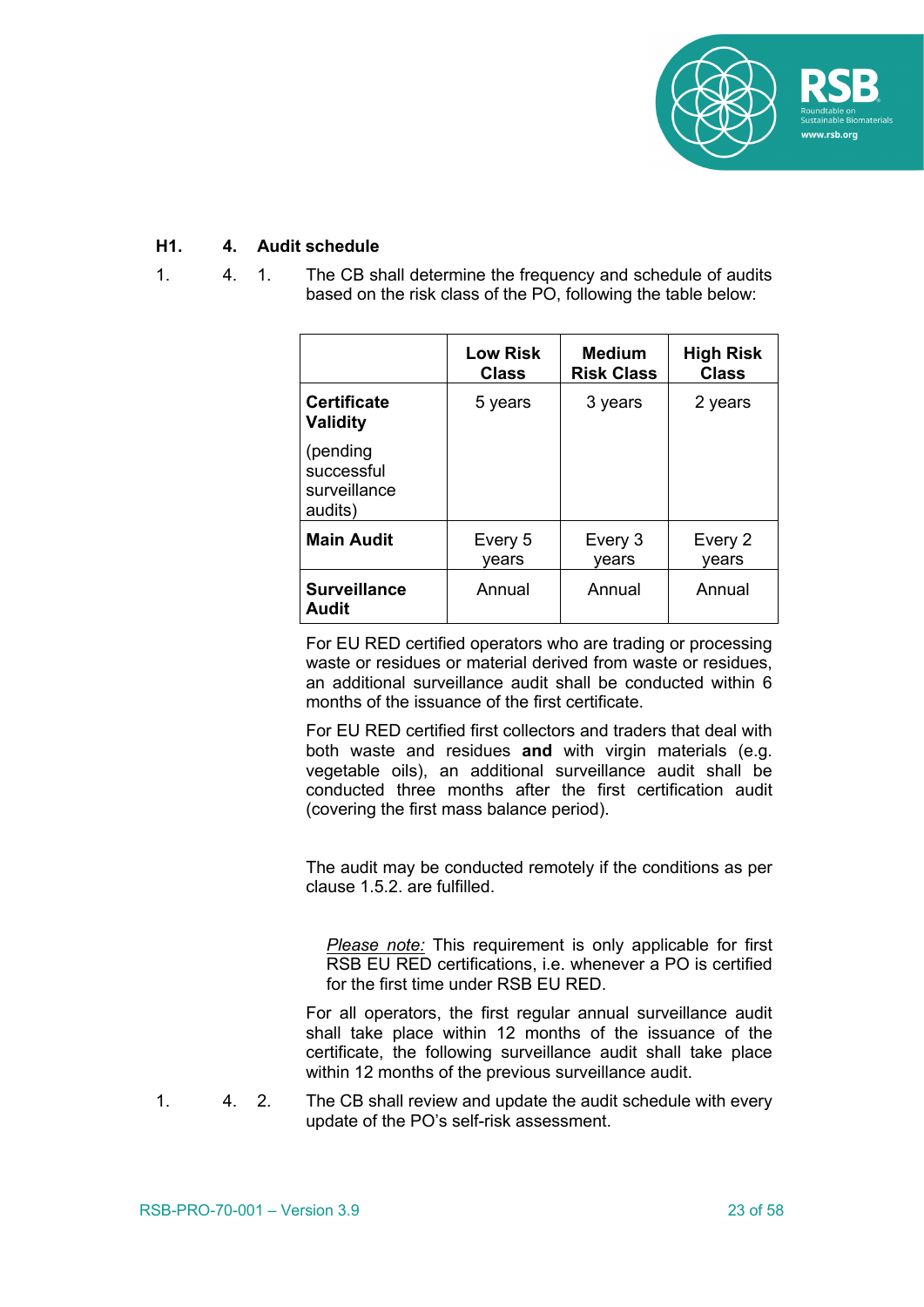## H1. 4. Audit schedule

1. 4. 1. The CB shall determine the frequency and schedule of audits based on the risk class of the PO, following the table below:

| | Low Risk Class | Medium Risk Class | High Risk Class |
|---|---|---|---|
| **Certificate Validity** (pending successful surveillance audits) | 5 years | 3 years | 2 years |
| **Main Audit** | Every 5 years | Every 3 years | Every 2 years |
| **Surveillance Audit** | Annual | Annual | Annual |

For EU RED certified operators who are trading or processing waste or residues or material derived from waste or residues, an additional surveillance audit shall be conducted within 6 months of the issuance of the first certificate.

For EU RED certified first collectors and traders that deal with both waste and residues **and** with virgin materials (e.g. vegetable oils), an additional surveillance audit shall be conducted three months after the first certification audit (covering the first mass balance period).

The audit may be conducted remotely if the conditions as per clause 1.5.2. are fulfilled.

> *Please note:* This requirement is only applicable for first RSB EU RED certifications, i.e. whenever a PO is certified for the first time under RSB EU RED.

For all operators, the first regular annual surveillance audit shall take place within 12 months of the issuance of the certificate, the following surveillance audit shall take place within 12 months of the previous surveillance audit.

1. 4. 2. The CB shall review and update the audit schedule with every update of the PO's self-risk assessment.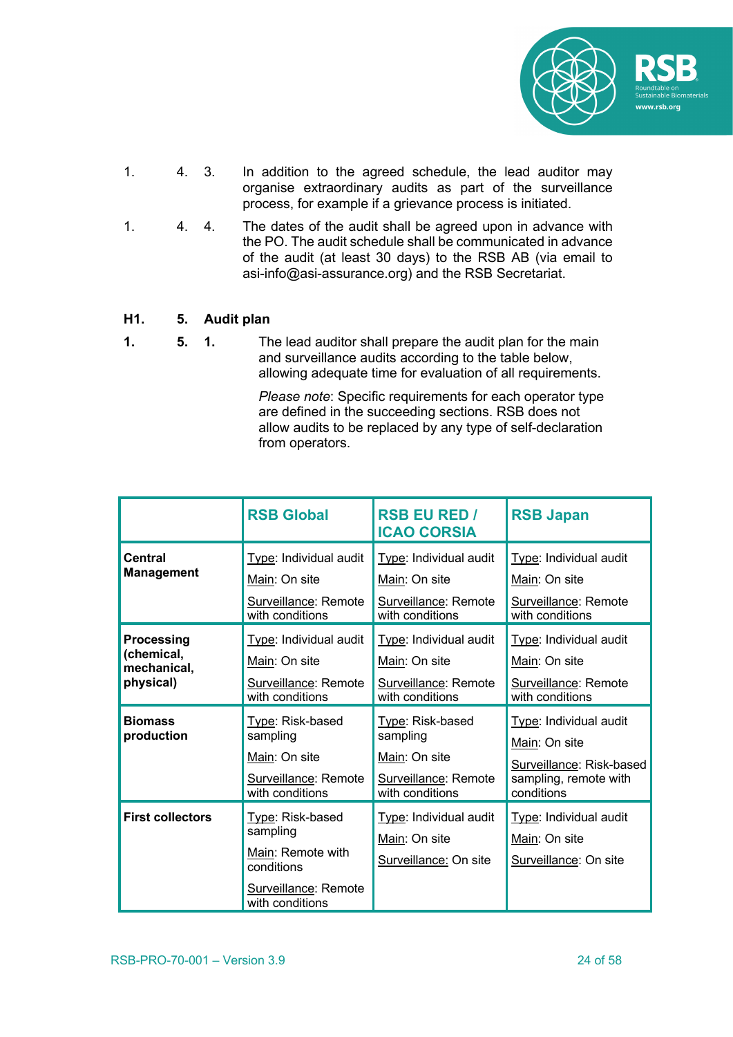1.4.3. In addition to the agreed schedule, the lead auditor may organise extraordinary audits as part of the surveillance process, for example if a grievance process is initiated.

1.4.4. The dates of the audit shall be agreed upon in advance with the PO. The audit schedule shall be communicated in advance of the audit (at least 30 days) to the RSB AB (via email to asi-info@asi-assurance.org) and the RSB Secretariat.

## H1.5. Audit plan

**1.5.1.** The lead auditor shall prepare the audit plan for the main and surveillance audits according to the table below, allowing adequate time for evaluation of all requirements.

*Please note*: Specific requirements for each operator type are defined in the succeeding sections. RSB does not allow audits to be replaced by any type of self-declaration from operators.

| | RSB Global | RSB EU RED / ICAO CORSIA | RSB Japan |
|---|---|---|---|
| **Central Management** | Type: Individual audit<br>Main: On site<br>Surveillance: Remote with conditions | Type: Individual audit<br>Main: On site<br>Surveillance: Remote with conditions | Type: Individual audit<br>Main: On site<br>Surveillance: Remote with conditions |
| **Processing (chemical, mechanical, physical)** | Type: Individual audit<br>Main: On site<br>Surveillance: Remote with conditions | Type: Individual audit<br>Main: On site<br>Surveillance: Remote with conditions | Type: Individual audit<br>Main: On site<br>Surveillance: Remote with conditions |
| **Biomass production** | Type: Risk-based sampling<br>Main: On site<br>Surveillance: Remote with conditions | Type: Risk-based sampling<br>Main: On site<br>Surveillance: Remote with conditions | Type: Individual audit<br>Main: On site<br>Surveillance: Risk-based sampling, remote with conditions |
| **First collectors** | Type: Risk-based sampling<br>Main: Remote with conditions<br>Surveillance: Remote with conditions | Type: Individual audit<br>Main: On site<br>Surveillance: On site | Type: Individual audit<br>Main: On site<br>Surveillance: On site |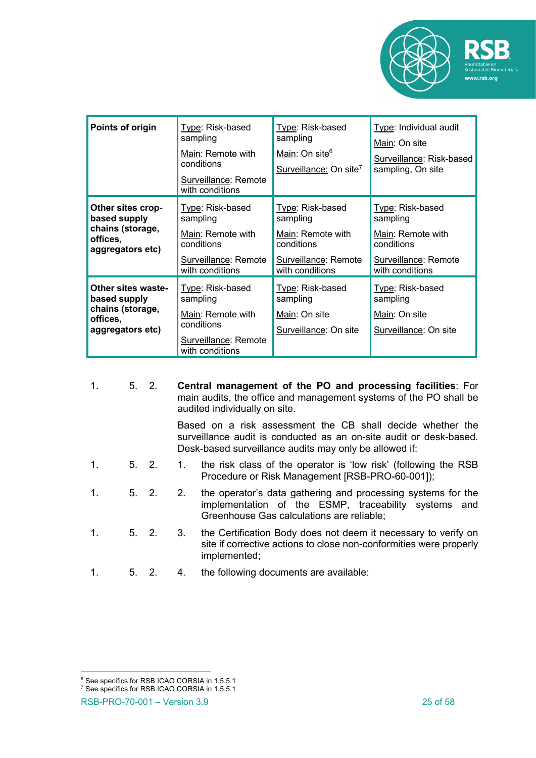| Points of origin | Type: Risk-based sampling<br><br>Main: Remote with conditions<br><br>Surveillance: Remote with conditions | Type: Risk-based sampling<br><br>Main: On site[6]<br><br>Surveillance: On site[7] | Type: Individual audit<br><br>Main: On site<br><br>Surveillance: Risk-based sampling, On site |
|---|---|---|---|
| **Other sites crop-based supply chains (storage, offices, aggregators etc)** | Type: Risk-based sampling<br><br>Main: Remote with conditions<br><br>Surveillance: Remote with conditions | Type: Risk-based sampling<br><br>Main: Remote with conditions<br><br>Surveillance: Remote with conditions | Type: Risk-based sampling<br><br>Main: Remote with conditions<br><br>Surveillance: Remote with conditions |
| **Other sites waste-based supply chains (storage, offices, aggregators etc)** | Type: Risk-based sampling<br><br>Main: Remote with conditions<br><br>Surveillance: Remote with conditions | Type: Risk-based sampling<br><br>Main: On site<br><br>Surveillance: On site | Type: Risk-based sampling<br><br>Main: On site<br><br>Surveillance: On site |

1.5.2. **Central management of the PO and processing facilities**: For main audits, the office and management systems of the PO shall be audited individually on site.

Based on a risk assessment the CB shall decide whether the surveillance audit is conducted as an on-site audit or desk-based. Desk-based surveillance audits may only be allowed if:

1.5.2.1. the risk class of the operator is 'low risk' (following the RSB Procedure or Risk Management [RSB-PRO-60-001]);

1.5.2.2. the operator's data gathering and processing systems for the implementation of the ESMP, traceability systems and Greenhouse Gas calculations are reliable;

1.5.2.3. the Certification Body does not deem it necessary to verify on site if corrective actions to close non-conformities were properly implemented;

1.5.2.4. the following documents are available:

[6] See specifics for RSB ICAO CORSIA in 1.5.5.1

[7] See specifics for RSB ICAO CORSIA in 1.5.5.1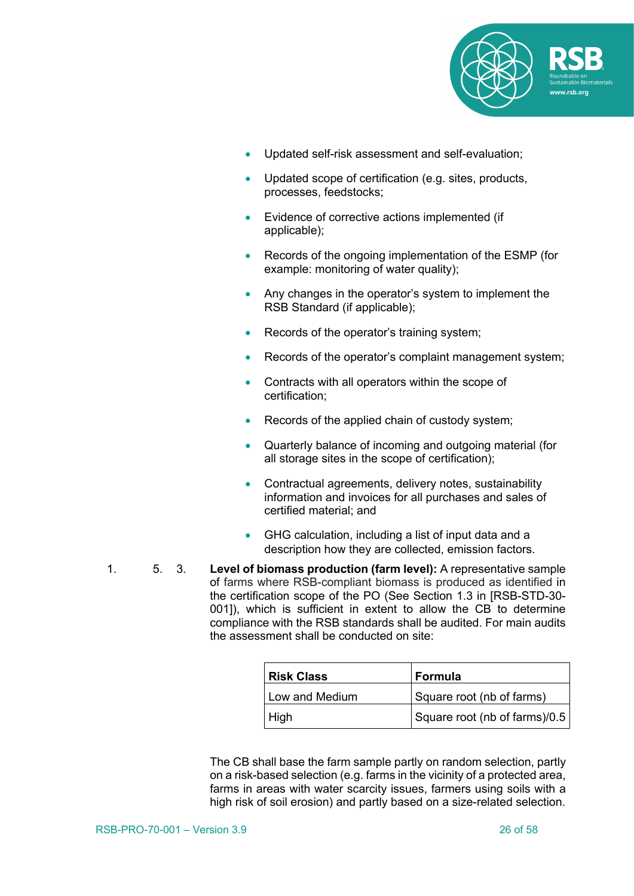- Updated self-risk assessment and self-evaluation;
- Updated scope of certification (e.g. sites, products, processes, feedstocks;
- Evidence of corrective actions implemented (if applicable);
- Records of the ongoing implementation of the ESMP (for example: monitoring of water quality);
- Any changes in the operator's system to implement the RSB Standard (if applicable);
- Records of the operator's training system;
- Records of the operator's complaint management system;
- Contracts with all operators within the scope of certification;
- Records of the applied chain of custody system;
- Quarterly balance of incoming and outgoing material (for all storage sites in the scope of certification);
- Contractual agreements, delivery notes, sustainability information and invoices for all purchases and sales of certified material; and
- GHG calculation, including a list of input data and a description how they are collected, emission factors.

1.5.3. **Level of biomass production (farm level):** A representative sample of farms where RSB-compliant biomass is produced as identified in the certification scope of the PO (See Section 1.3 in [RSB-STD-30-001]), which is sufficient in extent to allow the CB to determine compliance with the RSB standards shall be audited. For main audits the assessment shall be conducted on site:

| Risk Class | Formula |
| --- | --- |
| Low and Medium | Square root (nb of farms) |
| High | Square root (nb of farms)/0.5 |

The CB shall base the farm sample partly on random selection, partly on a risk-based selection (e.g. farms in the vicinity of a protected area, farms in areas with water scarcity issues, farmers using soils with a high risk of soil erosion) and partly based on a size-related selection.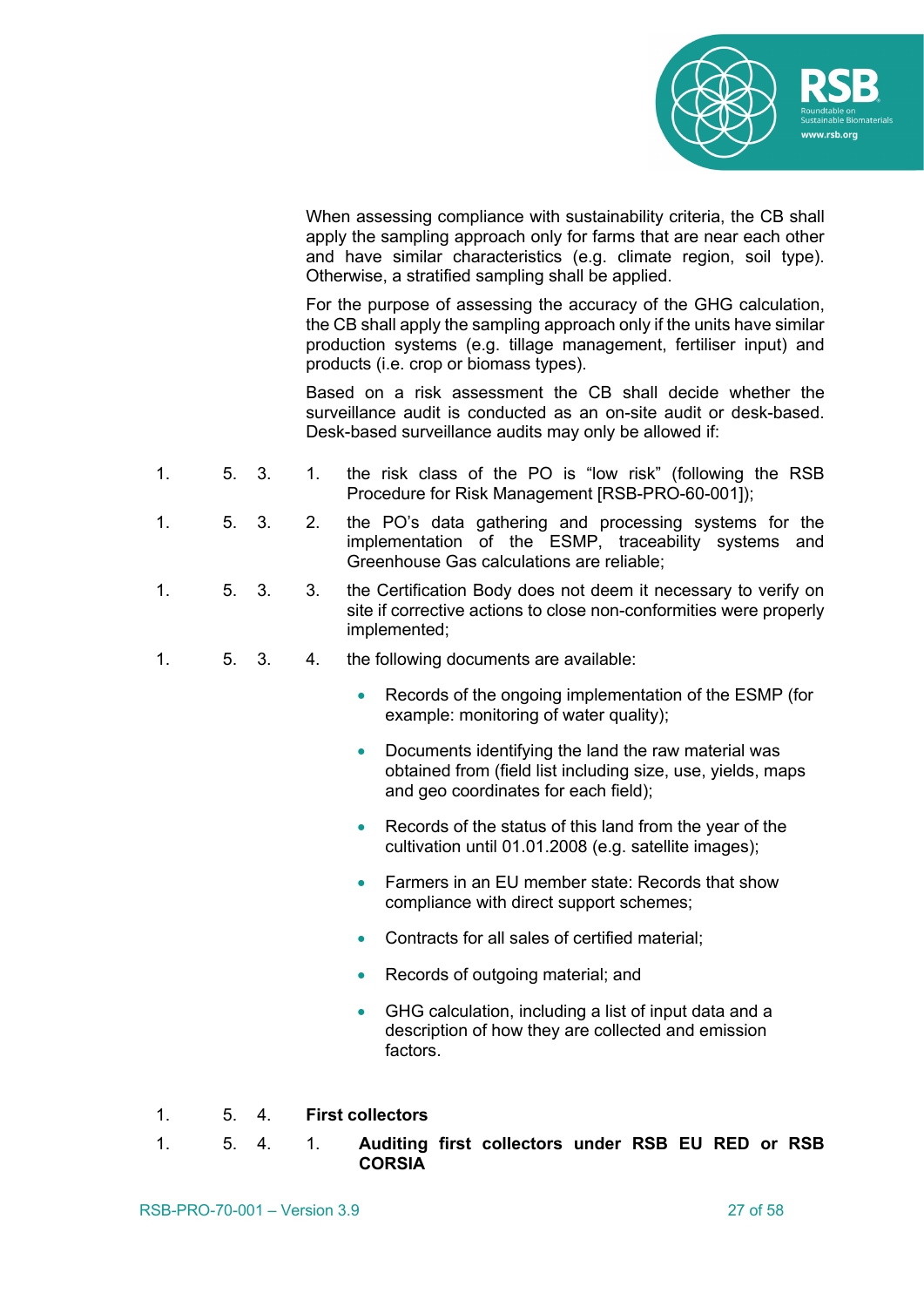When assessing compliance with sustainability criteria, the CB shall apply the sampling approach only for farms that are near each other and have similar characteristics (e.g. climate region, soil type). Otherwise, a stratified sampling shall be applied.

For the purpose of assessing the accuracy of the GHG calculation, the CB shall apply the sampling approach only if the units have similar production systems (e.g. tillage management, fertiliser input) and products (i.e. crop or biomass types).

Based on a risk assessment the CB shall decide whether the surveillance audit is conducted as an on-site audit or desk-based. Desk-based surveillance audits may only be allowed if:

1.5.3.1. the risk class of the PO is "low risk" (following the RSB Procedure for Risk Management [RSB-PRO-60-001]);

1.5.3.2. the PO's data gathering and processing systems for the implementation of the ESMP, traceability systems and Greenhouse Gas calculations are reliable;

1.5.3.3. the Certification Body does not deem it necessary to verify on site if corrective actions to close non-conformities were properly implemented;

1.5.3.4. the following documents are available:

- Records of the ongoing implementation of the ESMP (for example: monitoring of water quality);
- Documents identifying the land the raw material was obtained from (field list including size, use, yields, maps and geo coordinates for each field);
- Records of the status of this land from the year of the cultivation until 01.01.2008 (e.g. satellite images);
- Farmers in an EU member state: Records that show compliance with direct support schemes;
- Contracts for all sales of certified material;
- Records of outgoing material; and
- GHG calculation, including a list of input data and a description of how they are collected and emission factors.

### 1.5.4. First collectors

#### 1.5.4.1. Auditing first collectors under RSB EU RED or RSB CORSIA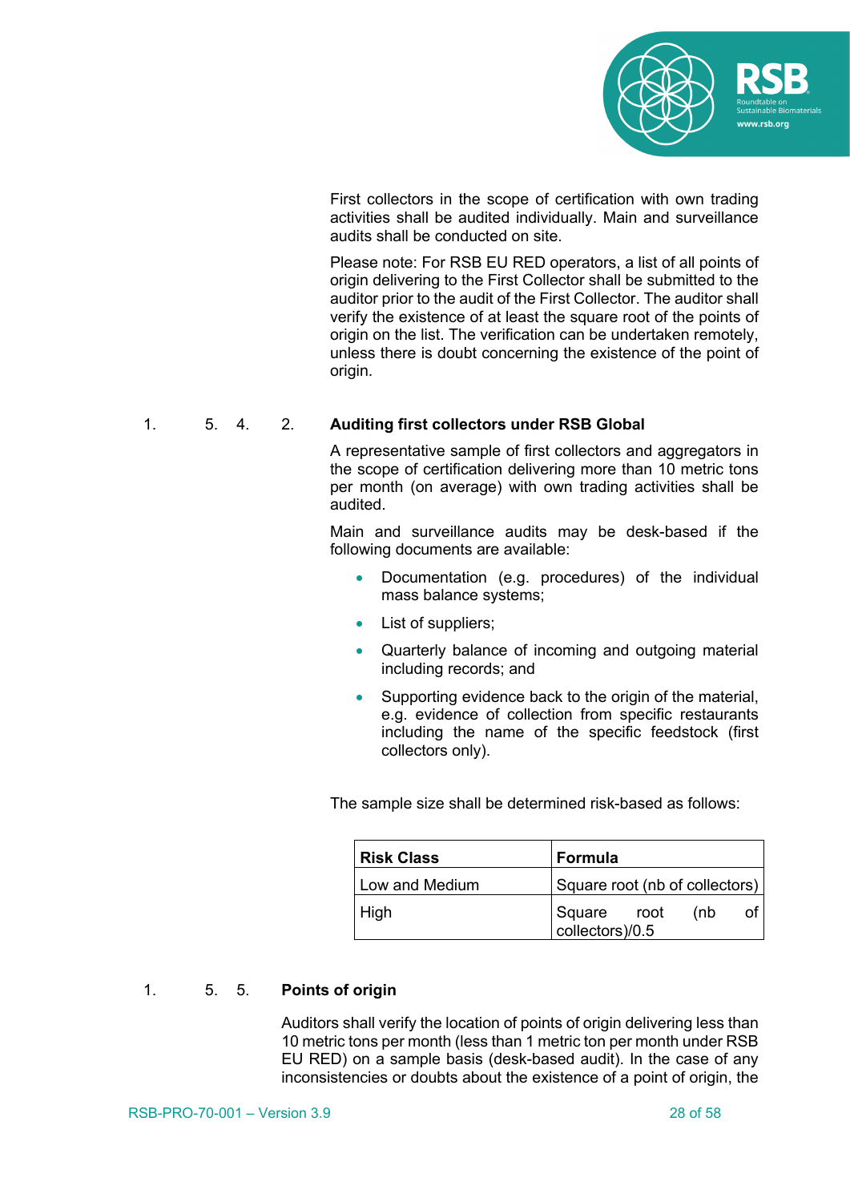First collectors in the scope of certification with own trading activities shall be audited individually. Main and surveillance audits shall be conducted on site.

Please note: For RSB EU RED operators, a list of all points of origin delivering to the First Collector shall be submitted to the auditor prior to the audit of the First Collector. The auditor shall verify the existence of at least the square root of the points of origin on the list. The verification can be undertaken remotely, unless there is doubt concerning the existence of the point of origin.

#### 1.5.4.2. Auditing first collectors under RSB Global

A representative sample of first collectors and aggregators in the scope of certification delivering more than 10 metric tons per month (on average) with own trading activities shall be audited.

Main and surveillance audits may be desk-based if the following documents are available:

- Documentation (e.g. procedures) of the individual mass balance systems;
- List of suppliers;
- Quarterly balance of incoming and outgoing material including records; and
- Supporting evidence back to the origin of the material, e.g. evidence of collection from specific restaurants including the name of the specific feedstock (first collectors only).

The sample size shall be determined risk-based as follows:

| Risk Class | Formula |
|---|---|
| Low and Medium | Square root (nb of collectors) |
| High | Square root (nb of collectors)/0.5 |

### 1.5.5. Points of origin

Auditors shall verify the location of points of origin delivering less than 10 metric tons per month (less than 1 metric ton per month under RSB EU RED) on a sample basis (desk-based audit). In the case of any inconsistencies or doubts about the existence of a point of origin, the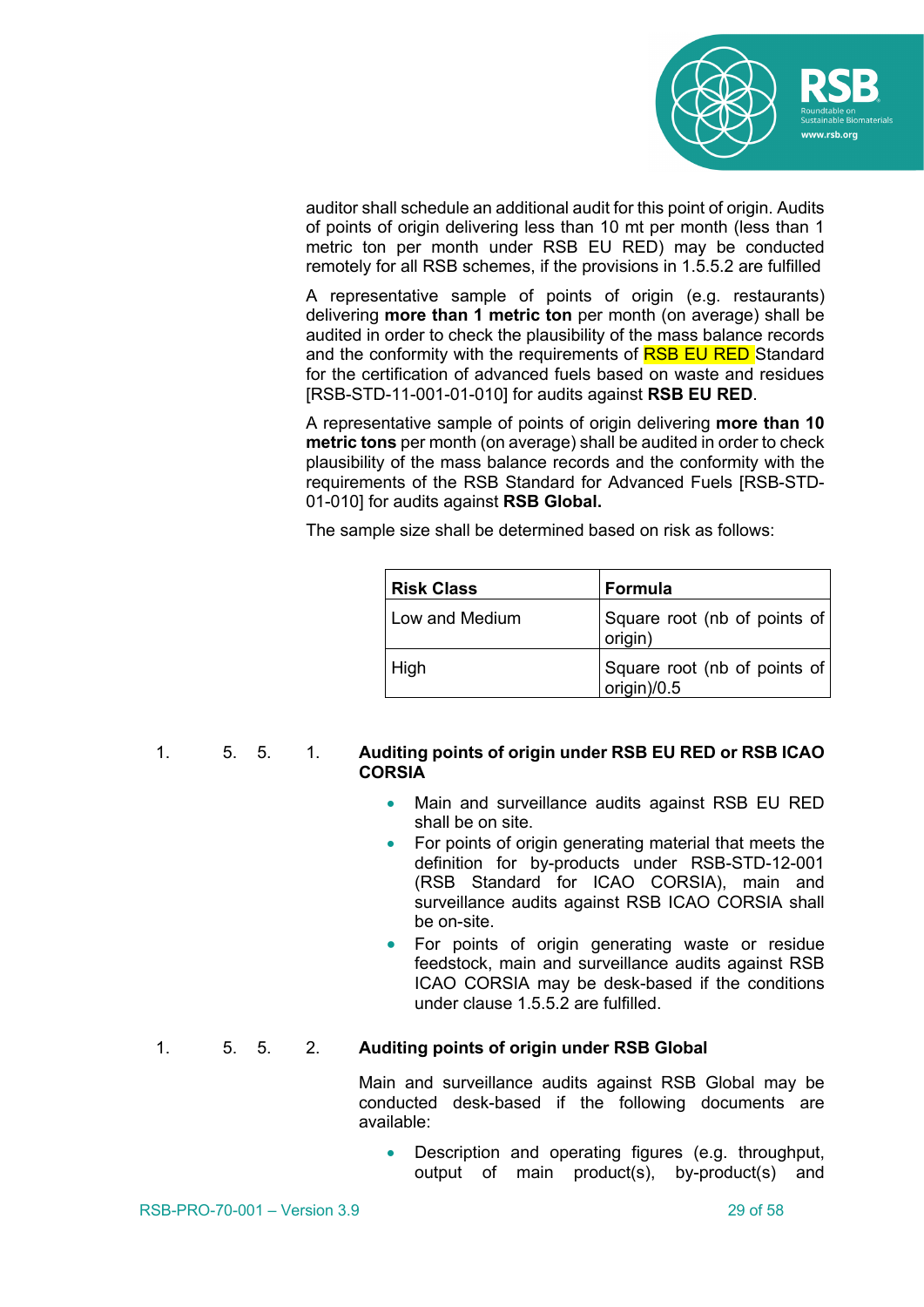auditor shall schedule an additional audit for this point of origin. Audits of points of origin delivering less than 10 mt per month (less than 1 metric ton per month under RSB EU RED) may be conducted remotely for all RSB schemes, if the provisions in 1.5.5.2 are fulfilled

A representative sample of points of origin (e.g. restaurants) delivering **more than 1 metric ton** per month (on average) shall be audited in order to check the plausibility of the mass balance records and the conformity with the requirements of RSB EU RED Standard for the certification of advanced fuels based on waste and residues [RSB-STD-11-001-01-010] for audits against **RSB EU RED**.

A representative sample of points of origin delivering **more than 10 metric tons** per month (on average) shall be audited in order to check plausibility of the mass balance records and the conformity with the requirements of the RSB Standard for Advanced Fuels [RSB-STD-01-010] for audits against **RSB Global.**

The sample size shall be determined based on risk as follows:

| Risk Class | Formula |
|---|---|
| Low and Medium | Square root (nb of points of origin) |
| High | Square root (nb of points of origin)/0.5 |

### 1.5.5.1. Auditing points of origin under RSB EU RED or RSB ICAO CORSIA

- Main and surveillance audits against RSB EU RED shall be on site.
- For points of origin generating material that meets the definition for by-products under RSB-STD-12-001 (RSB Standard for ICAO CORSIA), main and surveillance audits against RSB ICAO CORSIA shall be on-site.
- For points of origin generating waste or residue feedstock, main and surveillance audits against RSB ICAO CORSIA may be desk-based if the conditions under clause 1.5.5.2 are fulfilled.

### 1.5.5.2. Auditing points of origin under RSB Global

Main and surveillance audits against RSB Global may be conducted desk-based if the following documents are available:

- Description and operating figures (e.g. throughput, output of main product(s), by-product(s) and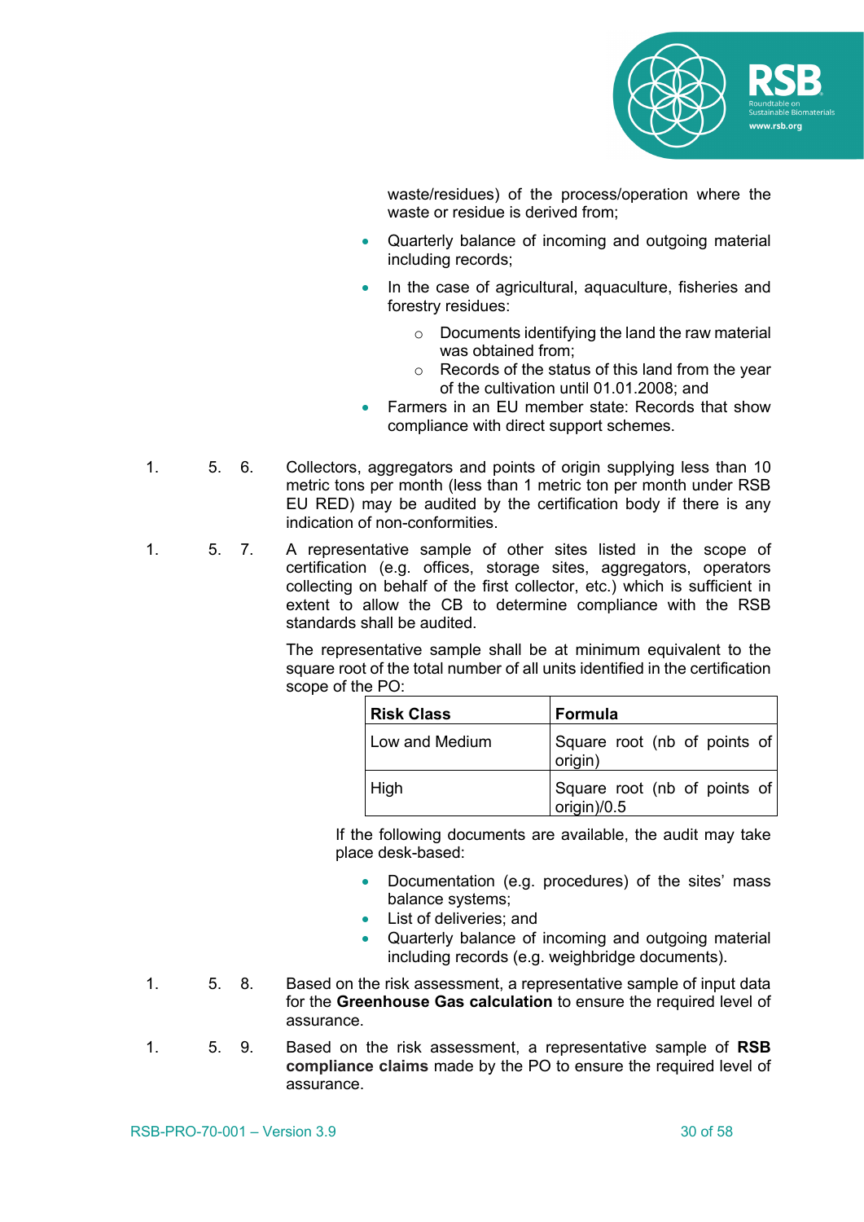waste/residues) of the process/operation where the waste or residue is derived from;

- Quarterly balance of incoming and outgoing material including records;
- In the case of agricultural, aquaculture, fisheries and forestry residues:
  - Documents identifying the land the raw material was obtained from;
  - Records of the status of this land from the year of the cultivation until 01.01.2008; and
- Farmers in an EU member state: Records that show compliance with direct support schemes.

1. 5. 6. Collectors, aggregators and points of origin supplying less than 10 metric tons per month (less than 1 metric ton per month under RSB EU RED) may be audited by the certification body if there is any indication of non-conformities.

1. 5. 7. A representative sample of other sites listed in the scope of certification (e.g. offices, storage sites, aggregators, operators collecting on behalf of the first collector, etc.) which is sufficient in extent to allow the CB to determine compliance with the RSB standards shall be audited.

The representative sample shall be at minimum equivalent to the square root of the total number of all units identified in the certification scope of the PO:

| Risk Class | Formula |
| --- | --- |
| Low and Medium | Square root (nb of points of origin) |
| High | Square root (nb of points of origin)/0.5 |

If the following documents are available, the audit may take place desk-based:

- Documentation (e.g. procedures) of the sites' mass balance systems;
- List of deliveries; and
- Quarterly balance of incoming and outgoing material including records (e.g. weighbridge documents).

1. 5. 8. Based on the risk assessment, a representative sample of input data for the **Greenhouse Gas calculation** to ensure the required level of assurance.

1. 5. 9. Based on the risk assessment, a representative sample of **RSB compliance claims** made by the PO to ensure the required level of assurance.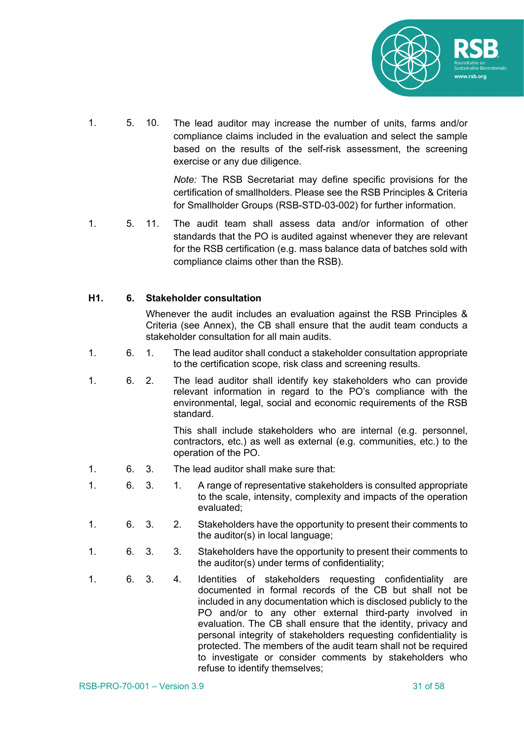1.5.10. The lead auditor may increase the number of units, farms and/or compliance claims included in the evaluation and select the sample based on the results of the self-risk assessment, the screening exercise or any due diligence.

*Note:* The RSB Secretariat may define specific provisions for the certification of smallholders. Please see the RSB Principles & Criteria for Smallholder Groups (RSB-STD-03-002) for further information.

1.5.11. The audit team shall assess data and/or information of other standards that the PO is audited against whenever they are relevant for the RSB certification (e.g. mass balance data of batches sold with compliance claims other than the RSB).

## H1. 6. Stakeholder consultation

Whenever the audit includes an evaluation against the RSB Principles & Criteria (see Annex), the CB shall ensure that the audit team conducts a stakeholder consultation for all main audits.

1.6.1. The lead auditor shall conduct a stakeholder consultation appropriate to the certification scope, risk class and screening results.

1.6.2. The lead auditor shall identify key stakeholders who can provide relevant information in regard to the PO's compliance with the environmental, legal, social and economic requirements of the RSB standard.

This shall include stakeholders who are internal (e.g. personnel, contractors, etc.) as well as external (e.g. communities, etc.) to the operation of the PO.

1.6.3. The lead auditor shall make sure that:

1.6.3.1. A range of representative stakeholders is consulted appropriate to the scale, intensity, complexity and impacts of the operation evaluated;

1.6.3.2. Stakeholders have the opportunity to present their comments to the auditor(s) in local language;

1.6.3.3. Stakeholders have the opportunity to present their comments to the auditor(s) under terms of confidentiality;

1.6.3.4. Identities of stakeholders requesting confidentiality are documented in formal records of the CB but shall not be included in any documentation which is disclosed publicly to the PO and/or to any other external third-party involved in evaluation. The CB shall ensure that the identity, privacy and personal integrity of stakeholders requesting confidentiality is protected. The members of the audit team shall not be required to investigate or consider comments by stakeholders who refuse to identify themselves;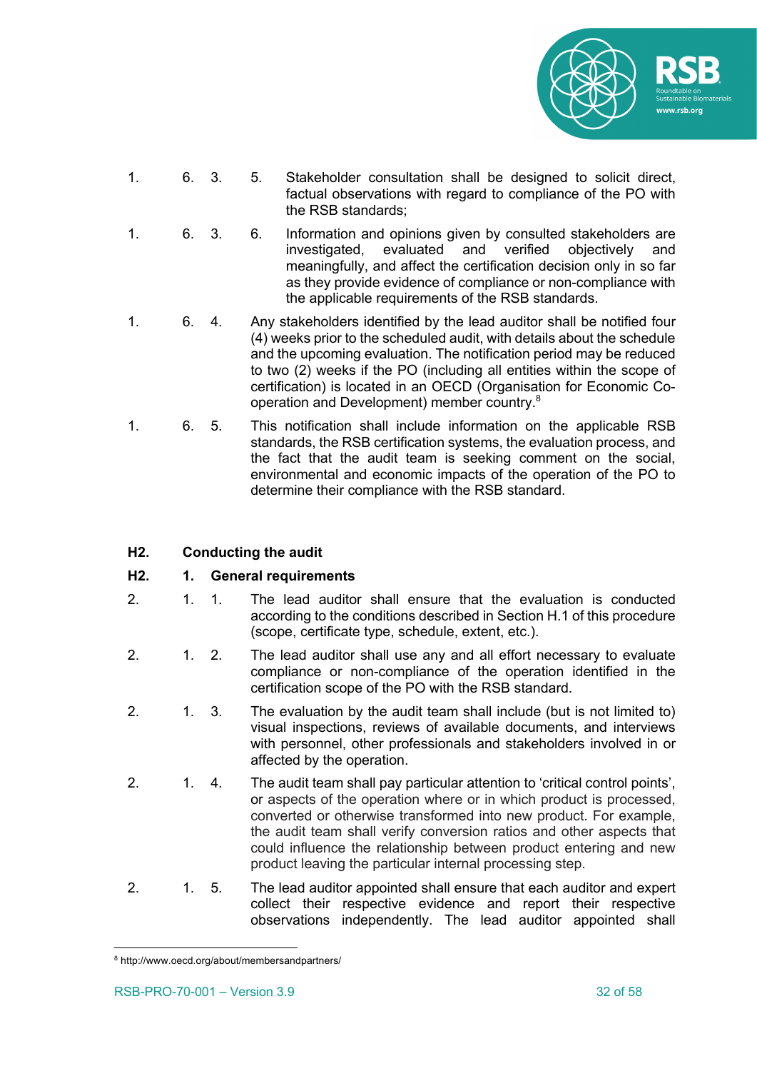1. 6. 3. 5. Stakeholder consultation shall be designed to solicit direct, factual observations with regard to compliance of the PO with the RSB standards;

1. 6. 3. 6. Information and opinions given by consulted stakeholders are investigated, evaluated and verified objectively and meaningfully, and affect the certification decision only in so far as they provide evidence of compliance or non-compliance with the applicable requirements of the RSB standards.

1. 6. 4. Any stakeholders identified by the lead auditor shall be notified four (4) weeks prior to the scheduled audit, with details about the schedule and the upcoming evaluation. The notification period may be reduced to two (2) weeks if the PO (including all entities within the scope of certification) is located in an OECD (Organisation for Economic Co-operation and Development) member country.[8]

1. 6. 5. This notification shall include information on the applicable RSB standards, the RSB certification systems, the evaluation process, and the fact that the audit team is seeking comment on the social, environmental and economic impacts of the operation of the PO to determine their compliance with the RSB standard.

## H2. Conducting the audit

### H2. 1. General requirements

2. 1. 1. The lead auditor shall ensure that the evaluation is conducted according to the conditions described in Section H.1 of this procedure (scope, certificate type, schedule, extent, etc.).

2. 1. 2. The lead auditor shall use any and all effort necessary to evaluate compliance or non-compliance of the operation identified in the certification scope of the PO with the RSB standard.

2. 1. 3. The evaluation by the audit team shall include (but is not limited to) visual inspections, reviews of available documents, and interviews with personnel, other professionals and stakeholders involved in or affected by the operation.

2. 1. 4. The audit team shall pay particular attention to 'critical control points', or aspects of the operation where or in which product is processed, converted or otherwise transformed into new product. For example, the audit team shall verify conversion ratios and other aspects that could influence the relationship between product entering and new product leaving the particular internal processing step.

2. 1. 5. The lead auditor appointed shall ensure that each auditor and expert collect their respective evidence and report their respective observations independently. The lead auditor appointed shall

[8] http://www.oecd.org/about/membersandpartners/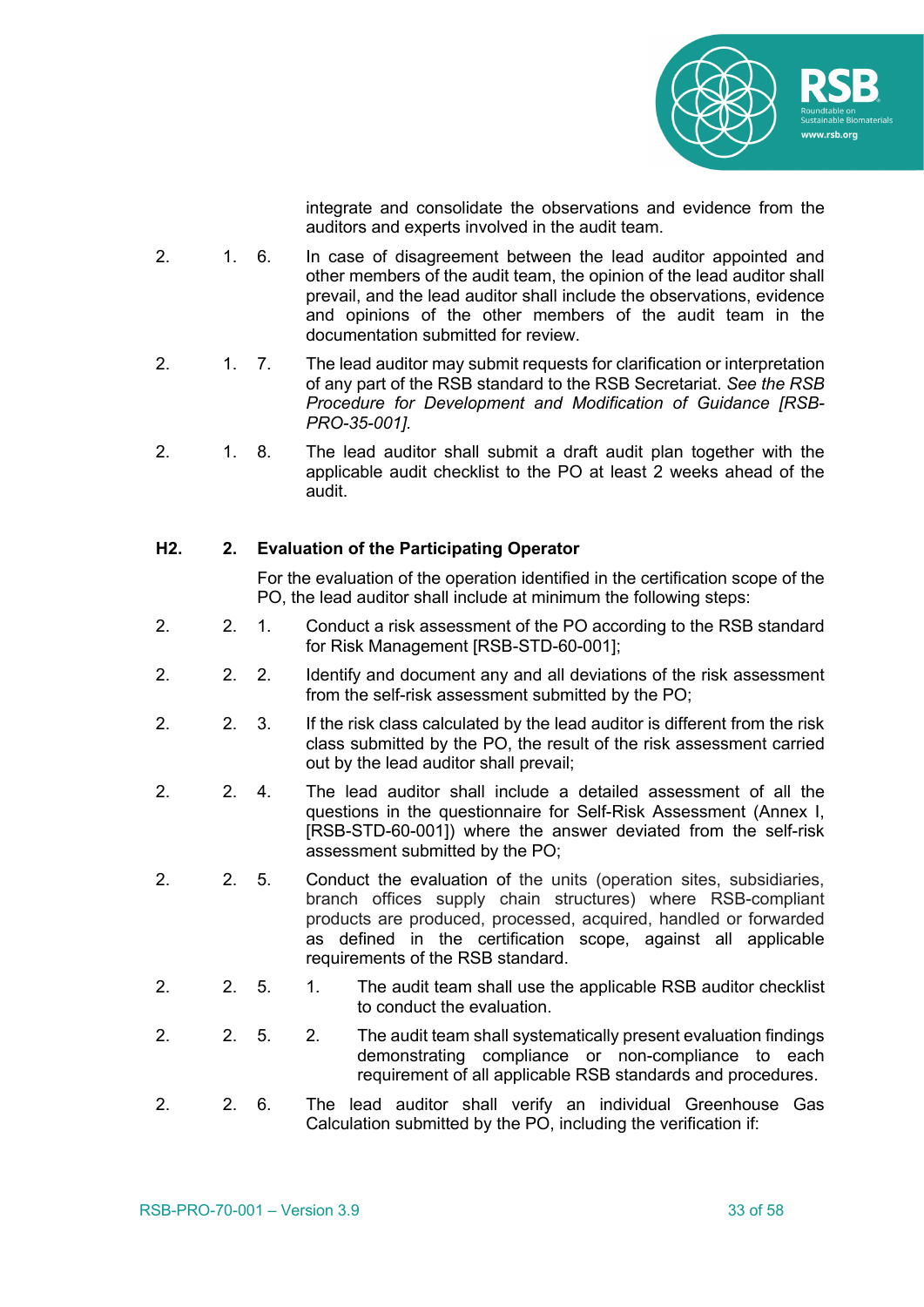integrate and consolidate the observations and evidence from the auditors and experts involved in the audit team.

2.1.6. In case of disagreement between the lead auditor appointed and other members of the audit team, the opinion of the lead auditor shall prevail, and the lead auditor shall include the observations, evidence and opinions of the other members of the audit team in the documentation submitted for review.

2.1.7. The lead auditor may submit requests for clarification or interpretation of any part of the RSB standard to the RSB Secretariat. *See the RSB Procedure for Development and Modification of Guidance [RSB-PRO-35-001].*

2.1.8. The lead auditor shall submit a draft audit plan together with the applicable audit checklist to the PO at least 2 weeks ahead of the audit.

## 2. Evaluation of the Participating Operator

For the evaluation of the operation identified in the certification scope of the PO, the lead auditor shall include at minimum the following steps:

2.2.1. Conduct a risk assessment of the PO according to the RSB standard for Risk Management [RSB-STD-60-001];

2.2.2. Identify and document any and all deviations of the risk assessment from the self-risk assessment submitted by the PO;

2.2.3. If the risk class calculated by the lead auditor is different from the risk class submitted by the PO, the result of the risk assessment carried out by the lead auditor shall prevail;

2.2.4. The lead auditor shall include a detailed assessment of all the questions in the questionnaire for Self-Risk Assessment (Annex I, [RSB-STD-60-001]) where the answer deviated from the self-risk assessment submitted by the PO;

2.2.5. Conduct the evaluation of the units (operation sites, subsidiaries, branch offices supply chain structures) where RSB-compliant products are produced, processed, acquired, handled or forwarded as defined in the certification scope, against all applicable requirements of the RSB standard.

2.2.5.1. The audit team shall use the applicable RSB auditor checklist to conduct the evaluation.

2.2.5.2. The audit team shall systematically present evaluation findings demonstrating compliance or non-compliance to each requirement of all applicable RSB standards and procedures.

2.2.6. The lead auditor shall verify an individual Greenhouse Gas Calculation submitted by the PO, including the verification if: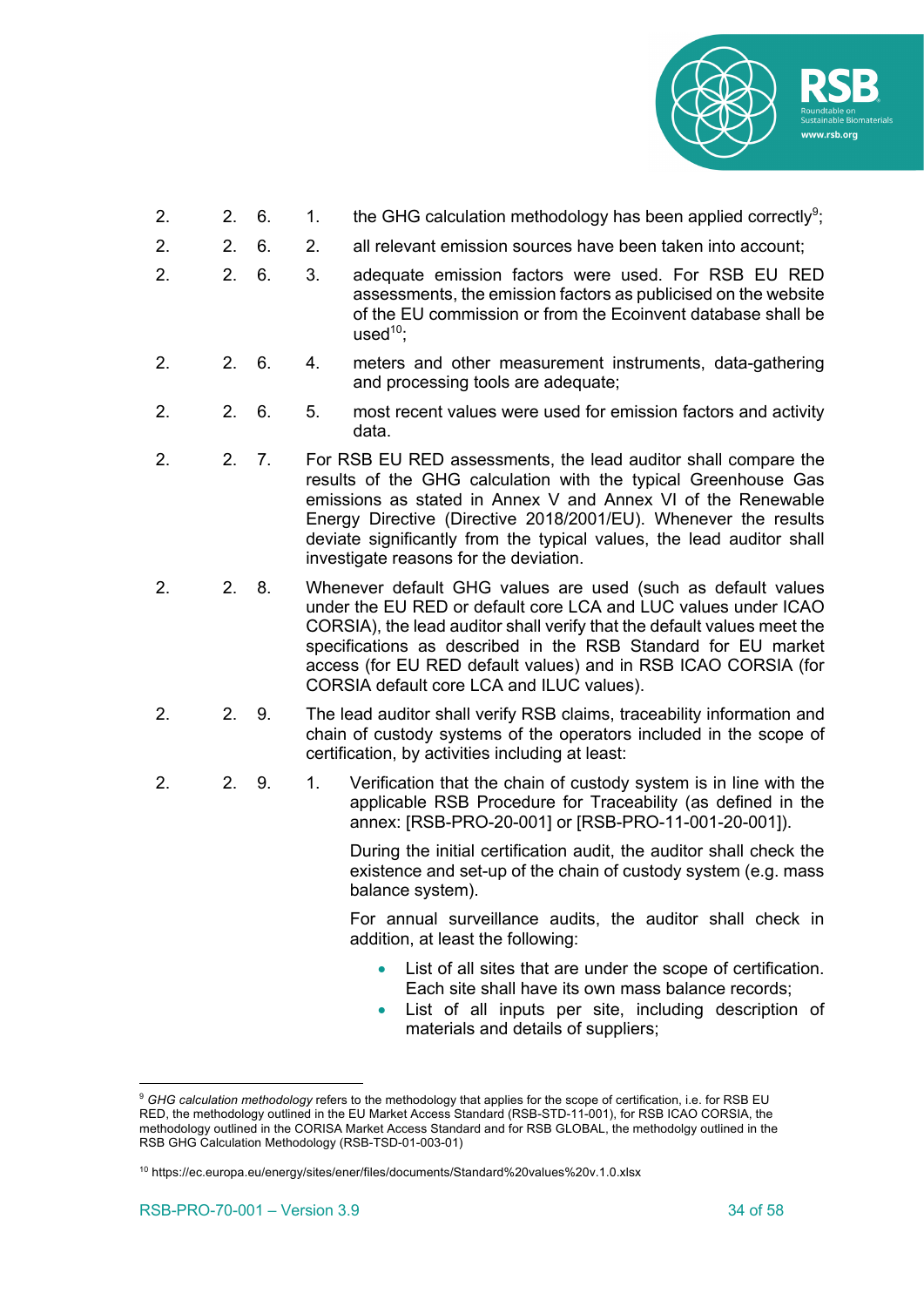2.2.6.1. the GHG calculation methodology has been applied correctly[9];

2.2.6.2. all relevant emission sources have been taken into account;

2.2.6.3. adequate emission factors were used. For RSB EU RED assessments, the emission factors as publicised on the website of the EU commission or from the Ecoinvent database shall be used[10];

2.2.6.4. meters and other measurement instruments, data-gathering and processing tools are adequate;

2.2.6.5. most recent values were used for emission factors and activity data.

2.2.7. For RSB EU RED assessments, the lead auditor shall compare the results of the GHG calculation with the typical Greenhouse Gas emissions as stated in Annex V and Annex VI of the Renewable Energy Directive (Directive 2018/2001/EU). Whenever the results deviate significantly from the typical values, the lead auditor shall investigate reasons for the deviation.

2.2.8. Whenever default GHG values are used (such as default values under the EU RED or default core LCA and LUC values under ICAO CORSIA), the lead auditor shall verify that the default values meet the specifications as described in the RSB Standard for EU market access (for EU RED default values) and in RSB ICAO CORSIA (for CORSIA default core LCA and ILUC values).

2.2.9. The lead auditor shall verify RSB claims, traceability information and chain of custody systems of the operators included in the scope of certification, by activities including at least:

2.2.9.1. Verification that the chain of custody system is in line with the applicable RSB Procedure for Traceability (as defined in the annex: [RSB-PRO-20-001] or [RSB-PRO-11-001-20-001]).

During the initial certification audit, the auditor shall check the existence and set-up of the chain of custody system (e.g. mass balance system).

For annual surveillance audits, the auditor shall check in addition, at least the following:

- List of all sites that are under the scope of certification. Each site shall have its own mass balance records;
- List of all inputs per site, including description of materials and details of suppliers;

---

[9] *GHG calculation methodology* refers to the methodology that applies for the scope of certification, i.e. for RSB EU RED, the methodology outlined in the EU Market Access Standard (RSB-STD-11-001), for RSB ICAO CORSIA, the methodology outlined in the CORISA Market Access Standard and for RSB GLOBAL, the methodolgy outlined in the RSB GHG Calculation Methodology (RSB-TSD-01-003-01)

[10] https://ec.europa.eu/energy/sites/ener/files/documents/Standard%20values%20v.1.0.xlsx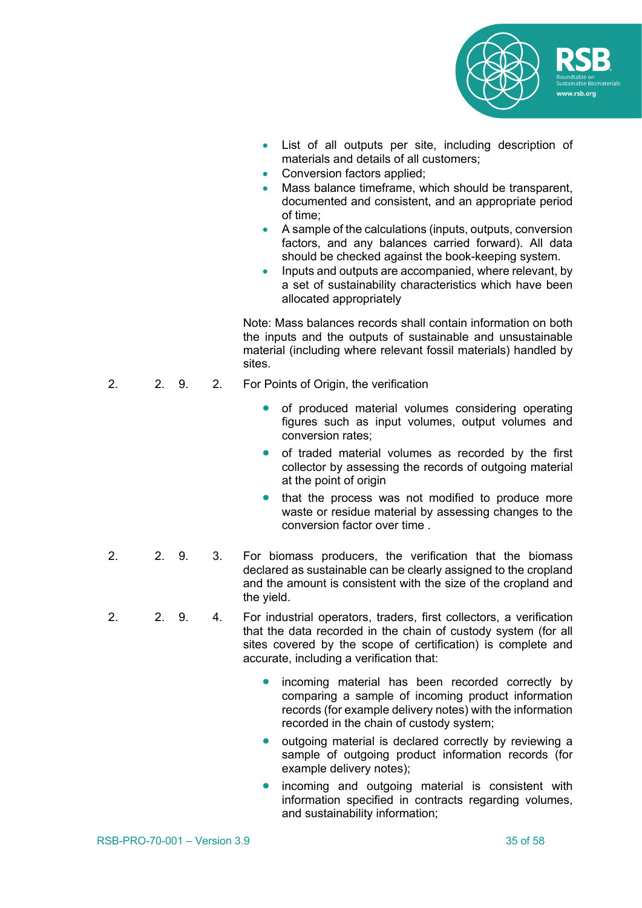- List of all outputs per site, including description of materials and details of all customers;
- Conversion factors applied;
- Mass balance timeframe, which should be transparent, documented and consistent, and an appropriate period of time;
- A sample of the calculations (inputs, outputs, conversion factors, and any balances carried forward). All data should be checked against the book-keeping system.
- Inputs and outputs are accompanied, where relevant, by a set of sustainability characteristics which have been allocated appropriately

Note: Mass balances records shall contain information on both the inputs and the outputs of sustainable and unsustainable material (including where relevant fossil materials) handled by sites.

2. 2. 9. 2. For Points of Origin, the verification

- of produced material volumes considering operating figures such as input volumes, output volumes and conversion rates;
- of traded material volumes as recorded by the first collector by assessing the records of outgoing material at the point of origin
- that the process was not modified to produce more waste or residue material by assessing changes to the conversion factor over time .

2. 2. 9. 3. For biomass producers, the verification that the biomass declared as sustainable can be clearly assigned to the cropland and the amount is consistent with the size of the cropland and the yield.

2. 2. 9. 4. For industrial operators, traders, first collectors, a verification that the data recorded in the chain of custody system (for all sites covered by the scope of certification) is complete and accurate, including a verification that:

- incoming material has been recorded correctly by comparing a sample of incoming product information records (for example delivery notes) with the information recorded in the chain of custody system;
- outgoing material is declared correctly by reviewing a sample of outgoing product information records (for example delivery notes);
- incoming and outgoing material is consistent with information specified in contracts regarding volumes, and sustainability information;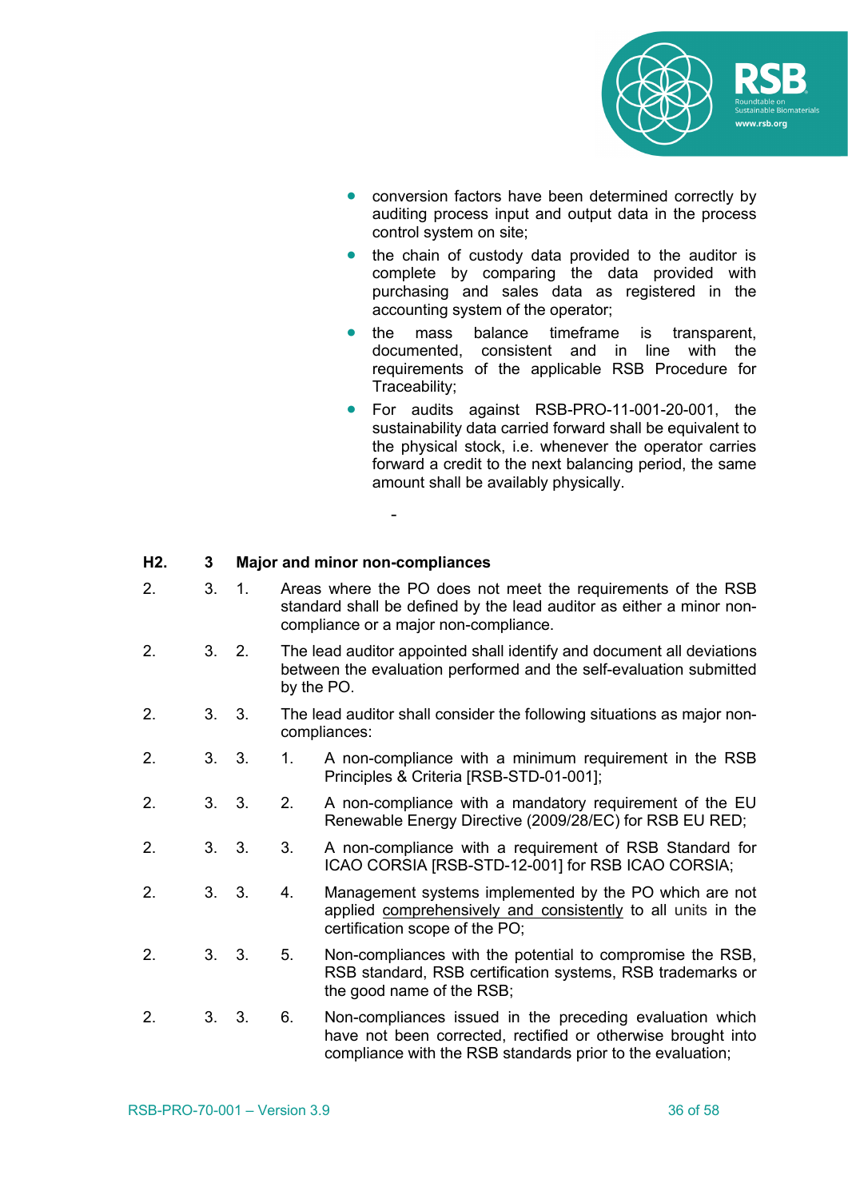- conversion factors have been determined correctly by auditing process input and output data in the process control system on site;
- the chain of custody data provided to the auditor is complete by comparing the data provided with purchasing and sales data as registered in the accounting system of the operator;
- the mass balance timeframe is transparent, documented, consistent and in line with the requirements of the applicable RSB Procedure for Traceability;
- For audits against RSB-PRO-11-001-20-001, the sustainability data carried forward shall be equivalent to the physical stock, i.e. whenever the operator carries forward a credit to the next balancing period, the same amount shall be availably physically.

-

## 3 Major and minor non-compliances

3.1. Areas where the PO does not meet the requirements of the RSB standard shall be defined by the lead auditor as either a minor non-compliance or a major non-compliance.

3.2. The lead auditor appointed shall identify and document all deviations between the evaluation performed and the self-evaluation submitted by the PO.

3.3. The lead auditor shall consider the following situations as major non-compliances:

3.3.1. A non-compliance with a minimum requirement in the RSB Principles & Criteria [RSB-STD-01-001];

3.3.2. A non-compliance with a mandatory requirement of the EU Renewable Energy Directive (2009/28/EC) for RSB EU RED;

3.3.3. A non-compliance with a requirement of RSB Standard for ICAO CORSIA [RSB-STD-12-001] for RSB ICAO CORSIA;

3.3.4. Management systems implemented by the PO which are not applied comprehensively and consistently to all units in the certification scope of the PO;

3.3.5. Non-compliances with the potential to compromise the RSB, RSB standard, RSB certification systems, RSB trademarks or the good name of the RSB;

3.3.6. Non-compliances issued in the preceding evaluation which have not been corrected, rectified or otherwise brought into compliance with the RSB standards prior to the evaluation;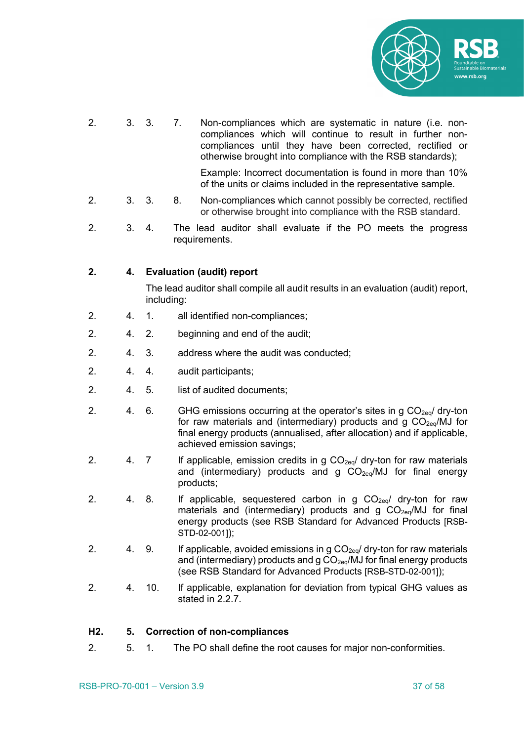2.3.3.7. Non-compliances which are systematic in nature (i.e. non-compliances which will continue to result in further non-compliances until they have been corrected, rectified or otherwise brought into compliance with the RSB standards);

Example: Incorrect documentation is found in more than 10% of the units or claims included in the representative sample.

2.3.3.8. Non-compliances which cannot possibly be corrected, rectified or otherwise brought into compliance with the RSB standard.

2.3.4. The lead auditor shall evaluate if the PO meets the progress requirements.

## 2.4. Evaluation (audit) report

The lead auditor shall compile all audit results in an evaluation (audit) report, including:

2.4.1. all identified non-compliances;

2.4.2. beginning and end of the audit;

2.4.3. address where the audit was conducted;

2.4.4. audit participants;

2.4.5. list of audited documents;

2.4.6. GHG emissions occurring at the operator's sites in g $CO_{2eq}$/ dry-ton for raw materials and (intermediary) products and g $CO_{2eq}$/MJ for final energy products (annualised, after allocation) and if applicable, achieved emission savings;

2.4.7 If applicable, emission credits in g $CO_{2eq}$/ dry-ton for raw materials and (intermediary) products and g $CO_{2eq}$/MJ for final energy products;

2.4.8. If applicable, sequestered carbon in g $CO_{2eq}$/ dry-ton for raw materials and (intermediary) products and g $CO_{2eq}$/MJ for final energy products (see RSB Standard for Advanced Products [RSB-STD-02-001]);

2.4.9. If applicable, avoided emissions in g $CO_{2eq}$/ dry-ton for raw materials and (intermediary) products and g $CO_{2eq}$/MJ for final energy products (see RSB Standard for Advanced Products [RSB-STD-02-001]);

2.4.10. If applicable, explanation for deviation from typical GHG values as stated in 2.2.7.

## H2.5. Correction of non-compliances

2.5.1. The PO shall define the root causes for major non-conformities.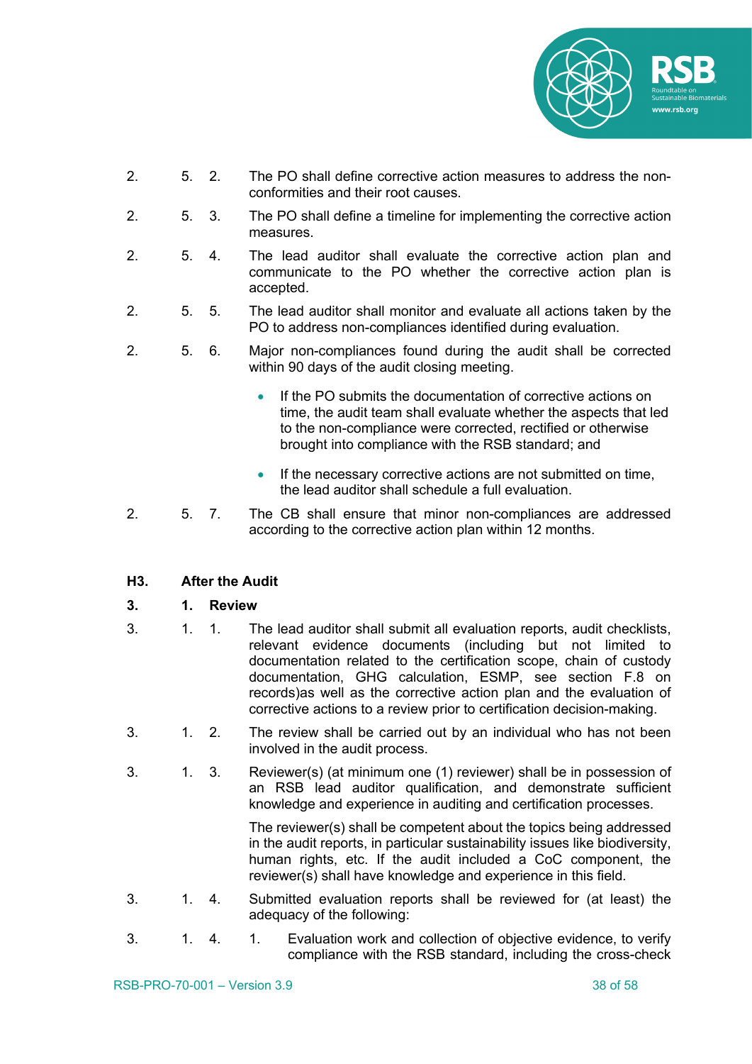2.5.2. The PO shall define corrective action measures to address the non-conformities and their root causes.

2.5.3. The PO shall define a timeline for implementing the corrective action measures.

2.5.4. The lead auditor shall evaluate the corrective action plan and communicate to the PO whether the corrective action plan is accepted.

2.5.5. The lead auditor shall monitor and evaluate all actions taken by the PO to address non-compliances identified during evaluation.

2.5.6. Major non-compliances found during the audit shall be corrected within 90 days of the audit closing meeting.

- If the PO submits the documentation of corrective actions on time, the audit team shall evaluate whether the aspects that led to the non-compliance were corrected, rectified or otherwise brought into compliance with the RSB standard; and
- If the necessary corrective actions are not submitted on time, the lead auditor shall schedule a full evaluation.

2.5.7. The CB shall ensure that minor non-compliances are addressed according to the corrective action plan within 12 months.

### H3. After the Audit

#### 3.1. Review

3.1.1. The lead auditor shall submit all evaluation reports, audit checklists, relevant evidence documents (including but not limited to documentation related to the certification scope, chain of custody documentation, GHG calculation, ESMP, see section F.8 on records)as well as the corrective action plan and the evaluation of corrective actions to a review prior to certification decision-making.

3.1.2. The review shall be carried out by an individual who has not been involved in the audit process.

3.1.3. Reviewer(s) (at minimum one (1) reviewer) shall be in possession of an RSB lead auditor qualification, and demonstrate sufficient knowledge and experience in auditing and certification processes.

The reviewer(s) shall be competent about the topics being addressed in the audit reports, in particular sustainability issues like biodiversity, human rights, etc. If the audit included a CoC component, the reviewer(s) shall have knowledge and experience in this field.

3.1.4. Submitted evaluation reports shall be reviewed for (at least) the adequacy of the following:

3.1.4.1. Evaluation work and collection of objective evidence, to verify compliance with the RSB standard, including the cross-check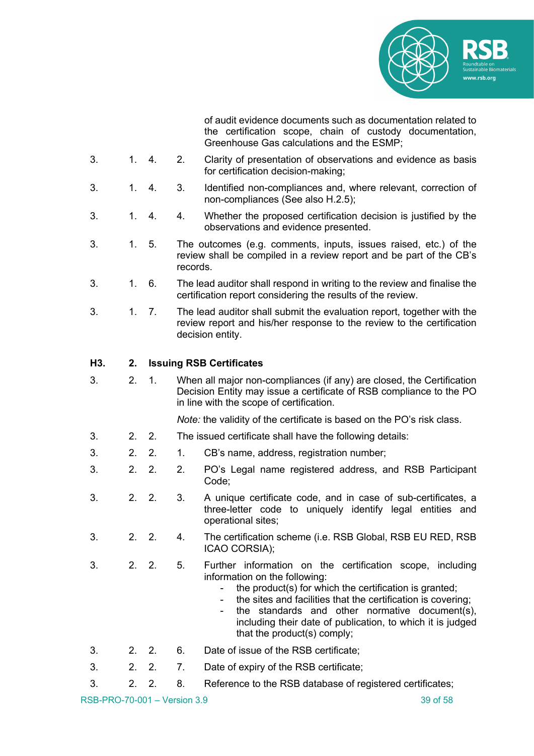of audit evidence documents such as documentation related to the certification scope, chain of custody documentation, Greenhouse Gas calculations and the ESMP;

3.1.4.2. Clarity of presentation of observations and evidence as basis for certification decision-making;

3.1.4.3. Identified non-compliances and, where relevant, correction of non-compliances (See also H.2.5);

3.1.4.4. Whether the proposed certification decision is justified by the observations and evidence presented.

3.1.5. The outcomes (e.g. comments, inputs, issues raised, etc.) of the review shall be compiled in a review report and be part of the CB's records.

3.1.6. The lead auditor shall respond in writing to the review and finalise the certification report considering the results of the review.

3.1.7. The lead auditor shall submit the evaluation report, together with the review report and his/her response to the review to the certification decision entity.

### H3.2. Issuing RSB Certificates

3.2.1. When all major non-compliances (if any) are closed, the Certification Decision Entity may issue a certificate of RSB compliance to the PO in line with the scope of certification.

*Note:* the validity of the certificate is based on the PO's risk class.

3.2.2. The issued certificate shall have the following details:

3.2.2.1. CB's name, address, registration number;

3.2.2.2. PO's Legal name registered address, and RSB Participant Code;

3.2.2.3. A unique certificate code, and in case of sub-certificates, a three-letter code to uniquely identify legal entities and operational sites;

3.2.2.4. The certification scheme (i.e. RSB Global, RSB EU RED, RSB ICAO CORSIA);

3.2.2.5. Further information on the certification scope, including information on the following:

- the product(s) for which the certification is granted;
- the sites and facilities that the certification is covering;
- the standards and other normative document(s), including their date of publication, to which it is judged that the product(s) comply;

3.2.2.6. Date of issue of the RSB certificate;

3.2.2.7. Date of expiry of the RSB certificate;

3.2.2.8. Reference to the RSB database of registered certificates;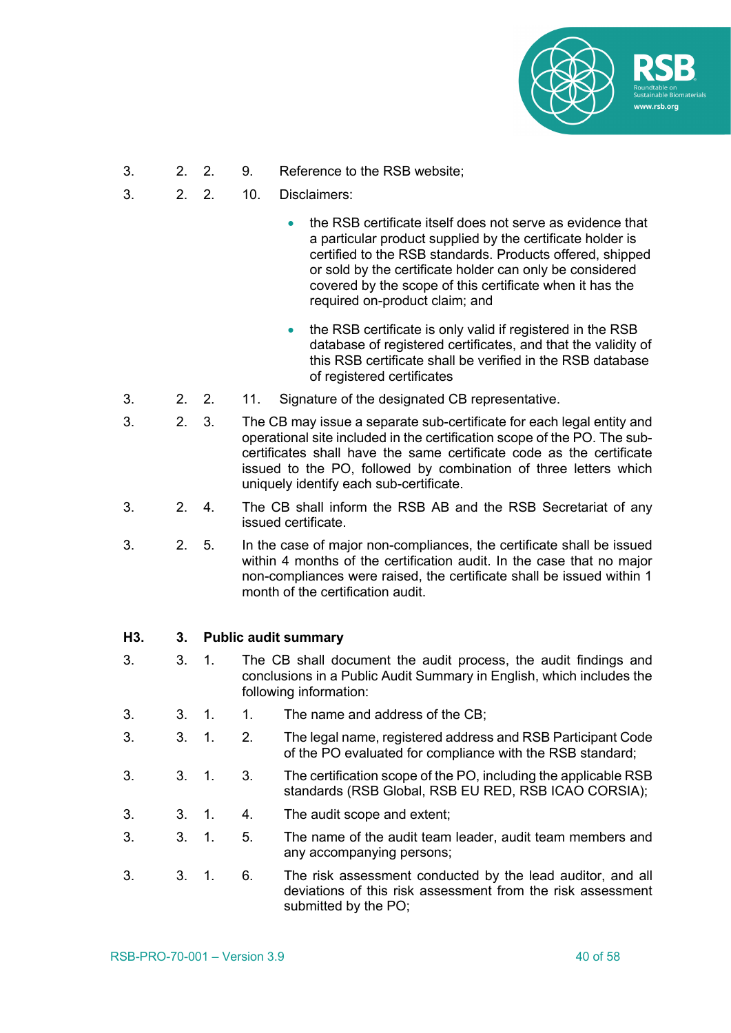3.2.2.9. Reference to the RSB website;

3.2.2.10. Disclaimers:

- the RSB certificate itself does not serve as evidence that a particular product supplied by the certificate holder is certified to the RSB standards. Products offered, shipped or sold by the certificate holder can only be considered covered by the scope of this certificate when it has the required on-product claim; and
- the RSB certificate is only valid if registered in the RSB database of registered certificates, and that the validity of this RSB certificate shall be verified in the RSB database of registered certificates

3.2.2.11. Signature of the designated CB representative.

3.2.3. The CB may issue a separate sub-certificate for each legal entity and operational site included in the certification scope of the PO. The sub-certificates shall have the same certificate code as the certificate issued to the PO, followed by combination of three letters which uniquely identify each sub-certificate.

3.2.4. The CB shall inform the RSB AB and the RSB Secretariat of any issued certificate.

3.2.5. In the case of major non-compliances, the certificate shall be issued within 4 months of the certification audit. In the case that no major non-compliances were raised, the certificate shall be issued within 1 month of the certification audit.

### H3.3. Public audit summary

3.3.1. The CB shall document the audit process, the audit findings and conclusions in a Public Audit Summary in English, which includes the following information:

3.3.1.1. The name and address of the CB;

3.3.1.2. The legal name, registered address and RSB Participant Code of the PO evaluated for compliance with the RSB standard;

3.3.1.3. The certification scope of the PO, including the applicable RSB standards (RSB Global, RSB EU RED, RSB ICAO CORSIA);

3.3.1.4. The audit scope and extent;

3.3.1.5. The name of the audit team leader, audit team members and any accompanying persons;

3.3.1.6. The risk assessment conducted by the lead auditor, and all deviations of this risk assessment from the risk assessment submitted by the PO;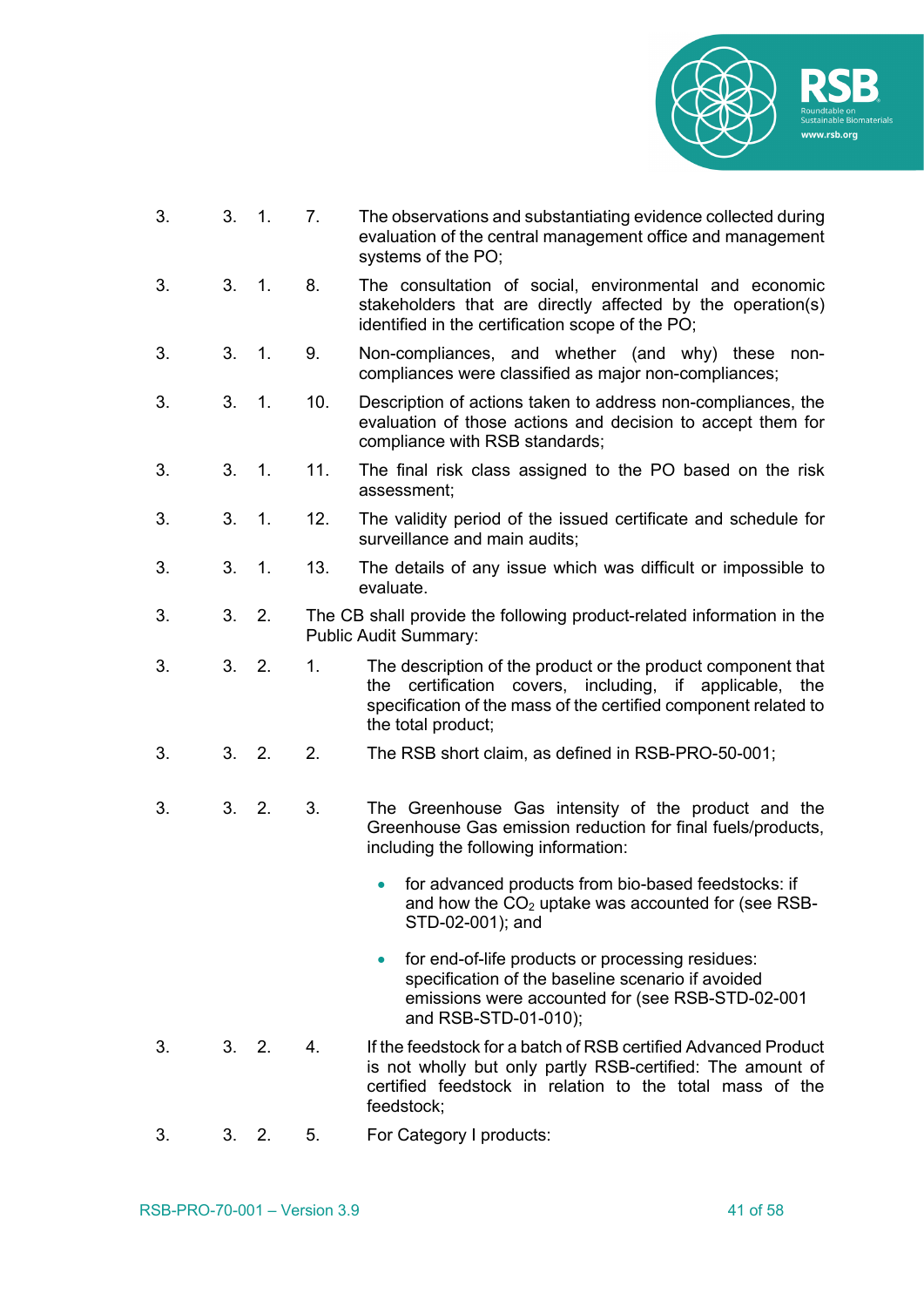3.3.1.7. The observations and substantiating evidence collected during evaluation of the central management office and management systems of the PO;

3.3.1.8. The consultation of social, environmental and economic stakeholders that are directly affected by the operation(s) identified in the certification scope of the PO;

3.3.1.9. Non-compliances, and whether (and why) these non-compliances were classified as major non-compliances;

3.3.1.10. Description of actions taken to address non-compliances, the evaluation of those actions and decision to accept them for compliance with RSB standards;

3.3.1.11. The final risk class assigned to the PO based on the risk assessment;

3.3.1.12. The validity period of the issued certificate and schedule for surveillance and main audits;

3.3.1.13. The details of any issue which was difficult or impossible to evaluate.

3.3.2. The CB shall provide the following product-related information in the Public Audit Summary:

3.3.2.1. The description of the product or the product component that the certification covers, including, if applicable, the specification of the mass of the certified component related to the total product;

3.3.2.2. The RSB short claim, as defined in RSB-PRO-50-001;

3.3.2.3. The Greenhouse Gas intensity of the product and the Greenhouse Gas emission reduction for final fuels/products, including the following information:

- for advanced products from bio-based feedstocks: if and how the $CO_2$ uptake was accounted for (see RSB-STD-02-001); and
- for end-of-life products or processing residues: specification of the baseline scenario if avoided emissions were accounted for (see RSB-STD-02-001 and RSB-STD-01-010);

3.3.2.4. If the feedstock for a batch of RSB certified Advanced Product is not wholly but only partly RSB-certified: The amount of certified feedstock in relation to the total mass of the feedstock;

3.3.2.5. For Category I products: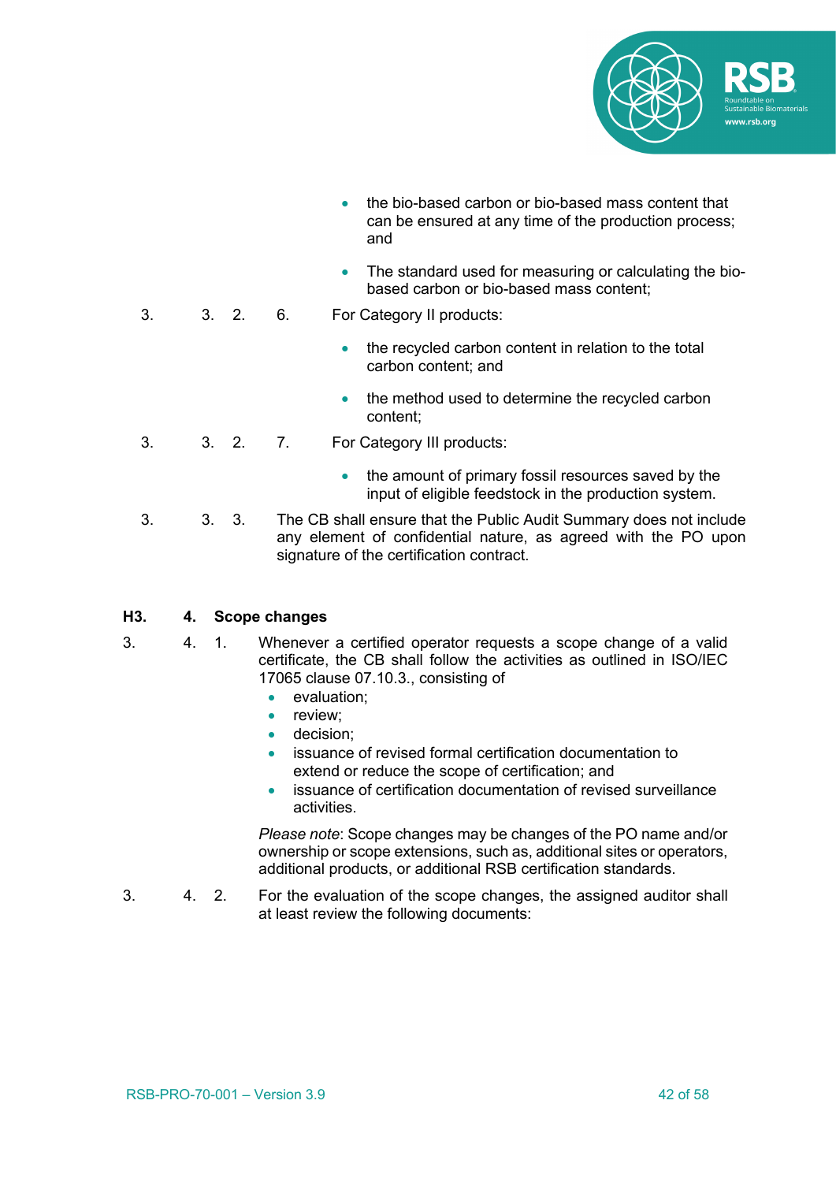- the bio-based carbon or bio-based mass content that can be ensured at any time of the production process; and
- The standard used for measuring or calculating the bio-based carbon or bio-based mass content;

3. 3. 2. 6. For Category II products:

- the recycled carbon content in relation to the total carbon content; and
- the method used to determine the recycled carbon content;

3. 3. 2. 7. For Category III products:

- the amount of primary fossil resources saved by the input of eligible feedstock in the production system.

3. 3. 3. The CB shall ensure that the Public Audit Summary does not include any element of confidential nature, as agreed with the PO upon signature of the certification contract.

### H3. 4. Scope changes

3. 4. 1. Whenever a certified operator requests a scope change of a valid certificate, the CB shall follow the activities as outlined in ISO/IEC 17065 clause 07.10.3., consisting of

- evaluation;
- review;
- decision;
- issuance of revised formal certification documentation to extend or reduce the scope of certification; and
- issuance of certification documentation of revised surveillance activities.

*Please note*: Scope changes may be changes of the PO name and/or ownership or scope extensions, such as, additional sites or operators, additional products, or additional RSB certification standards.

3. 4. 2. For the evaluation of the scope changes, the assigned auditor shall at least review the following documents: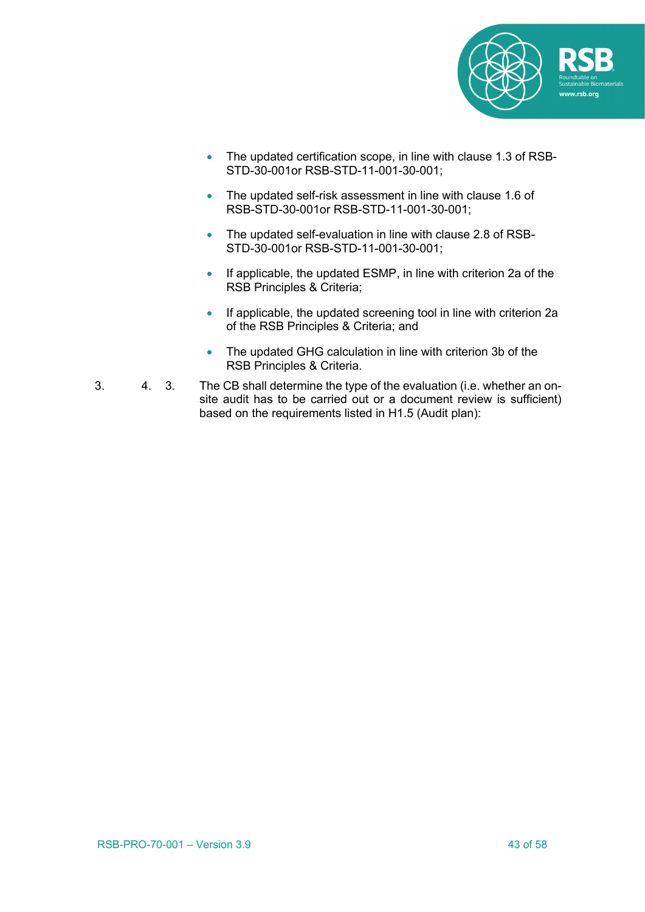- The updated certification scope, in line with clause 1.3 of RSB-STD-30-001or RSB-STD-11-001-30-001;
- The updated self-risk assessment in line with clause 1.6 of RSB-STD-30-001or RSB-STD-11-001-30-001;
- The updated self-evaluation in line with clause 2.8 of RSB-STD-30-001or RSB-STD-11-001-30-001;
- If applicable, the updated ESMP, in line with criterion 2a of the RSB Principles & Criteria;
- If applicable, the updated screening tool in line with criterion 2a of the RSB Principles & Criteria; and
- The updated GHG calculation in line with criterion 3b of the RSB Principles & Criteria.

3. 4. 3. The CB shall determine the type of the evaluation (i.e. whether an on-site audit has to be carried out or a document review is sufficient) based on the requirements listed in H1.5 (Audit plan):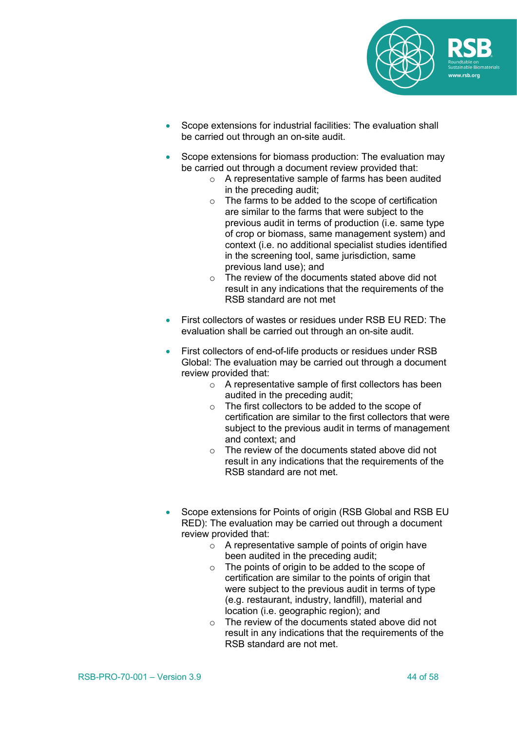- Scope extensions for industrial facilities: The evaluation shall be carried out through an on-site audit.

- Scope extensions for biomass production: The evaluation may be carried out through a document review provided that:
  - A representative sample of farms has been audited in the preceding audit;
  - The farms to be added to the scope of certification are similar to the farms that were subject to the previous audit in terms of production (i.e. same type of crop or biomass, same management system) and context (i.e. no additional specialist studies identified in the screening tool, same jurisdiction, same previous land use); and
  - The review of the documents stated above did not result in any indications that the requirements of the RSB standard are not met

- First collectors of wastes or residues under RSB EU RED: The evaluation shall be carried out through an on-site audit.

- First collectors of end-of-life products or residues under RSB Global: The evaluation may be carried out through a document review provided that:
  - A representative sample of first collectors has been audited in the preceding audit;
  - The first collectors to be added to the scope of certification are similar to the first collectors that were subject to the previous audit in terms of management and context; and
  - The review of the documents stated above did not result in any indications that the requirements of the RSB standard are not met.

- Scope extensions for Points of origin (RSB Global and RSB EU RED): The evaluation may be carried out through a document review provided that:
  - A representative sample of points of origin have been audited in the preceding audit;
  - The points of origin to be added to the scope of certification are similar to the points of origin that were subject to the previous audit in terms of type (e.g. restaurant, industry, landfill), material and location (i.e. geographic region); and
  - The review of the documents stated above did not result in any indications that the requirements of the RSB standard are not met.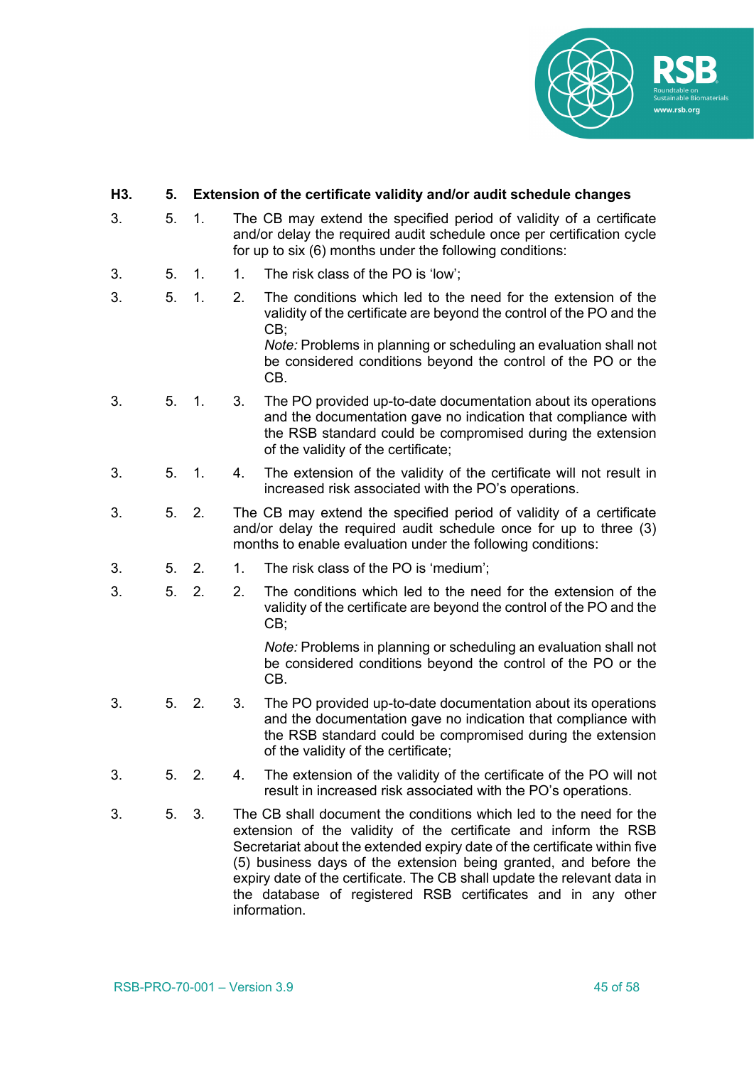**H3. 5. Extension of the certificate validity and/or audit schedule changes**

3. 5. 1. The CB may extend the specified period of validity of a certificate and/or delay the required audit schedule once per certification cycle for up to six (6) months under the following conditions:

3. 5. 1. 1. The risk class of the PO is 'low';

3. 5. 1. 2. The conditions which led to the need for the extension of the validity of the certificate are beyond the control of the PO and the CB;
*Note:* Problems in planning or scheduling an evaluation shall not be considered conditions beyond the control of the PO or the CB.

3. 5. 1. 3. The PO provided up-to-date documentation about its operations and the documentation gave no indication that compliance with the RSB standard could be compromised during the extension of the validity of the certificate;

3. 5. 1. 4. The extension of the validity of the certificate will not result in increased risk associated with the PO's operations.

3. 5. 2. The CB may extend the specified period of validity of a certificate and/or delay the required audit schedule once for up to three (3) months to enable evaluation under the following conditions:

3. 5. 2. 1. The risk class of the PO is 'medium';

3. 5. 2. 2. The conditions which led to the need for the extension of the validity of the certificate are beyond the control of the PO and the CB;

*Note:* Problems in planning or scheduling an evaluation shall not be considered conditions beyond the control of the PO or the CB.

3. 5. 2. 3. The PO provided up-to-date documentation about its operations and the documentation gave no indication that compliance with the RSB standard could be compromised during the extension of the validity of the certificate;

3. 5. 2. 4. The extension of the validity of the certificate of the PO will not result in increased risk associated with the PO's operations.

3. 5. 3. The CB shall document the conditions which led to the need for the extension of the validity of the certificate and inform the RSB Secretariat about the extended expiry date of the certificate within five (5) business days of the extension being granted, and before the expiry date of the certificate. The CB shall update the relevant data in the database of registered RSB certificates and in any other information.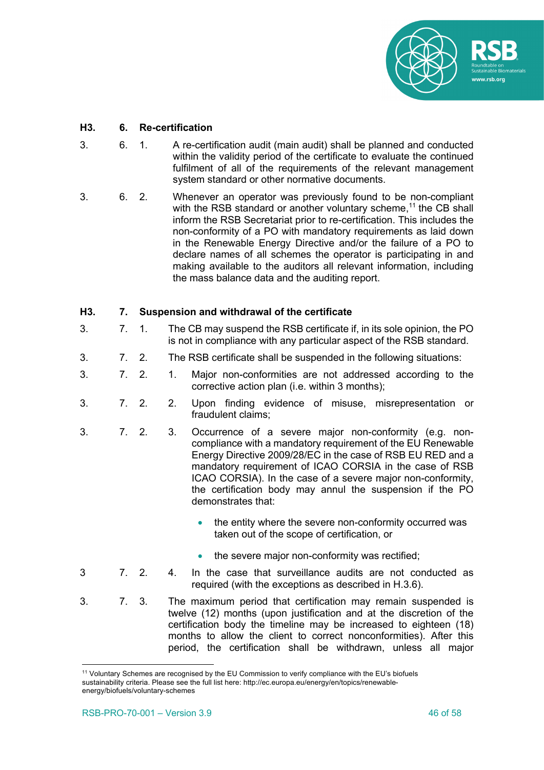### H3. 6. Re-certification

3. 6. 1. A re-certification audit (main audit) shall be planned and conducted within the validity period of the certificate to evaluate the continued fulfilment of all of the requirements of the relevant management system standard or other normative documents.

3. 6. 2. Whenever an operator was previously found to be non-compliant with the RSB standard or another voluntary scheme,[11] the CB shall inform the RSB Secretariat prior to re-certification. This includes the non-conformity of a PO with mandatory requirements as laid down in the Renewable Energy Directive and/or the failure of a PO to declare names of all schemes the operator is participating in and making available to the auditors all relevant information, including the mass balance data and the auditing report.

### H3. 7. Suspension and withdrawal of the certificate

3. 7. 1. The CB may suspend the RSB certificate if, in its sole opinion, the PO is not in compliance with any particular aspect of the RSB standard.

3. 7. 2. The RSB certificate shall be suspended in the following situations:

3. 7. 2. 1. Major non-conformities are not addressed according to the corrective action plan (i.e. within 3 months);

3. 7. 2. 2. Upon finding evidence of misuse, misrepresentation or fraudulent claims;

3. 7. 2. 3. Occurrence of a severe major non-conformity (e.g. non-compliance with a mandatory requirement of the EU Renewable Energy Directive 2009/28/EC in the case of RSB EU RED and a mandatory requirement of ICAO CORSIA in the case of RSB ICAO CORSIA). In the case of a severe major non-conformity, the certification body may annul the suspension if the PO demonstrates that:

- the entity where the severe non-conformity occurred was taken out of the scope of certification, or
- the severe major non-conformity was rectified;

3 7. 2. 4. In the case that surveillance audits are not conducted as required (with the exceptions as described in H.3.6).

3. 7. 3. The maximum period that certification may remain suspended is twelve (12) months (upon justification and at the discretion of the certification body the timeline may be increased to eighteen (18) months to allow the client to correct nonconformities). After this period, the certification shall be withdrawn, unless all major

[11] Voluntary Schemes are recognised by the EU Commission to verify compliance with the EU's biofuels sustainability criteria. Please see the full list here: http://ec.europa.eu/energy/en/topics/renewable-energy/biofuels/voluntary-schemes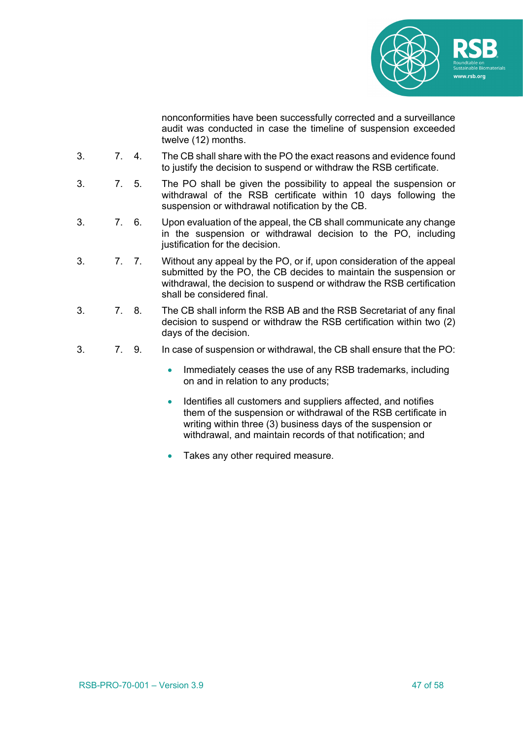nonconformities have been successfully corrected and a surveillance audit was conducted in case the timeline of suspension exceeded twelve (12) months.

3. 7. 4. The CB shall share with the PO the exact reasons and evidence found to justify the decision to suspend or withdraw the RSB certificate.

3. 7. 5. The PO shall be given the possibility to appeal the suspension or withdrawal of the RSB certificate within 10 days following the suspension or withdrawal notification by the CB.

3. 7. 6. Upon evaluation of the appeal, the CB shall communicate any change in the suspension or withdrawal decision to the PO, including justification for the decision.

3. 7. 7. Without any appeal by the PO, or if, upon consideration of the appeal submitted by the PO, the CB decides to maintain the suspension or withdrawal, the decision to suspend or withdraw the RSB certification shall be considered final.

3. 7. 8. The CB shall inform the RSB AB and the RSB Secretariat of any final decision to suspend or withdraw the RSB certification within two (2) days of the decision.

3. 7. 9. In case of suspension or withdrawal, the CB shall ensure that the PO:

- Immediately ceases the use of any RSB trademarks, including on and in relation to any products;
- Identifies all customers and suppliers affected, and notifies them of the suspension or withdrawal of the RSB certificate in writing within three (3) business days of the suspension or withdrawal, and maintain records of that notification; and
- Takes any other required measure.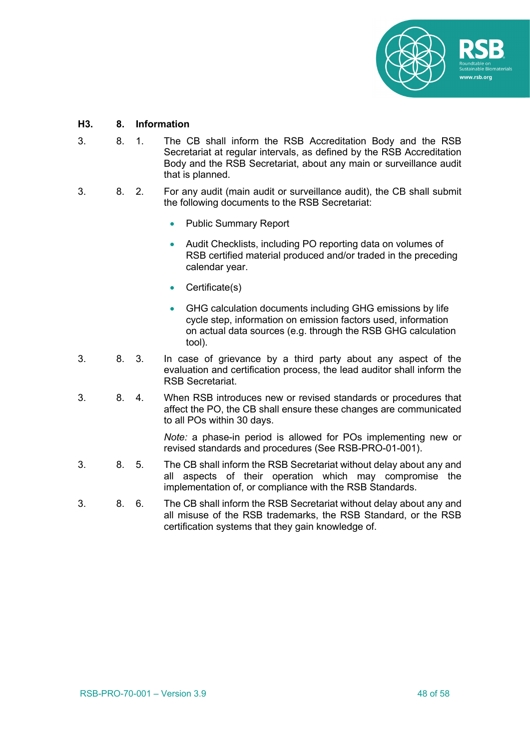### H3. 8. Information

3. 8. 1. The CB shall inform the RSB Accreditation Body and the RSB Secretariat at regular intervals, as defined by the RSB Accreditation Body and the RSB Secretariat, about any main or surveillance audit that is planned.

3. 8. 2. For any audit (main audit or surveillance audit), the CB shall submit the following documents to the RSB Secretariat:

- Public Summary Report
- Audit Checklists, including PO reporting data on volumes of RSB certified material produced and/or traded in the preceding calendar year.
- Certificate(s)
- GHG calculation documents including GHG emissions by life cycle step, information on emission factors used, information on actual data sources (e.g. through the RSB GHG calculation tool).

3. 8. 3. In case of grievance by a third party about any aspect of the evaluation and certification process, the lead auditor shall inform the RSB Secretariat.

3. 8. 4. When RSB introduces new or revised standards or procedures that affect the PO, the CB shall ensure these changes are communicated to all POs within 30 days.

*Note:* a phase-in period is allowed for POs implementing new or revised standards and procedures (See RSB-PRO-01-001).

3. 8. 5. The CB shall inform the RSB Secretariat without delay about any and all aspects of their operation which may compromise the implementation of, or compliance with the RSB Standards.

3. 8. 6. The CB shall inform the RSB Secretariat without delay about any and all misuse of the RSB trademarks, the RSB Standard, or the RSB certification systems that they gain knowledge of.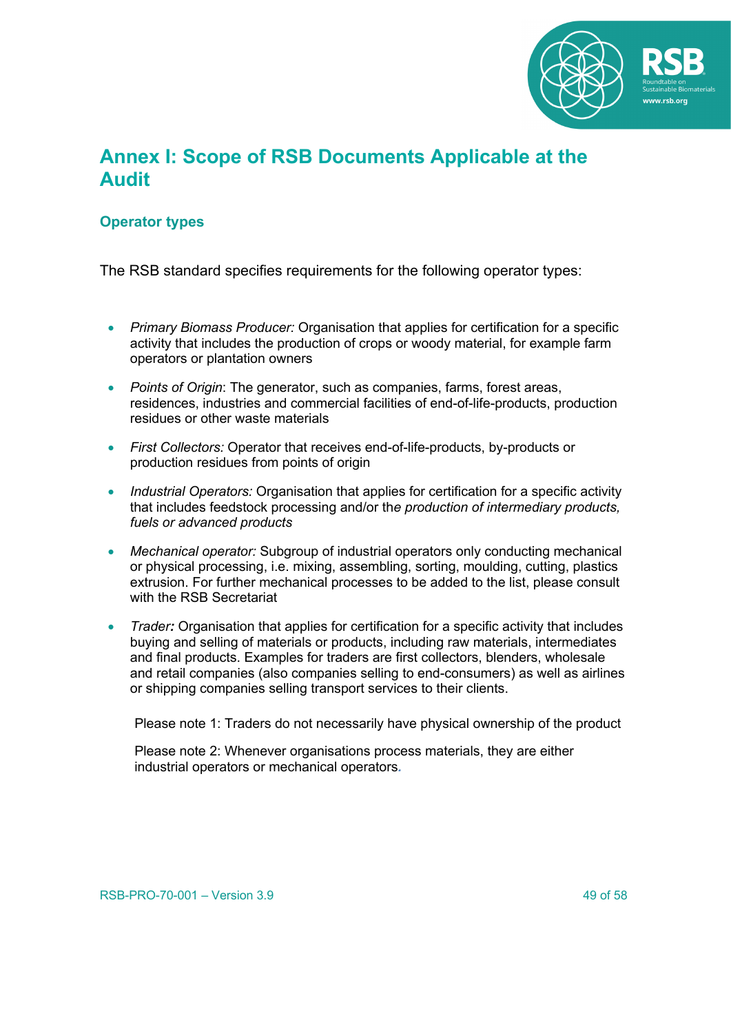# Annex I: Scope of RSB Documents Applicable at the Audit

## Operator types

The RSB standard specifies requirements for the following operator types:

- *Primary Biomass Producer:* Organisation that applies for certification for a specific activity that includes the production of crops or woody material, for example farm operators or plantation owners
- *Points of Origin*: The generator, such as companies, farms, forest areas, residences, industries and commercial facilities of end-of-life-products, production residues or other waste materials
- *First Collectors:* Operator that receives end-of-life-products, by-products or production residues from points of origin
- *Industrial Operators:* Organisation that applies for certification for a specific activity that includes feedstock processing and/or the *production of intermediary products, fuels or advanced products*
- *Mechanical operator:* Subgroup of industrial operators only conducting mechanical or physical processing, i.e. mixing, assembling, sorting, moulding, cutting, plastics extrusion. For further mechanical processes to be added to the list, please consult with the RSB Secretariat
- *Trader:* Organisation that applies for certification for a specific activity that includes buying and selling of materials or products, including raw materials, intermediates and final products. Examples for traders are first collectors, blenders, wholesale and retail companies (also companies selling to end-consumers) as well as airlines or shipping companies selling transport services to their clients.

  Please note 1: Traders do not necessarily have physical ownership of the product

  Please note 2: Whenever organisations process materials, they are either industrial operators or mechanical operators.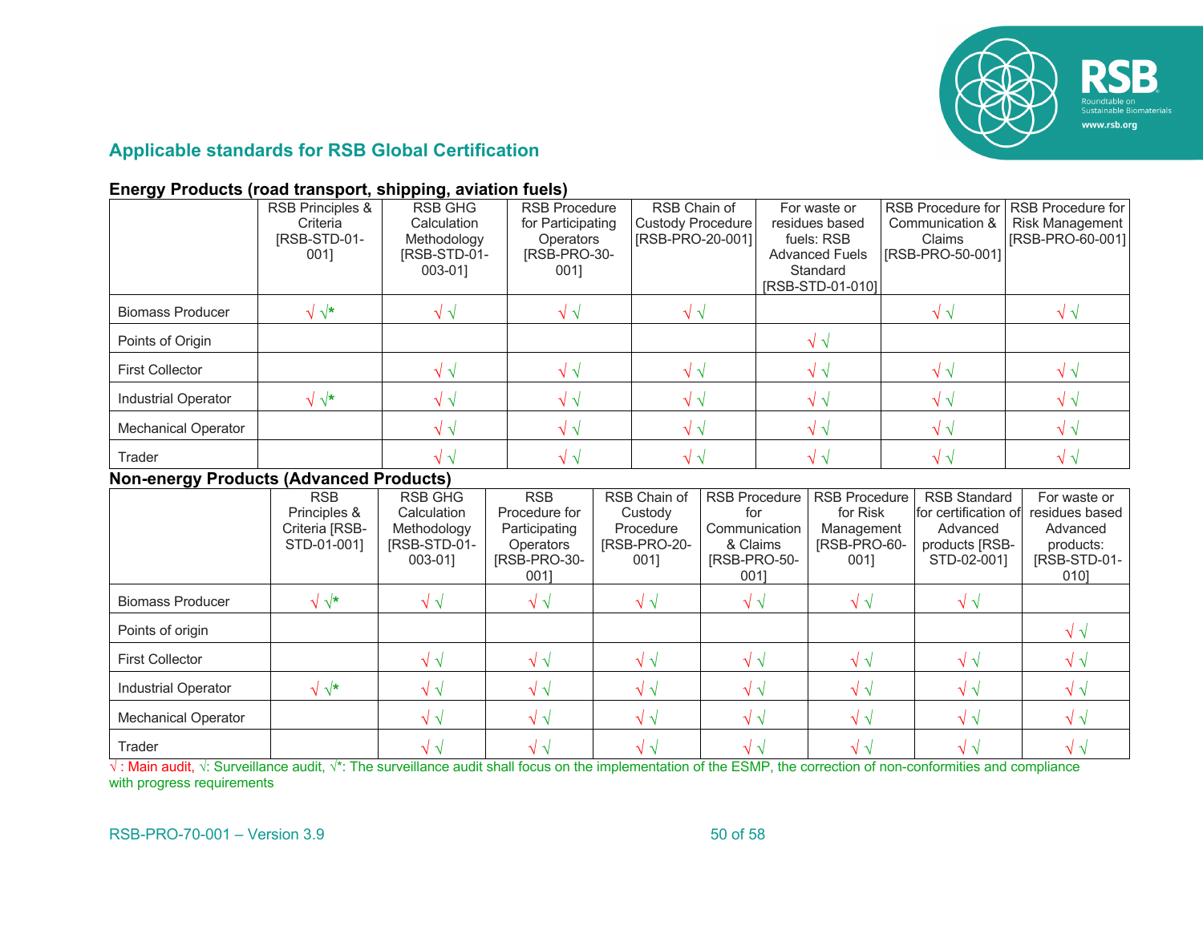## Applicable standards for RSB Global Certification

### Energy Products (road transport, shipping, aviation fuels)

| | RSB Principles & Criteria [RSB-STD-01-001] | RSB GHG Calculation Methodology [RSB-STD-01-003-01] | RSB Procedure for Participating Operators [RSB-PRO-30-001] | RSB Chain of Custody Procedure [RSB-PRO-20-001] | For waste or residues based fuels: RSB Advanced Fuels Standard [RSB-STD-01-010] | RSB Procedure for Communication & Claims [RSB-PRO-50-001] | RSB Procedure for Risk Management [RSB-PRO-60-001] |
|---|---|---|---|---|---|---|---|
| Biomass Producer | √ √* | √ √ | √ √ | √ √ | | √ √ | √ √ |
| Points of Origin | | | | | √ √ | | |
| First Collector | | √ √ | √ √ | √ √ | √ √ | √ √ | √ √ |
| Industrial Operator | √ √* | √ √ | √ √ | √ √ | √ √ | √ √ | √ √ |
| Mechanical Operator | | √ √ | √ √ | √ √ | √ √ | √ √ | √ √ |
| Trader | | √ √ | √ √ | √ √ | √ √ | √ √ | √ √ |

### Non-energy Products (Advanced Products)

| | RSB Principles & Criteria [RSB-STD-01-001] | RSB GHG Calculation Methodology [RSB-STD-01-003-01] | RSB Procedure for Participating Operators [RSB-PRO-30-001] | RSB Chain of Custody Procedure [RSB-PRO-20-001] | RSB Procedure for Communication & Claims [RSB-PRO-50-001] | RSB Procedure for Risk Management [RSB-PRO-60-001] | RSB Standard for certification of Advanced products [RSB-STD-02-001] | For waste or residues based Advanced products: [RSB-STD-01-010] |
|---|---|---|---|---|---|---|---|---|
| Biomass Producer | √ √* | √ √ | √ √ | √ √ | √ √ | √ √ | √ √ | |
| Points of origin | | | | | | | | √ √ |
| First Collector | | √ √ | √ √ | √ √ | √ √ | √ √ | √ √ | √ √ |
| Industrial Operator | √ √* | √ √ | √ √ | √ √ | √ √ | √ √ | √ √ | √ √ |
| Mechanical Operator | | √ √ | √ √ | √ √ | √ √ | √ √ | √ √ | √ √ |
| Trader | | √ √ | √ √ | √ √ | √ √ | √ √ | √ √ | √ √ |

√ : Main audit, √: Surveillance audit, √*: The surveillance audit shall focus on the implementation of the ESMP, the correction of non-conformities and compliance with progress requirements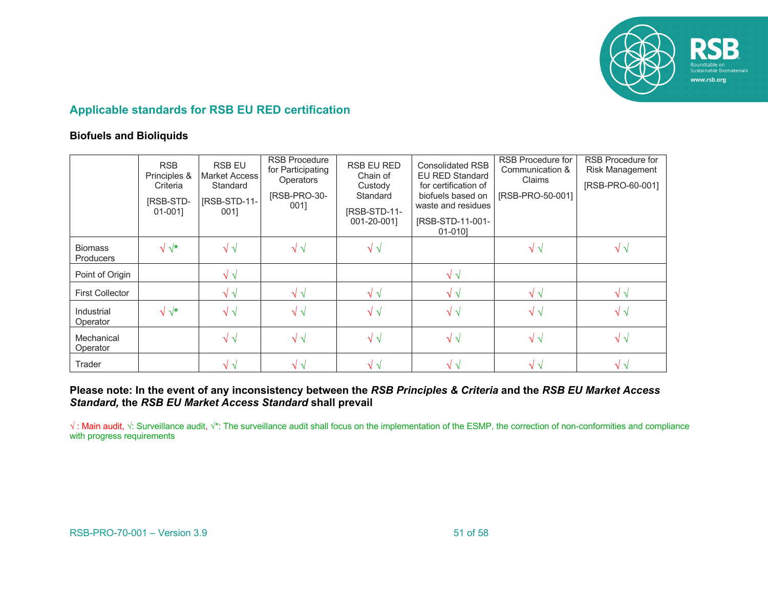## Applicable standards for RSB EU RED certification

### Biofuels and Bioliquids

| | RSB Principles & Criteria [RSB-STD-01-001] | RSB EU Market Access Standard [RSB-STD-11-001] | RSB Procedure for Participating Operators [RSB-PRO-30-001] | RSB EU RED Chain of Custody Standard [RSB-STD-11-001-20-001] | Consolidated RSB EU RED Standard for certification of biofuels based on waste and residues [RSB-STD-11-001-01-010] | RSB Procedure for Communication & Claims [RSB-PRO-50-001] | RSB Procedure for Risk Management [RSB-PRO-60-001] |
|---|---|---|---|---|---|---|---|
| Biomass Producers | √ √* | √ √ | √ √ | √ √ | | √ √ | √ √ |
| Point of Origin | | √ √ | | | √ √ | | |
| First Collector | | √ √ | √ √ | √ √ | √ √ | √ √ | √ √ |
| Industrial Operator | √ √* | √ √ | √ √ | √ √ | √ √ | √ √ | √ √ |
| Mechanical Operator | | √ √ | √ √ | √ √ | √ √ | √ √ | √ √ |
| Trader | | √ √ | √ √ | √ √ | √ √ | √ √ | √ √ |

**Please note: In the event of any inconsistency between the *RSB Principles & Criteria* and the *RSB EU Market Access Standard,* the *RSB EU Market Access Standard* shall prevail**

√ : Main audit, √: Surveillance audit, √*: The surveillance audit shall focus on the implementation of the ESMP, the correction of non-conformities and compliance with progress requirements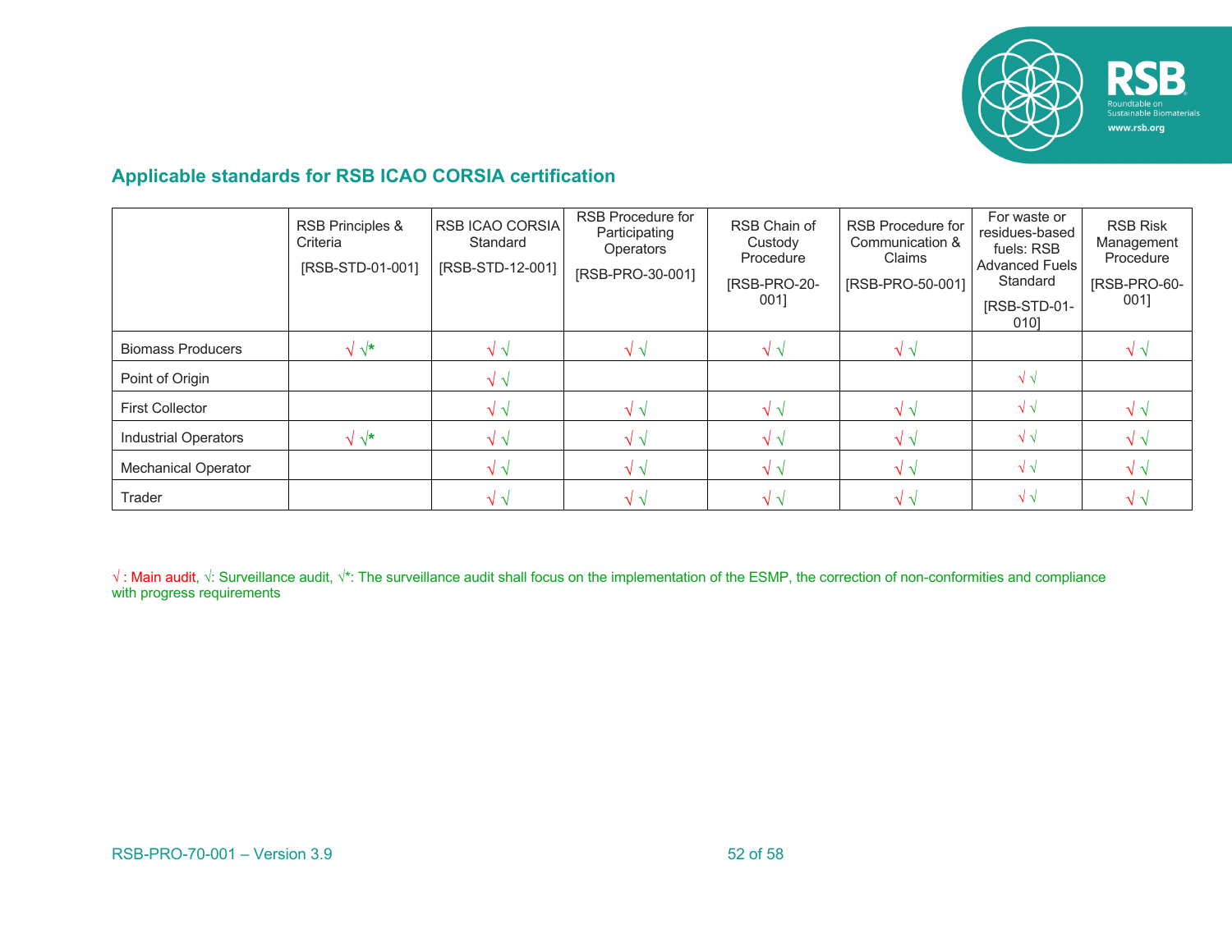## Applicable standards for RSB ICAO CORSIA certification

| | RSB Principles & Criteria [RSB-STD-01-001] | RSB ICAO CORSIA Standard [RSB-STD-12-001] | RSB Procedure for Participating Operators [RSB-PRO-30-001] | RSB Chain of Custody Procedure [RSB-PRO-20-001] | RSB Procedure for Communication & Claims [RSB-PRO-50-001] | For waste or residues-based fuels: RSB Advanced Fuels Standard [RSB-STD-01-010] | RSB Risk Management Procedure [RSB-PRO-60-001] |
|---|---|---|---|---|---|---|---|
| Biomass Producers | √ √* | √ √ | √ √ | √ √ | √ √ | | √ √ |
| Point of Origin | | √ √ | | | | √ √ | |
| First Collector | | √ √ | √ √ | √ √ | √ √ | √ √ | √ √ |
| Industrial Operators | √ √* | √ √ | √ √ | √ √ | √ √ | √ √ | √ √ |
| Mechanical Operator | | √ √ | √ √ | √ √ | √ √ | √ √ | √ √ |
| Trader | | √ √ | √ √ | √ √ | √ √ | √ √ | √ √ |

√ : Main audit, √: Surveillance audit, √*: The surveillance audit shall focus on the implementation of the ESMP, the correction of non-conformities and compliance with progress requirements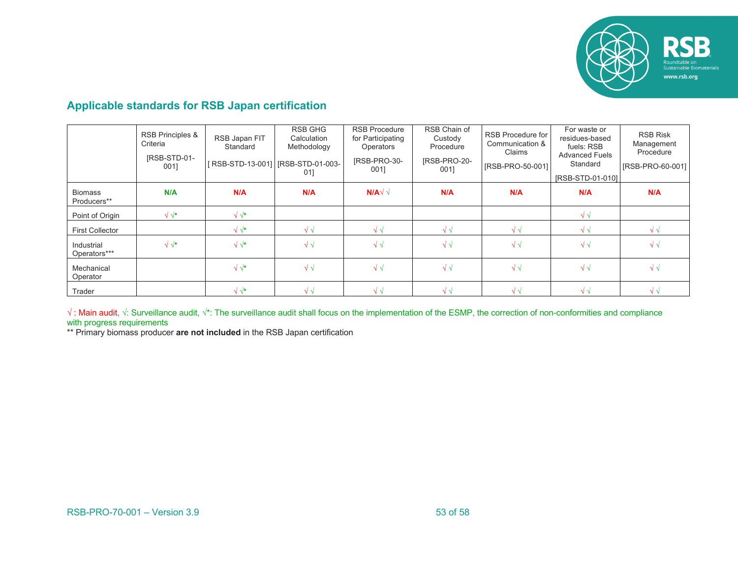## Applicable standards for RSB Japan certification

| | RSB Principles & Criteria [RSB-STD-01-001] | RSB Japan FIT Standard [ RSB-STD-13-001] | RSB GHG Calculation Methodology [RSB-STD-01-003-01] | RSB Procedure for Participating Operators [RSB-PRO-30-001] | RSB Chain of Custody Procedure [RSB-PRO-20-001] | RSB Procedure for Communication & Claims [RSB-PRO-50-001] | For waste or residues-based fuels: RSB Advanced Fuels Standard [RSB-STD-01-010] | RSB Risk Management Procedure [RSB-PRO-60-001] |
|---|---|---|---|---|---|---|---|---|
| Biomass Producers** | N/A | N/A | N/A | N/A√ √ | N/A | N/A | N/A | N/A |
| Point of Origin | √ √* | √ √* | | | | | √ √ | |
| First Collector | | √ √* | √ √ | √ √ | √ √ | √ √ | √ √ | √ √ |
| Industrial Operators*** | √ √* | √ √* | √ √ | √ √ | √ √ | √ √ | √ √ | √ √ |
| Mechanical Operator | | √ √* | √ √ | √ √ | √ √ | √ √ | √ √ | √ √ |
| Trader | | √ √* | √ √ | √ √ | √ √ | √ √ | √ √ | √ √ |

√ : Main audit, √: Surveillance audit, √*: The surveillance audit shall focus on the implementation of the ESMP, the correction of non-conformities and compliance with progress requirements

** Primary biomass producer **are not included** in the RSB Japan certification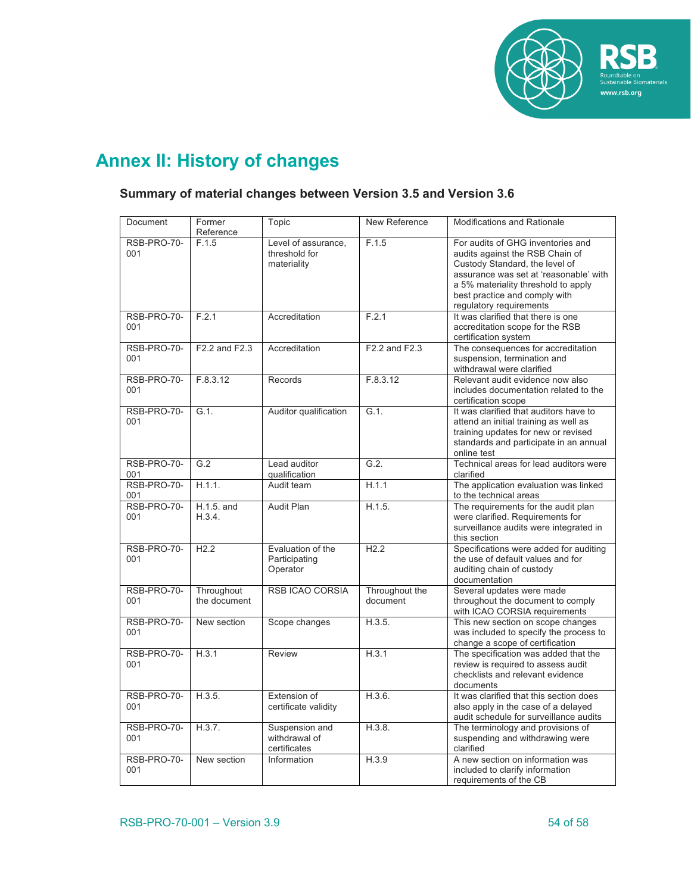# Annex II: History of changes

## Summary of material changes between Version 3.5 and Version 3.6

| Document | Former Reference | Topic | New Reference | Modifications and Rationale |
|---|---|---|---|---|
| RSB-PRO-70-001 | F.1.5 | Level of assurance, threshold for materiality | F.1.5 | For audits of GHG inventories and audits against the RSB Chain of Custody Standard, the level of assurance was set at 'reasonable' with a 5% materiality threshold to apply best practice and comply with regulatory requirements |
| RSB-PRO-70-001 | F.2.1 | Accreditation | F.2.1 | It was clarified that there is one accreditation scope for the RSB certification system |
| RSB-PRO-70-001 | F2.2 and F2.3 | Accreditation | F2.2 and F2.3 | The consequences for accreditation suspension, termination and withdrawal were clarified |
| RSB-PRO-70-001 | F.8.3.12 | Records | F.8.3.12 | Relevant audit evidence now also includes documentation related to the certification scope |
| RSB-PRO-70-001 | G.1. | Auditor qualification | G.1. | It was clarified that auditors have to attend an initial training as well as training updates for new or revised standards and participate in an annual online test |
| RSB-PRO-70-001 | G.2 | Lead auditor qualification | G.2. | Technical areas for lead auditors were clarified |
| RSB-PRO-70-001 | H.1.1. | Audit team | H.1.1 | The application evaluation was linked to the technical areas |
| RSB-PRO-70-001 | H.1.5. and H.3.4. | Audit Plan | H.1.5. | The requirements for the audit plan were clarified. Requirements for surveillance audits were integrated in this section |
| RSB-PRO-70-001 | H2.2 | Evaluation of the Participating Operator | H2.2 | Specifications were added for auditing the use of default values and for auditing chain of custody documentation |
| RSB-PRO-70-001 | Throughout the document | RSB ICAO CORSIA | Throughout the document | Several updates were made throughout the document to comply with ICAO CORSIA requirements |
| RSB-PRO-70-001 | New section | Scope changes | H.3.5. | This new section on scope changes was included to specify the process to change a scope of certification |
| RSB-PRO-70-001 | H.3.1 | Review | H.3.1 | The specification was added that the review is required to assess audit checklists and relevant evidence documents |
| RSB-PRO-70-001 | H.3.5. | Extension of certificate validity | H.3.6. | It was clarified that this section does also apply in the case of a delayed audit schedule for surveillance audits |
| RSB-PRO-70-001 | H.3.7. | Suspension and withdrawal of certificates | H.3.8. | The terminology and provisions of suspending and withdrawing were clarified |
| RSB-PRO-70-001 | New section | Information | H.3.9 | A new section on information was included to clarify information requirements of the CB |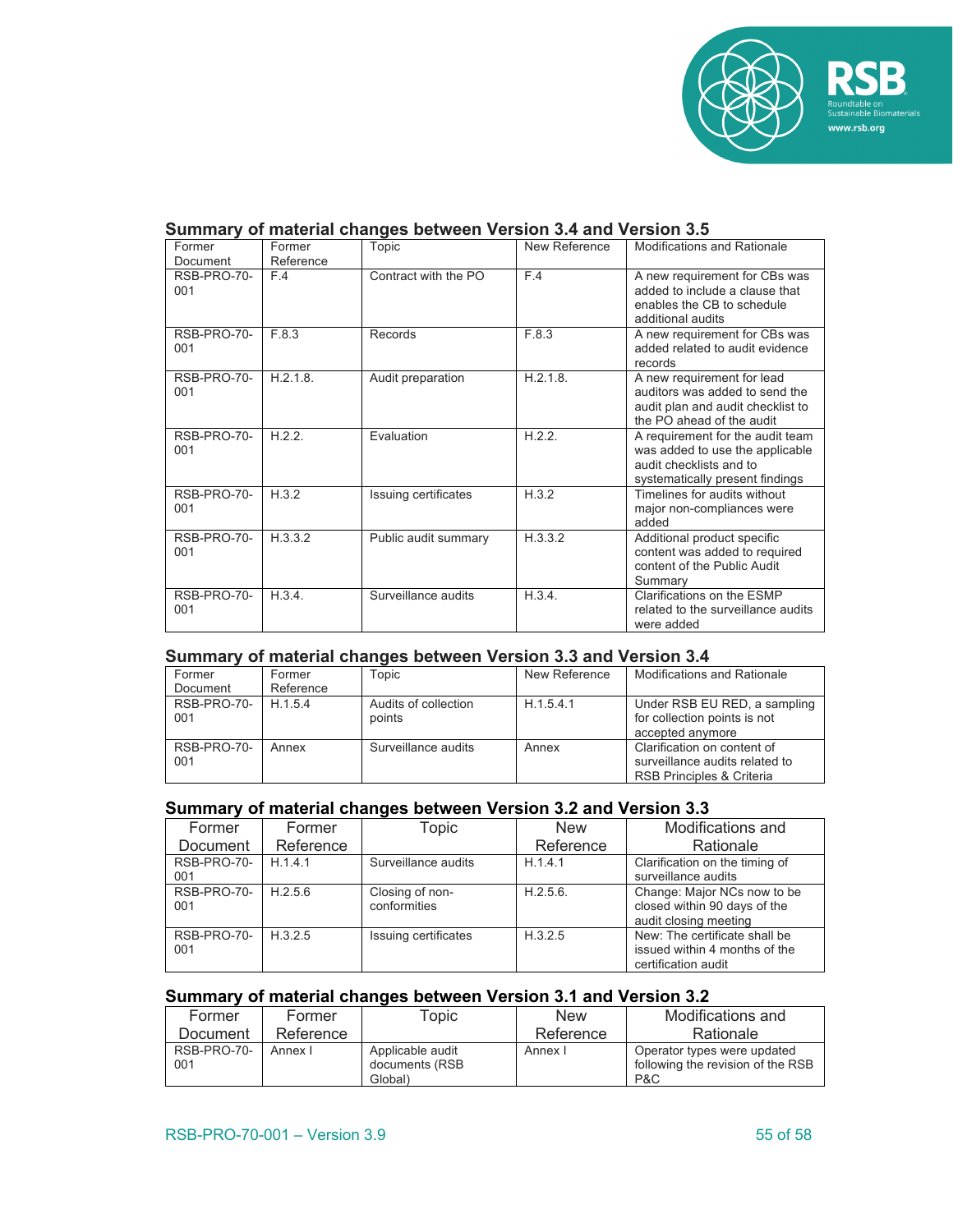## Summary of material changes between Version 3.4 and Version 3.5

| Former Document | Former Reference | Topic | New Reference | Modifications and Rationale |
|---|---|---|---|---|
| RSB-PRO-70-001 | F.4 | Contract with the PO | F.4 | A new requirement for CBs was added to include a clause that enables the CB to schedule additional audits |
| RSB-PRO-70-001 | F.8.3 | Records | F.8.3 | A new requirement for CBs was added related to audit evidence records |
| RSB-PRO-70-001 | H.2.1.8. | Audit preparation | H.2.1.8. | A new requirement for lead auditors was added to send the audit plan and audit checklist to the PO ahead of the audit |
| RSB-PRO-70-001 | H.2.2. | Evaluation | H.2.2. | A requirement for the audit team was added to use the applicable audit checklists and to systematically present findings |
| RSB-PRO-70-001 | H.3.2 | Issuing certificates | H.3.2 | Timelines for audits without major non-compliances were added |
| RSB-PRO-70-001 | H.3.3.2 | Public audit summary | H.3.3.2 | Additional product specific content was added to required content of the Public Audit Summary |
| RSB-PRO-70-001 | H.3.4. | Surveillance audits | H.3.4. | Clarifications on the ESMP related to the surveillance audits were added |

## Summary of material changes between Version 3.3 and Version 3.4

| Former Document | Former Reference | Topic | New Reference | Modifications and Rationale |
|---|---|---|---|---|
| RSB-PRO-70-001 | H.1.5.4 | Audits of collection points | H.1.5.4.1 | Under RSB EU RED, a sampling for collection points is not accepted anymore |
| RSB-PRO-70-001 | Annex | Surveillance audits | Annex | Clarification on content of surveillance audits related to RSB Principles & Criteria |

## Summary of material changes between Version 3.2 and Version 3.3

| Former Document | Former Reference | Topic | New Reference | Modifications and Rationale |
|---|---|---|---|---|
| RSB-PRO-70-001 | H.1.4.1 | Surveillance audits | H.1.4.1 | Clarification on the timing of surveillance audits |
| RSB-PRO-70-001 | H.2.5.6 | Closing of non-conformities | H.2.5.6. | Change: Major NCs now to be closed within 90 days of the audit closing meeting |
| RSB-PRO-70-001 | H.3.2.5 | Issuing certificates | H.3.2.5 | New: The certificate shall be issued within 4 months of the certification audit |

## Summary of material changes between Version 3.1 and Version 3.2

| Former Document | Former Reference | Topic | New Reference | Modifications and Rationale |
|---|---|---|---|---|
| RSB-PRO-70-001 | Annex I | Applicable audit documents (RSB Global) | Annex I | Operator types were updated following the revision of the RSB P&C |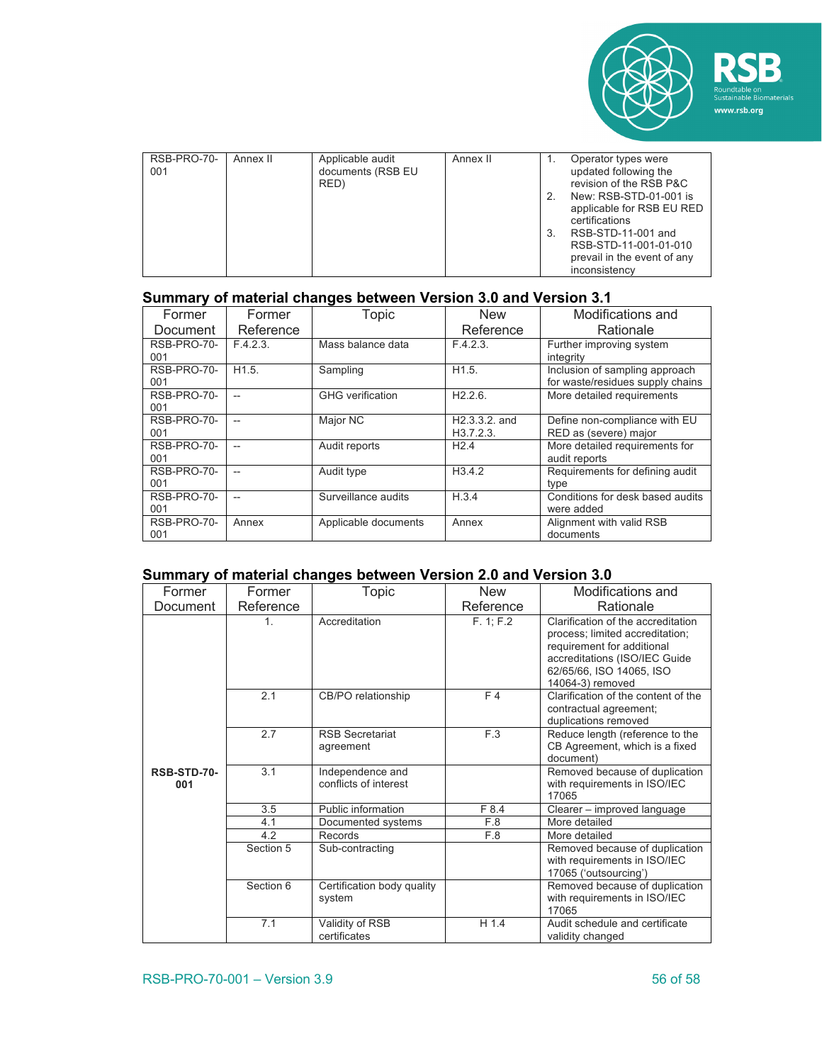| | | | | |
|---|---|---|---|---|
| RSB-PRO-70-001 | Annex II | Applicable audit documents (RSB EU RED) | Annex II | 1. Operator types were updated following the revision of the RSB P&C<br>2. New: RSB-STD-01-001 is applicable for RSB EU RED certifications<br>3. RSB-STD-11-001 and RSB-STD-11-001-01-010 prevail in the event of any inconsistency |

## Summary of material changes between Version 3.0 and Version 3.1

| Former Document | Former Reference | Topic | New Reference | Modifications and Rationale |
|---|---|---|---|---|
| RSB-PRO-70-001 | F.4.2.3. | Mass balance data | F.4.2.3. | Further improving system integrity |
| RSB-PRO-70-001 | H1.5. | Sampling | H1.5. | Inclusion of sampling approach for waste/residues supply chains |
| RSB-PRO-70-001 | -- | GHG verification | H2.2.6. | More detailed requirements |
| RSB-PRO-70-001 | -- | Major NC | H2.3.3.2. and H3.7.2.3. | Define non-compliance with EU RED as (severe) major |
| RSB-PRO-70-001 | -- | Audit reports | H2.4 | More detailed requirements for audit reports |
| RSB-PRO-70-001 | -- | Audit type | H3.4.2 | Requirements for defining audit type |
| RSB-PRO-70-001 | -- | Surveillance audits | H.3.4 | Conditions for desk based audits were added |
| RSB-PRO-70-001 | Annex | Applicable documents | Annex | Alignment with valid RSB documents |

## Summary of material changes between Version 2.0 and Version 3.0

| Former Document | Former Reference | Topic | New Reference | Modifications and Rationale |
|---|---|---|---|---|
| **RSB-STD-70-001** | 1. | Accreditation | F. 1; F.2 | Clarification of the accreditation process; limited accreditation; requirement for additional accreditations (ISO/IEC Guide 62/65/66, ISO 14065, ISO 14064-3) removed |
| | 2.1 | CB/PO relationship | F 4 | Clarification of the content of the contractual agreement; duplications removed |
| | 2.7 | RSB Secretariat agreement | F.3 | Reduce length (reference to the CB Agreement, which is a fixed document) |
| | 3.1 | Independence and conflicts of interest | | Removed because of duplication with requirements in ISO/IEC 17065 |
| | 3.5 | Public information | F 8.4 | Clearer – improved language |
| | 4.1 | Documented systems | F.8 | More detailed |
| | 4.2 | Records | F.8 | More detailed |
| | Section 5 | Sub-contracting | | Removed because of duplication with requirements in ISO/IEC 17065 ('outsourcing') |
| | Section 6 | Certification body quality system | | Removed because of duplication with requirements in ISO/IEC 17065 |
| | 7.1 | Validity of RSB certificates | H 1.4 | Audit schedule and certificate validity changed |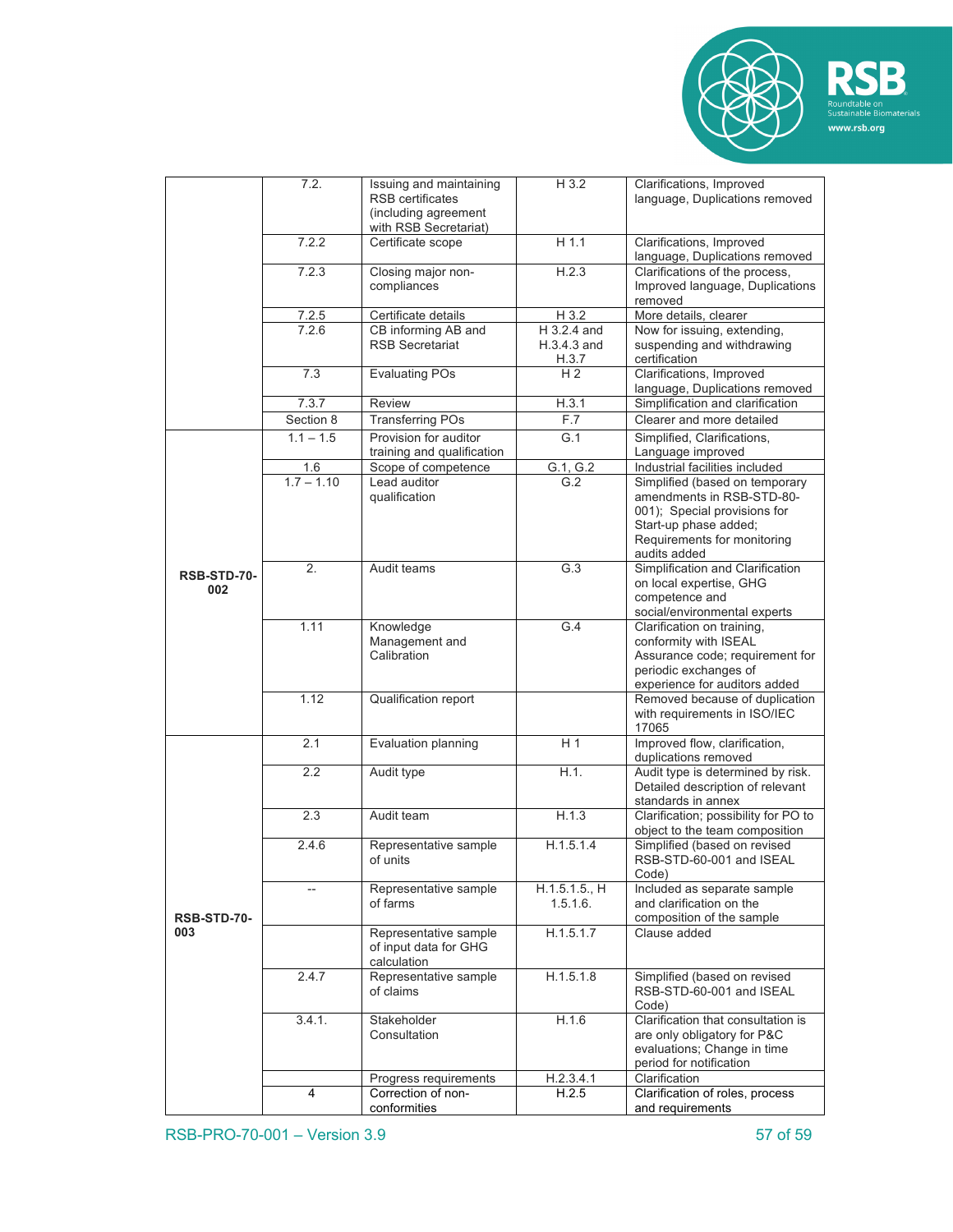|  |  |  |  |  |
|---|---|---|---|---|
|  | 7.2. | Issuing and maintaining RSB certificates (including agreement with RSB Secretariat) | H 3.2 | Clarifications, Improved language, Duplications removed |
|  | 7.2.2 | Certificate scope | H 1.1 | Clarifications, Improved language, Duplications removed |
|  | 7.2.3 | Closing major non-compliances | H.2.3 | Clarifications of the process, Improved language, Duplications removed |
|  | 7.2.5 | Certificate details | H 3.2 | More details, clearer |
|  | 7.2.6 | CB informing AB and RSB Secretariat | H 3.2.4 and H.3.4.3 and H.3.7 | Now for issuing, extending, suspending and withdrawing certification |
|  | 7.3 | Evaluating POs | H 2 | Clarifications, Improved language, Duplications removed |
|  | 7.3.7 | Review | H.3.1 | Simplification and clarification |
|  | Section 8 | Transferring POs | F.7 | Clearer and more detailed |
| **RSB-STD-70-002** | 1.1 – 1.5 | Provision for auditor training and qualification | G.1 | Simplified, Clarifications, Language improved |
|  | 1.6 | Scope of competence | G.1, G.2 | Industrial facilities included |
|  | 1.7 – 1.10 | Lead auditor qualification | G.2 | Simplified (based on temporary amendments in RSB-STD-80-001); Special provisions for Start-up phase added; Requirements for monitoring audits added |
|  | 2. | Audit teams | G.3 | Simplification and Clarification on local expertise, GHG competence and social/environmental experts |
|  | 1.11 | Knowledge Management and Calibration | G.4 | Clarification on training, conformity with ISEAL Assurance code; requirement for periodic exchanges of experience for auditors added |
|  | 1.12 | Qualification report |  | Removed because of duplication with requirements in ISO/IEC 17065 |
| **RSB-STD-70-003** | 2.1 | Evaluation planning | H 1 | Improved flow, clarification, duplications removed |
|  | 2.2 | Audit type | H.1. | Audit type is determined by risk. Detailed description of relevant standards in annex |
|  | 2.3 | Audit team | H.1.3 | Clarification; possibility for PO to object to the team composition |
|  | 2.4.6 | Representative sample of units | H.1.5.1.4 | Simplified (based on revised RSB-STD-60-001 and ISEAL Code) |
|  | -- | Representative sample of farms | H.1.5.1.5., H 1.5.1.6. | Included as separate sample and clarification on the composition of the sample |
|  |  | Representative sample of input data for GHG calculation | H.1.5.1.7 | Clause added |
|  | 2.4.7 | Representative sample of claims | H.1.5.1.8 | Simplified (based on revised RSB-STD-60-001 and ISEAL Code) |
|  | 3.4.1. | Stakeholder Consultation | H.1.6 | Clarification that consultation is are only obligatory for P&C evaluations; Change in time period for notification |
|  |  | Progress requirements | H.2.3.4.1 | Clarification |
|  | 4 | Correction of non-conformities | H.2.5 | Clarification of roles, process and requirements |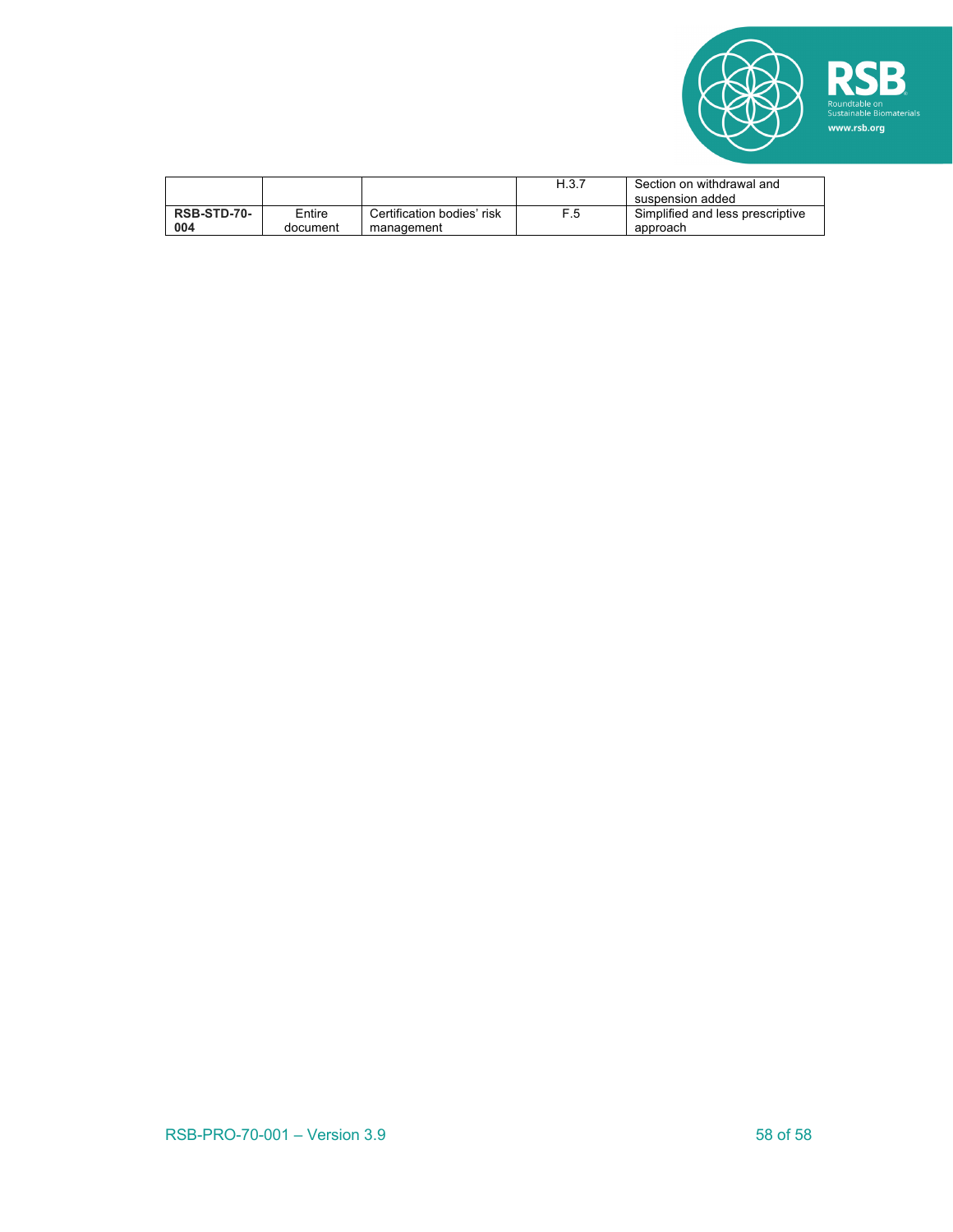| | | | | |
|---|---|---|---|---|
| | | | H.3.7 | Section on withdrawal and suspension added |
| **RSB-STD-70-004** | Entire document | Certification bodies' risk management | F.5 | Simplified and less prescriptive approach |